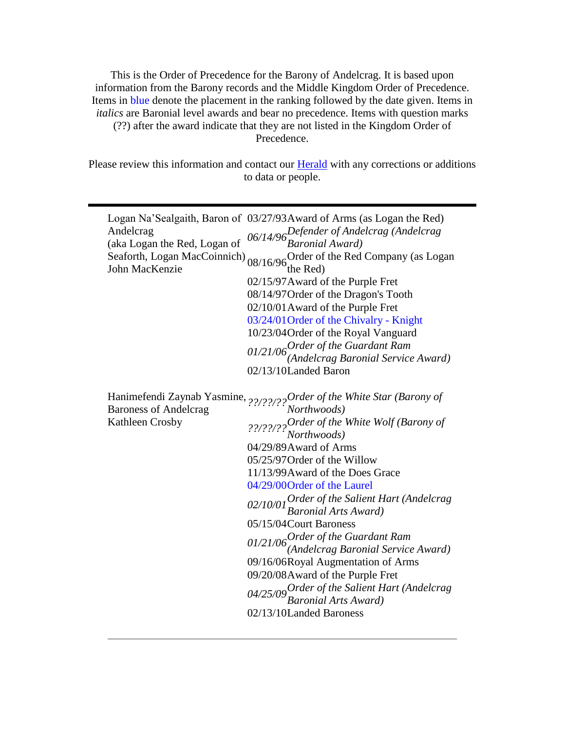This is the Order of Precedence for the Barony of Andelcrag. It is based upon information from the Barony records and the Middle Kingdom Order of Precedence. Items in blue denote the placement in the ranking followed by the date given. Items in *italics* are Baronial level awards and bear no precedence. Items with question marks (??) after the award indicate that they are not listed in the Kingdom Order of Precedence.

Please review this information and contact our Herald with any corrections or additions to data or people.

---

| Name | Date | Award |
|---|---|---|
| Logan Na'Sealgaith, Baron of Andelcrag (aka Logan the Red, Logan of Seaforth, Logan MacCoinnich) John MacKenzie | 03/27/93 | Award of Arms (as Logan the Red) |
| | *06/14/96* | *Defender of Andelcrag (Andelcrag Baronial Award)* |
| | 08/16/96 | Order of the Red Company (as Logan the Red) |
| | 02/15/97 | Award of the Purple Fret |
| | 08/14/97 | Order of the Dragon's Tooth |
| | 02/10/01 | Award of the Purple Fret |
| | 03/24/01 | Order of the Chivalry - Knight |
| | 10/23/04 | Order of the Royal Vanguard |
| | *01/21/06* | *Order of the Guardant Ram (Andelcrag Baronial Service Award)* |
| | 02/13/10 | Landed Baron |
| Hanimefendi Zaynab Yasmine, Baroness of Andelcrag Kathleen Crosby | *??/??/??* | *Order of the White Star (Barony of Northwoods)* |
| | *??/??/??* | *Order of the White Wolf (Barony of Northwoods)* |
| | 04/29/89 | Award of Arms |
| | 05/25/97 | Order of the Willow |
| | 11/13/99 | Award of the Does Grace |
| | 04/29/00 | Order of the Laurel |
| | *02/10/01* | *Order of the Salient Hart (Andelcrag Baronial Arts Award)* |
| | 05/15/04 | Court Baroness |
| | *01/21/06* | *Order of the Guardant Ram (Andelcrag Baronial Service Award)* |
| | 09/16/06 | Royal Augmentation of Arms |
| | 09/20/08 | Award of the Purple Fret |
| | *04/25/09* | *Order of the Salient Hart (Andelcrag Baronial Arts Award)* |
| | 02/13/10 | Landed Baroness |

---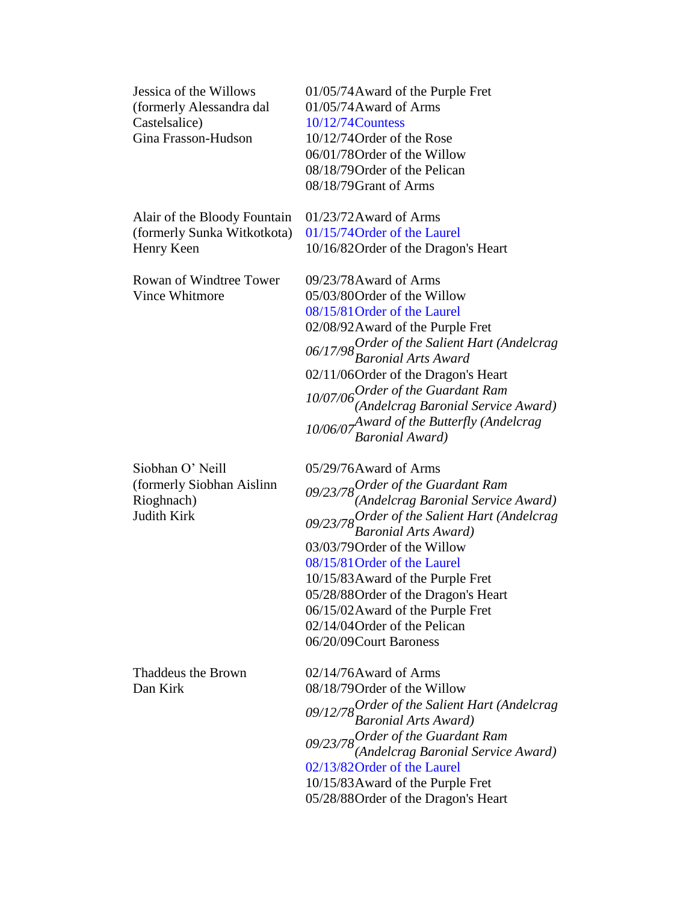| Name | Date | Award |
|---|---|---|
| Jessica of the Willows (formerly Alessandra dal Castelsalice) Gina Frasson-Hudson | 01/05/74 | Award of the Purple Fret |
| | 01/05/74 | Award of Arms |
| | 10/12/74 | Countess |
| | 10/12/74 | Order of the Rose |
| | 06/01/78 | Order of the Willow |
| | 08/18/79 | Order of the Pelican |
| | 08/18/79 | Grant of Arms |
| Alair of the Bloody Fountain (formerly Sunka Witkotkota) Henry Keen | 01/23/72 | Award of Arms |
| | 01/15/74 | Order of the Laurel |
| | 10/16/82 | Order of the Dragon's Heart |
| Rowan of Windtree Tower Vince Whitmore | 09/23/78 | Award of Arms |
| | 05/03/80 | Order of the Willow |
| | 08/15/81 | Order of the Laurel |
| | 02/08/92 | Award of the Purple Fret |
| | *06/17/98* | *Order of the Salient Hart (Andelcrag Baronial Arts Award* |
| | 02/11/06 | Order of the Dragon's Heart |
| | *10/07/06* | *Order of the Guardant Ram (Andelcrag Baronial Service Award)* |
| | *10/06/07* | *Award of the Butterfly (Andelcrag Baronial Award)* |
| Siobhan O' Neill (formerly Siobhan Aislinn Rioghnach) Judith Kirk | 05/29/76 | Award of Arms |
| | *09/23/78* | *Order of the Guardant Ram (Andelcrag Baronial Service Award)* |
| | *09/23/78* | *Order of the Salient Hart (Andelcrag Baronial Arts Award)* |
| | 03/03/79 | Order of the Willow |
| | 08/15/81 | Order of the Laurel |
| | 10/15/83 | Award of the Purple Fret |
| | 05/28/88 | Order of the Dragon's Heart |
| | 06/15/02 | Award of the Purple Fret |
| | 02/14/04 | Order of the Pelican |
| | 06/20/09 | Court Baroness |
| Thaddeus the Brown Dan Kirk | 02/14/76 | Award of Arms |
| | 08/18/79 | Order of the Willow |
| | *09/12/78* | *Order of the Salient Hart (Andelcrag Baronial Arts Award)* |
| | *09/23/78* | *Order of the Guardant Ram (Andelcrag Baronial Service Award)* |
| | 02/13/82 | Order of the Laurel |
| | 10/15/83 | Award of the Purple Fret |
| | 05/28/88 | Order of the Dragon's Heart |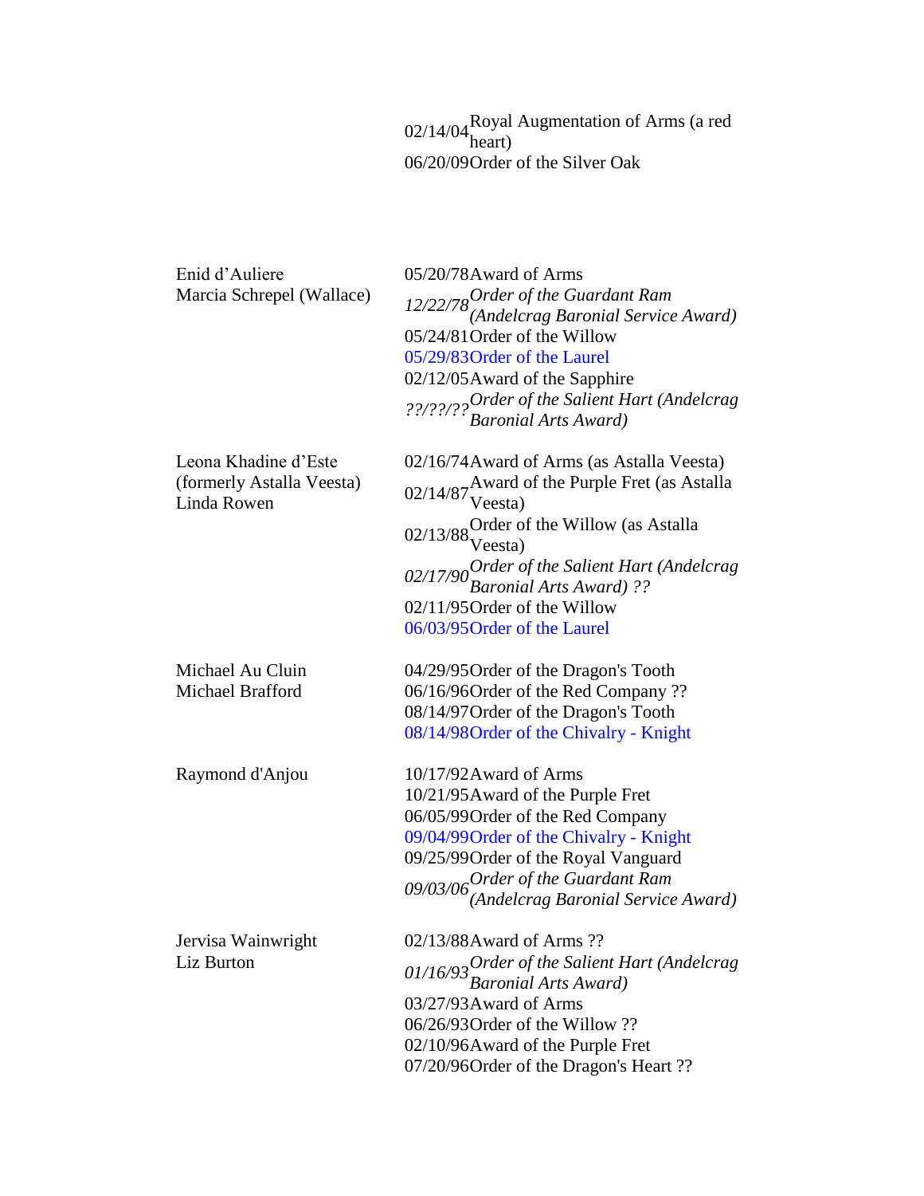| | | |
|---|---|---|
| | 02/14/04 | Royal Augmentation of Arms (a red heart) |
| | 06/20/09 | Order of the Silver Oak |
| | | |
| Enid d'Auliere<br>Marcia Schrepel (Wallace) | 05/20/78 | Award of Arms |
| | *12/22/78* | *Order of the Guardant Ram (Andelcrag Baronial Service Award)* |
| | 05/24/81 | Order of the Willow |
| | 05/29/83 | Order of the Laurel |
| | 02/12/05 | Award of the Sapphire |
| | *??/??/??* | *Order of the Salient Hart (Andelcrag Baronial Arts Award)* |
| | | |
| Leona Khadine d'Este<br>(formerly Astalla Veesta)<br>Linda Rowen | 02/16/74 | Award of Arms (as Astalla Veesta) |
| | 02/14/87 | Award of the Purple Fret (as Astalla Veesta) |
| | 02/13/88 | Order of the Willow (as Astalla Veesta) |
| | *02/17/90* | *Order of the Salient Hart (Andelcrag Baronial Arts Award) ??* |
| | 02/11/95 | Order of the Willow |
| | 06/03/95 | Order of the Laurel |
| | | |
| Michael Au Cluin<br>Michael Brafford | 04/29/95 | Order of the Dragon's Tooth |
| | 06/16/96 | Order of the Red Company ?? |
| | 08/14/97 | Order of the Dragon's Tooth |
| | 08/14/98 | Order of the Chivalry - Knight |
| | | |
| Raymond d'Anjou | 10/17/92 | Award of Arms |
| | 10/21/95 | Award of the Purple Fret |
| | 06/05/99 | Order of the Red Company |
| | 09/04/99 | Order of the Chivalry - Knight |
| | 09/25/99 | Order of the Royal Vanguard |
| | *09/03/06* | *Order of the Guardant Ram (Andelcrag Baronial Service Award)* |
| | | |
| Jervisa Wainwright<br>Liz Burton | 02/13/88 | Award of Arms ?? |
| | *01/16/93* | *Order of the Salient Hart (Andelcrag Baronial Arts Award)* |
| | 03/27/93 | Award of Arms |
| | 06/26/93 | Order of the Willow ?? |
| | 02/10/96 | Award of the Purple Fret |
| | 07/20/96 | Order of the Dragon's Heart ?? |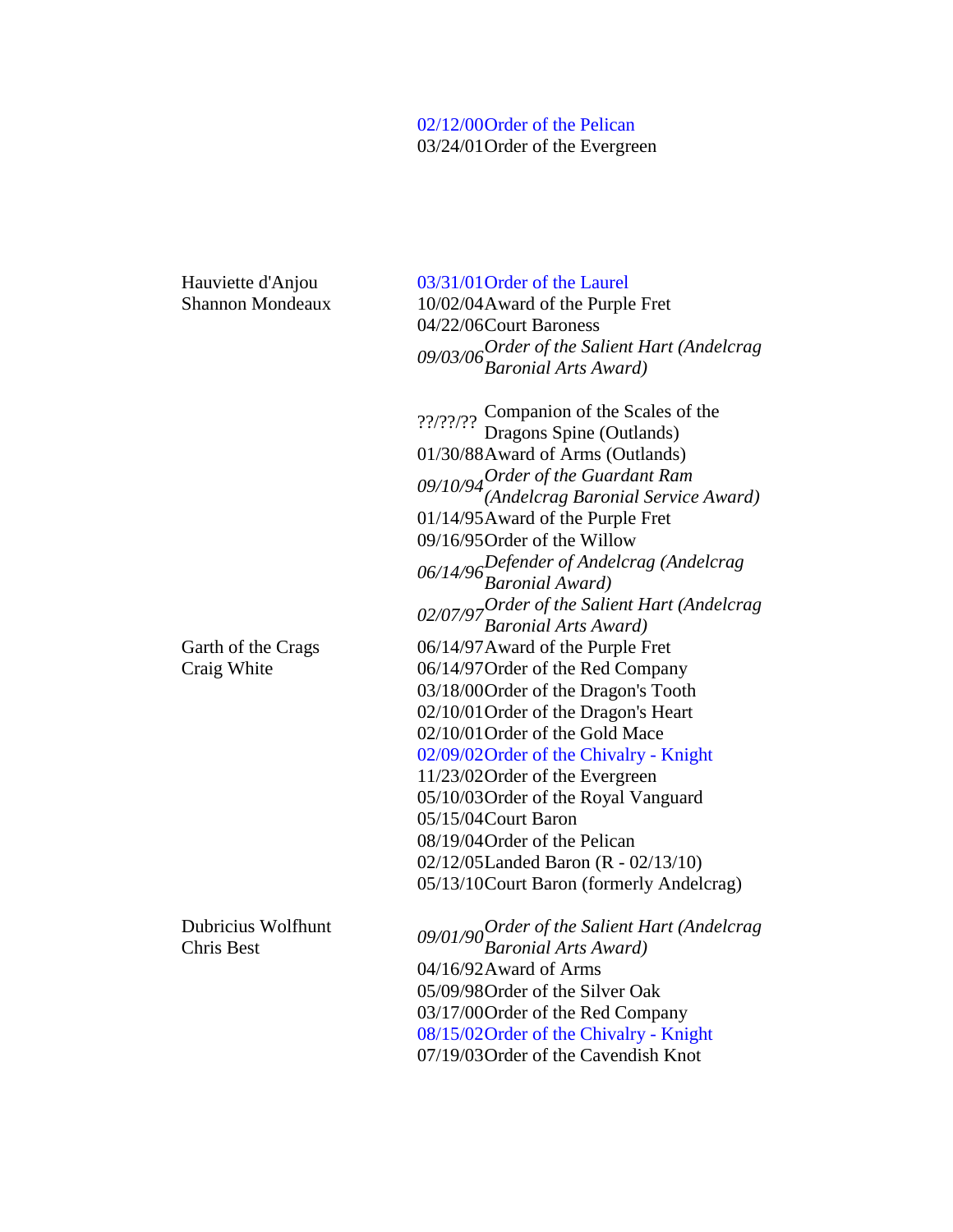| Name | Date | Award |
|---|---|---|
| | 02/12/00 | Order of the Pelican |
| | 03/24/01 | Order of the Evergreen |
| Hauviette d'Anjou<br>Shannon Mondeaux | 03/31/01 | Order of the Laurel |
| | 10/02/04 | Award of the Purple Fret |
| | 04/22/06 | Court Baroness |
| | *09/03/06* | *Order of the Salient Hart (Andelcrag Baronial Arts Award)* |
| Garth of the Crags<br>Craig White | ??/??/?? | Companion of the Scales of the Dragons Spine (Outlands) |
| | 01/30/88 | Award of Arms (Outlands) |
| | *09/10/94* | *Order of the Guardant Ram (Andelcrag Baronial Service Award)* |
| | 01/14/95 | Award of the Purple Fret |
| | 09/16/95 | Order of the Willow |
| | *06/14/96* | *Defender of Andelcrag (Andelcrag Baronial Award)* |
| | *02/07/97* | *Order of the Salient Hart (Andelcrag Baronial Arts Award)* |
| | 06/14/97 | Award of the Purple Fret |
| | 06/14/97 | Order of the Red Company |
| | 03/18/00 | Order of the Dragon's Tooth |
| | 02/10/01 | Order of the Dragon's Heart |
| | 02/10/01 | Order of the Gold Mace |
| | 02/09/02 | Order of the Chivalry - Knight |
| | 11/23/02 | Order of the Evergreen |
| | 05/10/03 | Order of the Royal Vanguard |
| | 05/15/04 | Court Baron |
| | 08/19/04 | Order of the Pelican |
| | 02/12/05 | Landed Baron (R - 02/13/10) |
| | 05/13/10 | Court Baron (formerly Andelcrag) |
| Dubricius Wolfhunt<br>Chris Best | *09/01/90* | *Order of the Salient Hart (Andelcrag Baronial Arts Award)* |
| | 04/16/92 | Award of Arms |
| | 05/09/98 | Order of the Silver Oak |
| | 03/17/00 | Order of the Red Company |
| | 08/15/02 | Order of the Chivalry - Knight |
| | 07/19/03 | Order of the Cavendish Knot |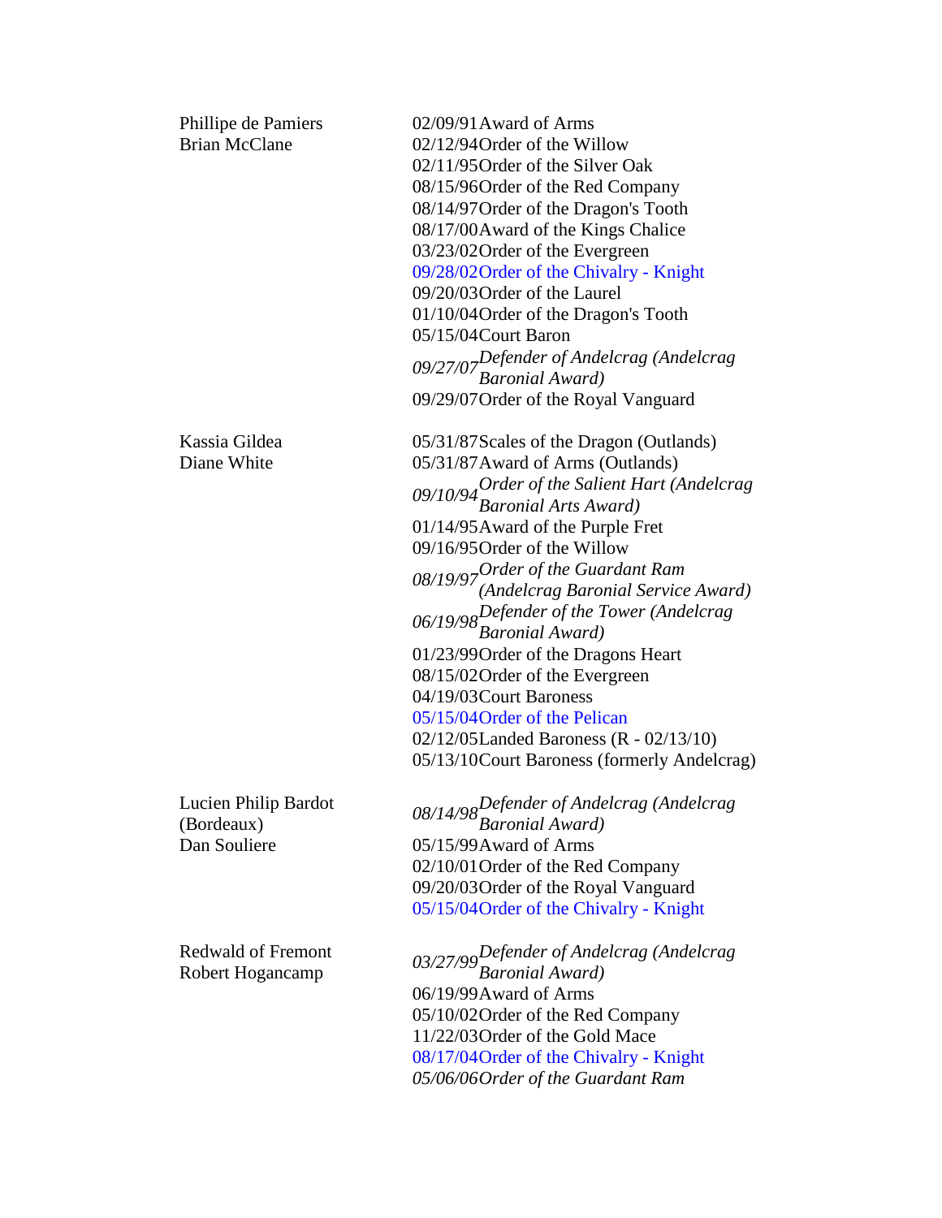| Name | Date | Award |
|---|---|---|
| Phillipe de Pamiers<br>Brian McClane | 02/09/91 | Award of Arms |
| | 02/12/94 | Order of the Willow |
| | 02/11/95 | Order of the Silver Oak |
| | 08/15/96 | Order of the Red Company |
| | 08/14/97 | Order of the Dragon's Tooth |
| | 08/17/00 | Award of the Kings Chalice |
| | 03/23/02 | Order of the Evergreen |
| | 09/28/02 | Order of the Chivalry - Knight |
| | 09/20/03 | Order of the Laurel |
| | 01/10/04 | Order of the Dragon's Tooth |
| | 05/15/04 | Court Baron |
| | *09/27/07* | *Defender of Andelcrag (Andelcrag Baronial Award)* |
| | 09/29/07 | Order of the Royal Vanguard |
| Kassia Gildea<br>Diane White | 05/31/87 | Scales of the Dragon (Outlands) |
| | 05/31/87 | Award of Arms (Outlands) |
| | *09/10/94* | *Order of the Salient Hart (Andelcrag Baronial Arts Award)* |
| | 01/14/95 | Award of the Purple Fret |
| | 09/16/95 | Order of the Willow |
| | *08/19/97* | *Order of the Guardant Ram (Andelcrag Baronial Service Award)* |
| | *06/19/98* | *Defender of the Tower (Andelcrag Baronial Award)* |
| | 01/23/99 | Order of the Dragons Heart |
| | 08/15/02 | Order of the Evergreen |
| | 04/19/03 | Court Baroness |
| | 05/15/04 | Order of the Pelican |
| | 02/12/05 | Landed Baroness (R - 02/13/10) |
| | 05/13/10 | Court Baroness (formerly Andelcrag) |
| Lucien Philip Bardot (Bordeaux)<br>Dan Souliere | *08/14/98* | *Defender of Andelcrag (Andelcrag Baronial Award)* |
| | 05/15/99 | Award of Arms |
| | 02/10/01 | Order of the Red Company |
| | 09/20/03 | Order of the Royal Vanguard |
| | 05/15/04 | Order of the Chivalry - Knight |
| Redwald of Fremont<br>Robert Hogancamp | *03/27/99* | *Defender of Andelcrag (Andelcrag Baronial Award)* |
| | 06/19/99 | Award of Arms |
| | 05/10/02 | Order of the Red Company |
| | 11/22/03 | Order of the Gold Mace |
| | 08/17/04 | Order of the Chivalry - Knight |
| | *05/06/06* | *Order of the Guardant Ram* |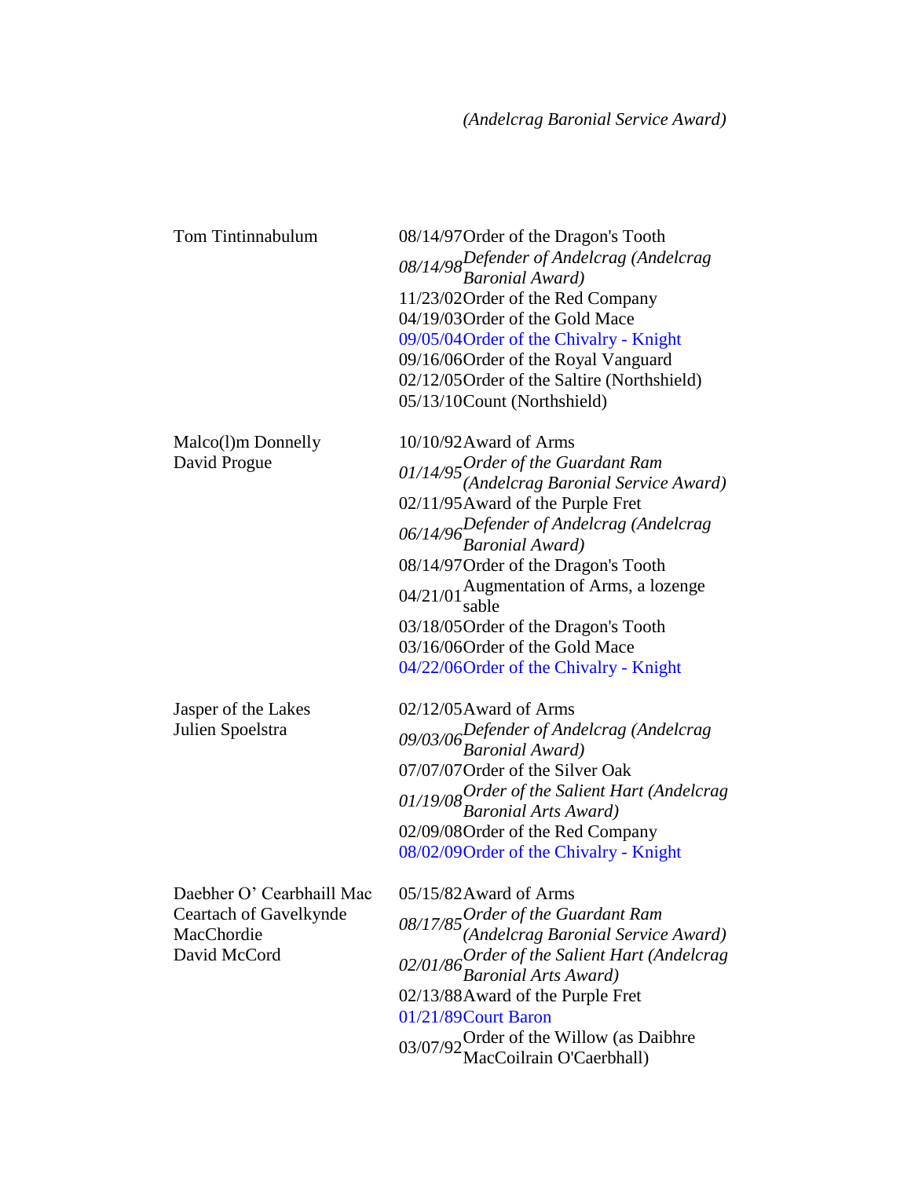*(Andelcrag Baronial Service Award)*

| Name | Date | Award |
|---|---|---|
| Tom Tintinnabulum | 08/14/97 | Order of the Dragon's Tooth |
| | *08/14/98* | *Defender of Andelcrag (Andelcrag Baronial Award)* |
| | 11/23/02 | Order of the Red Company |
| | 04/19/03 | Order of the Gold Mace |
| | 09/05/04 | Order of the Chivalry - Knight |
| | 09/16/06 | Order of the Royal Vanguard |
| | 02/12/05 | Order of the Saltire (Northshield) |
| | 05/13/10 | Count (Northshield) |
| Malco(l)m Donnelly<br>David Progue | 10/10/92 | Award of Arms |
| | *01/14/95* | *Order of the Guardant Ram (Andelcrag Baronial Service Award)* |
| | 02/11/95 | Award of the Purple Fret |
| | *06/14/96* | *Defender of Andelcrag (Andelcrag Baronial Award)* |
| | 08/14/97 | Order of the Dragon's Tooth |
| | 04/21/01 | Augmentation of Arms, a lozenge sable |
| | 03/18/05 | Order of the Dragon's Tooth |
| | 03/16/06 | Order of the Gold Mace |
| | 04/22/06 | Order of the Chivalry - Knight |
| Jasper of the Lakes<br>Julien Spoelstra | 02/12/05 | Award of Arms |
| | *09/03/06* | *Defender of Andelcrag (Andelcrag Baronial Award)* |
| | 07/07/07 | Order of the Silver Oak |
| | *01/19/08* | *Order of the Salient Hart (Andelcrag Baronial Arts Award)* |
| | 02/09/08 | Order of the Red Company |
| | 08/02/09 | Order of the Chivalry - Knight |
| Daebher O' Cearbhaill Mac Ceartach of Gavelkynde MacChordie<br>David McCord | 05/15/82 | Award of Arms |
| | *08/17/85* | *Order of the Guardant Ram (Andelcrag Baronial Service Award)* |
| | *02/01/86* | *Order of the Salient Hart (Andelcrag Baronial Arts Award)* |
| | 02/13/88 | Award of the Purple Fret |
| | 01/21/89 | Court Baron |
| | 03/07/92 | Order of the Willow (as Daibhre MacCoilrain O'Caerbhall) |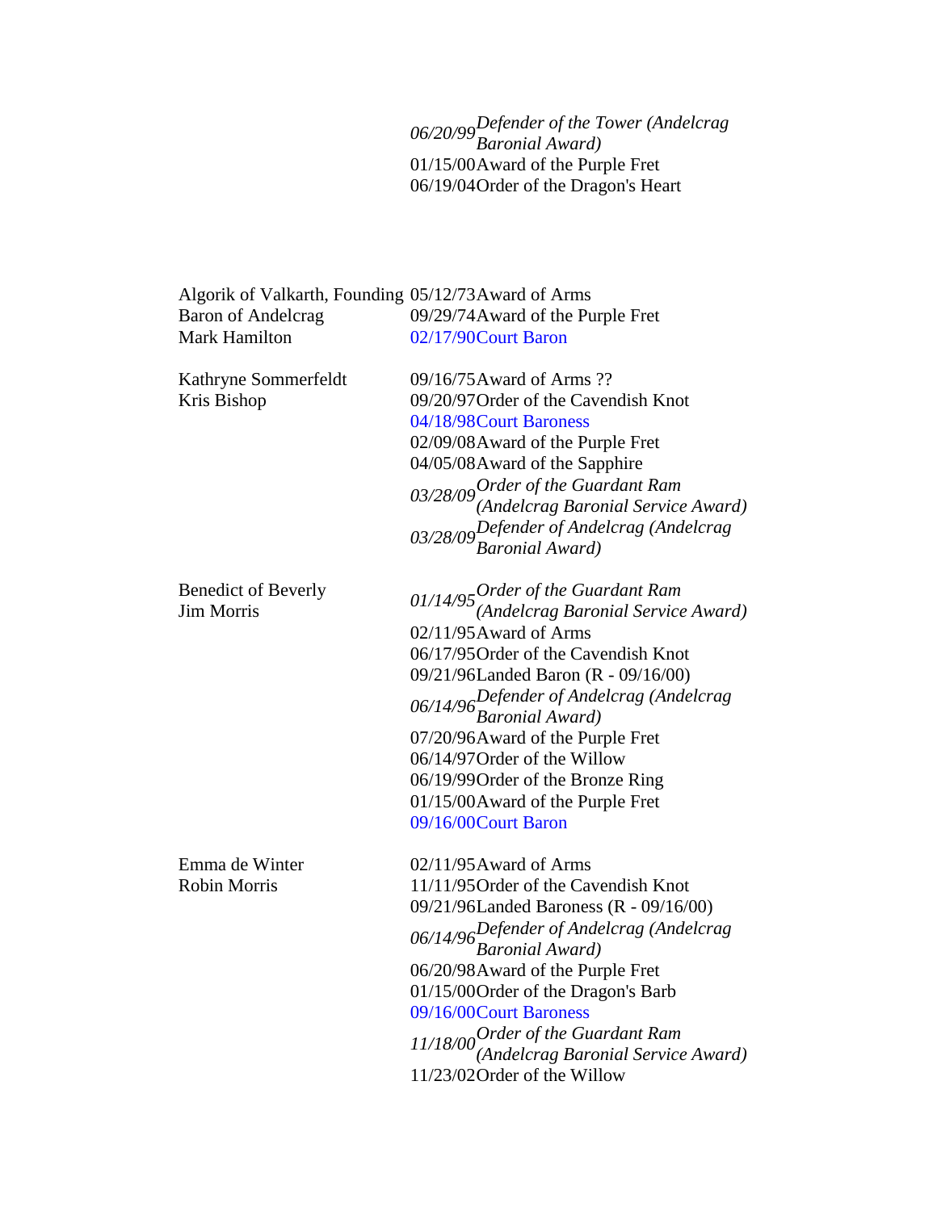| | | |
|---|---|---|
| | *06/20/99* | *Defender of the Tower (Andelcrag Baronial Award)* |
| | 01/15/00 | Award of the Purple Fret |
| | 06/19/04 | Order of the Dragon's Heart |

| | | |
|---|---|---|
| Algorik of Valkarth, Founding Baron of Andelcrag<br>Mark Hamilton | 05/12/73 | Award of Arms |
| | 09/29/74 | Award of the Purple Fret |
| | 02/17/90 | Court Baron |
| Kathryne Sommerfeldt<br>Kris Bishop | 09/16/75 | Award of Arms ?? |
| | 09/20/97 | Order of the Cavendish Knot |
| | 04/18/98 | Court Baroness |
| | 02/09/08 | Award of the Purple Fret |
| | 04/05/08 | Award of the Sapphire |
| | *03/28/09* | *Order of the Guardant Ram (Andelcrag Baronial Service Award)* |
| | *03/28/09* | *Defender of Andelcrag (Andelcrag Baronial Award)* |
| Benedict of Beverly<br>Jim Morris | *01/14/95* | *Order of the Guardant Ram (Andelcrag Baronial Service Award)* |
| | 02/11/95 | Award of Arms |
| | 06/17/95 | Order of the Cavendish Knot |
| | 09/21/96 | Landed Baron (R - 09/16/00) |
| | *06/14/96* | *Defender of Andelcrag (Andelcrag Baronial Award)* |
| | 07/20/96 | Award of the Purple Fret |
| | 06/14/97 | Order of the Willow |
| | 06/19/99 | Order of the Bronze Ring |
| | 01/15/00 | Award of the Purple Fret |
| | 09/16/00 | Court Baron |
| Emma de Winter<br>Robin Morris | 02/11/95 | Award of Arms |
| | 11/11/95 | Order of the Cavendish Knot |
| | 09/21/96 | Landed Baroness (R - 09/16/00) |
| | *06/14/96* | *Defender of Andelcrag (Andelcrag Baronial Award)* |
| | 06/20/98 | Award of the Purple Fret |
| | 01/15/00 | Order of the Dragon's Barb |
| | 09/16/00 | Court Baroness |
| | *11/18/00* | *Order of the Guardant Ram (Andelcrag Baronial Service Award)* |
| | 11/23/02 | Order of the Willow |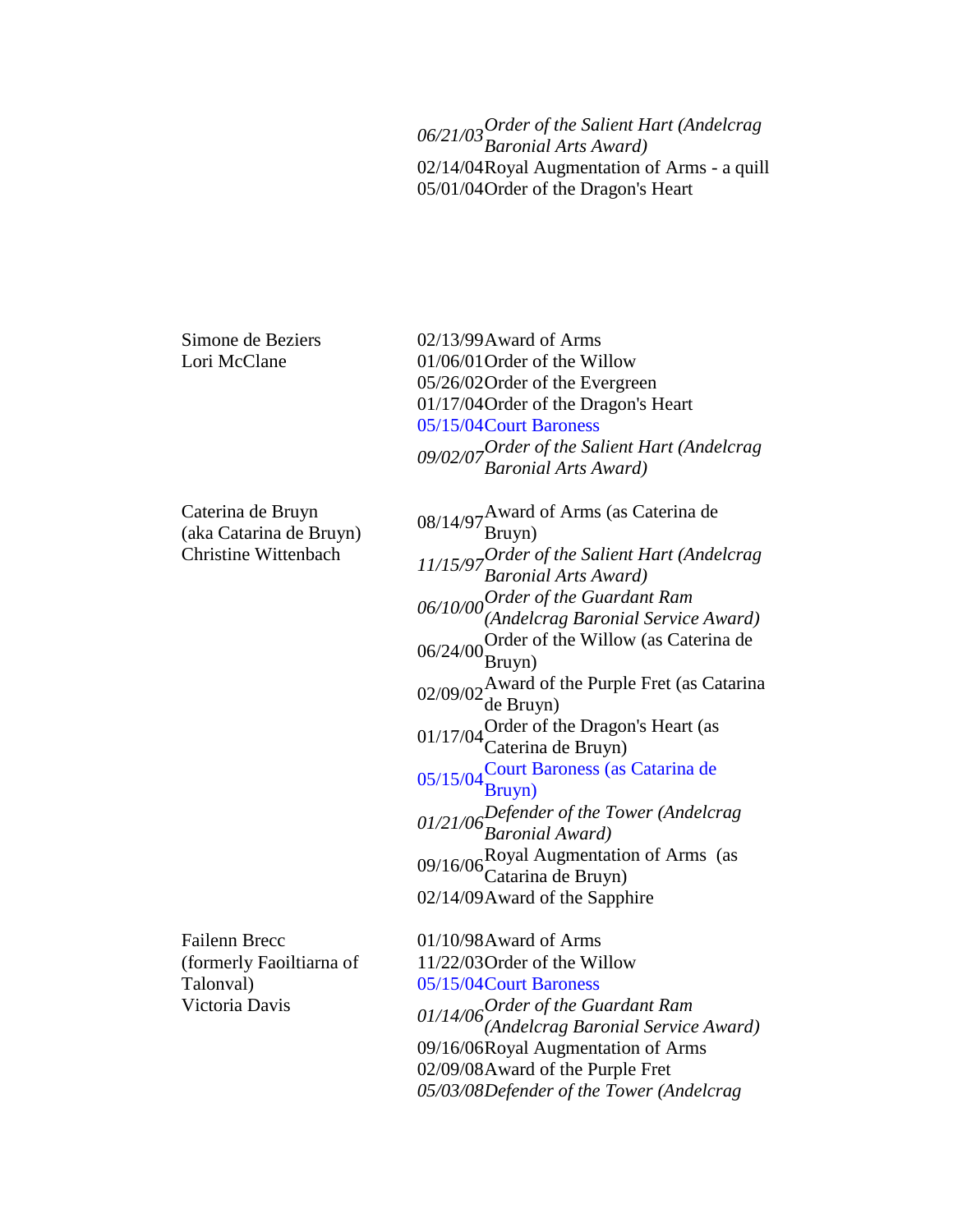| | Date | Award |
|---|---|---|
| | *06/21/03* | *Order of the Salient Hart (Andelcrag Baronial Arts Award)* |
| | 02/14/04 | Royal Augmentation of Arms - a quill |
| | 05/01/04 | Order of the Dragon's Heart |
| Simone de Beziers<br>Lori McClane | 02/13/99 | Award of Arms |
| | 01/06/01 | Order of the Willow |
| | 05/26/02 | Order of the Evergreen |
| | 01/17/04 | Order of the Dragon's Heart |
| | 05/15/04 | Court Baroness |
| | *09/02/07* | *Order of the Salient Hart (Andelcrag Baronial Arts Award)* |
| Caterina de Bruyn<br>(aka Catarina de Bruyn)<br>Christine Wittenbach | 08/14/97 | Award of Arms (as Caterina de Bruyn) |
| | *11/15/97* | *Order of the Salient Hart (Andelcrag Baronial Arts Award)* |
| | *06/10/00* | *Order of the Guardant Ram (Andelcrag Baronial Service Award)* |
| | 06/24/00 | Order of the Willow (as Caterina de Bruyn) |
| | 02/09/02 | Award of the Purple Fret (as Catarina de Bruyn) |
| | 01/17/04 | Order of the Dragon's Heart (as Caterina de Bruyn) |
| | 05/15/04 | Court Baroness (as Catarina de Bruyn) |
| | *01/21/06* | *Defender of the Tower (Andelcrag Baronial Award)* |
| | 09/16/06 | Royal Augmentation of Arms (as Catarina de Bruyn) |
| | 02/14/09 | Award of the Sapphire |
| Failenn Brecc<br>(formerly Faoiltiarna of Talonval)<br>Victoria Davis | 01/10/98 | Award of Arms |
| | 11/22/03 | Order of the Willow |
| | 05/15/04 | Court Baroness |
| | *01/14/06* | *Order of the Guardant Ram (Andelcrag Baronial Service Award)* |
| | 09/16/06 | Royal Augmentation of Arms |
| | 02/09/08 | Award of the Purple Fret |
| | *05/03/08* | *Defender of the Tower (Andelcrag* |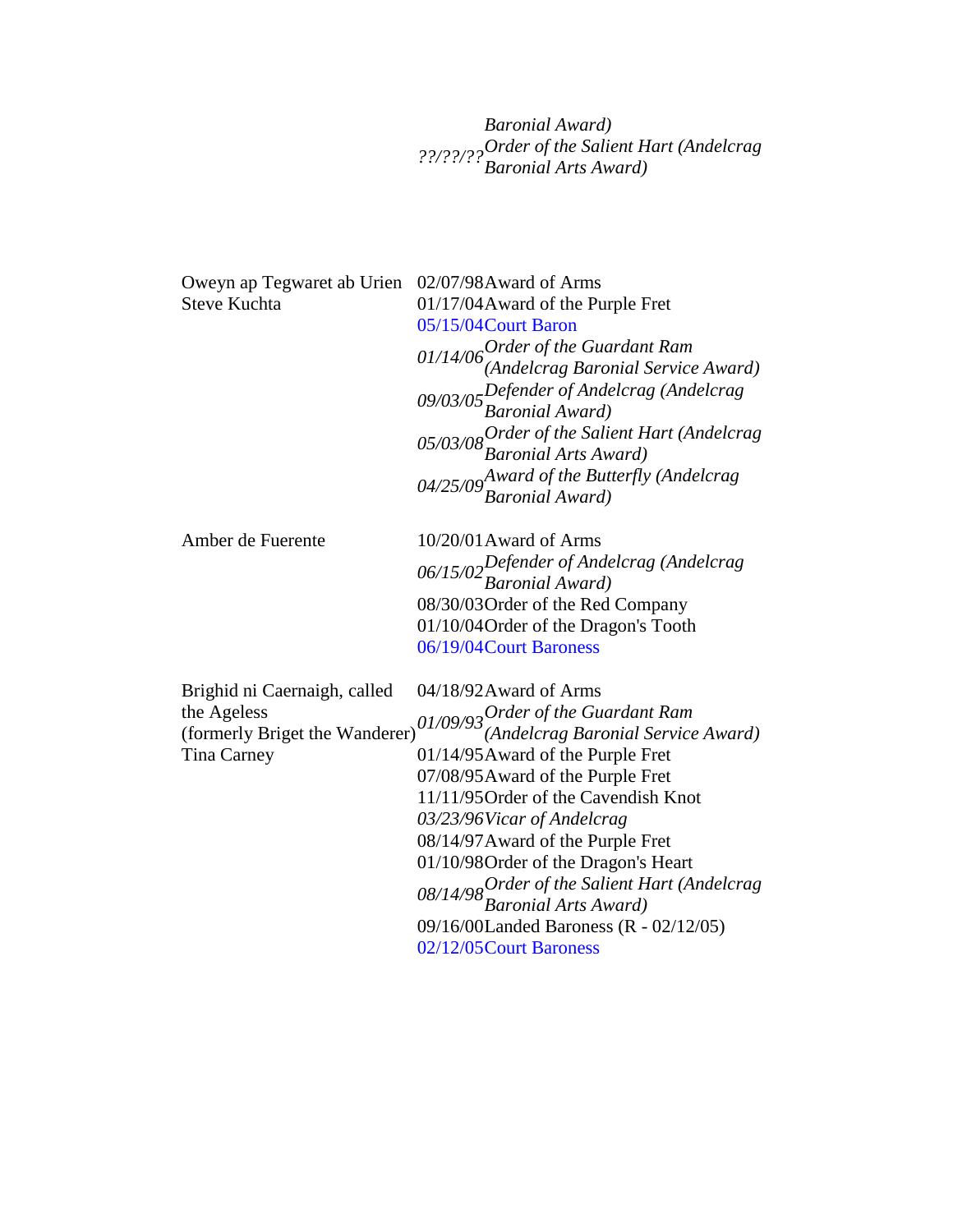| | | |
|---|---|---|
| | | *Baronial Award)* |
| | *??/??/??* | *Order of the Salient Hart (Andelcrag Baronial Arts Award)* |
| Oweyn ap Tegwaret ab Urien<br>Steve Kuchta | 02/07/98 | Award of Arms |
| | 01/17/04 | Award of the Purple Fret |
| | 05/15/04 | Court Baron |
| | *01/14/06* | *Order of the Guardant Ram (Andelcrag Baronial Service Award)* |
| | *09/03/05* | *Defender of Andelcrag (Andelcrag Baronial Award)* |
| | *05/03/08* | *Order of the Salient Hart (Andelcrag Baronial Arts Award)* |
| | *04/25/09* | *Award of the Butterfly (Andelcrag Baronial Award)* |
| Amber de Fuerente | 10/20/01 | Award of Arms |
| | *06/15/02* | *Defender of Andelcrag (Andelcrag Baronial Award)* |
| | 08/30/03 | Order of the Red Company |
| | 01/10/04 | Order of the Dragon's Tooth |
| | 06/19/04 | Court Baroness |
| Brighid ni Caernaigh, called the Ageless<br>(formerly Briget the Wanderer)<br>Tina Carney | 04/18/92 | Award of Arms |
| | *01/09/93* | *Order of the Guardant Ram (Andelcrag Baronial Service Award)* |
| | 01/14/95 | Award of the Purple Fret |
| | 07/08/95 | Award of the Purple Fret |
| | 11/11/95 | Order of the Cavendish Knot |
| | *03/23/96* | *Vicar of Andelcrag* |
| | 08/14/97 | Award of the Purple Fret |
| | 01/10/98 | Order of the Dragon's Heart |
| | *08/14/98* | *Order of the Salient Hart (Andelcrag Baronial Arts Award)* |
| | 09/16/00 | Landed Baroness (R - 02/12/05) |
| | 02/12/05 | Court Baroness |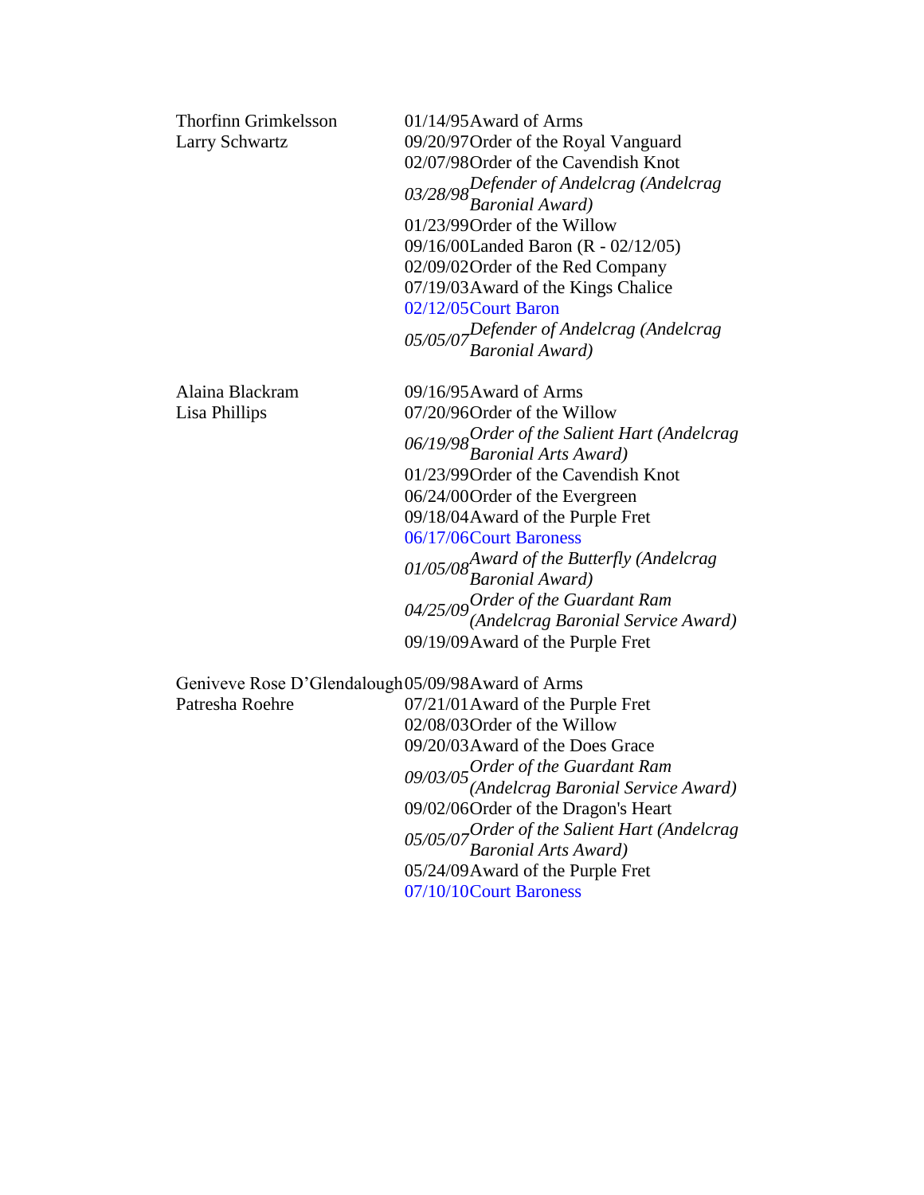| | | |
|---|---|---|
| Thorfinn Grimkelsson | 01/14/95 | Award of Arms |
| Larry Schwartz | 09/20/97 | Order of the Royal Vanguard |
| | 02/07/98 | Order of the Cavendish Knot |
| | *03/28/98* | *Defender of Andelcrag (Andelcrag Baronial Award)* |
| | 01/23/99 | Order of the Willow |
| | 09/16/00 | Landed Baron (R - 02/12/05) |
| | 02/09/02 | Order of the Red Company |
| | 07/19/03 | Award of the Kings Chalice |
| | 02/12/05 | Court Baron |
| | *05/05/07* | *Defender of Andelcrag (Andelcrag Baronial Award)* |
| Alaina Blackram | 09/16/95 | Award of Arms |
| Lisa Phillips | 07/20/96 | Order of the Willow |
| | *06/19/98* | *Order of the Salient Hart (Andelcrag Baronial Arts Award)* |
| | 01/23/99 | Order of the Cavendish Knot |
| | 06/24/00 | Order of the Evergreen |
| | 09/18/04 | Award of the Purple Fret |
| | 06/17/06 | Court Baroness |
| | *01/05/08* | *Award of the Butterfly (Andelcrag Baronial Award)* |
| | *04/25/09* | *Order of the Guardant Ram (Andelcrag Baronial Service Award)* |
| | 09/19/09 | Award of the Purple Fret |
| Geniveve Rose D'Glendalough | 05/09/98 | Award of Arms |
| Patresha Roehre | 07/21/01 | Award of the Purple Fret |
| | 02/08/03 | Order of the Willow |
| | 09/20/03 | Award of the Does Grace |
| | *09/03/05* | *Order of the Guardant Ram (Andelcrag Baronial Service Award)* |
| | 09/02/06 | Order of the Dragon's Heart |
| | *05/05/07* | *Order of the Salient Hart (Andelcrag Baronial Arts Award)* |
| | 05/24/09 | Award of the Purple Fret |
| | 07/10/10 | Court Baroness |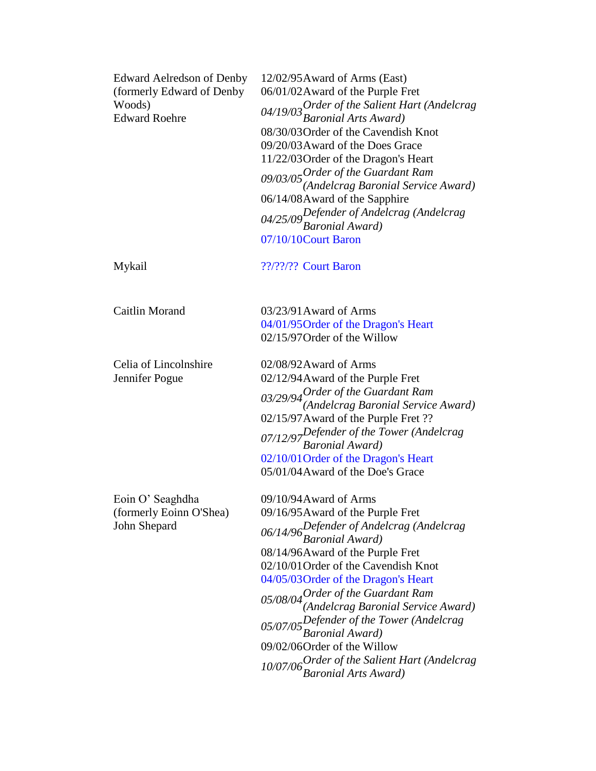| | | |
|---|---|---|
| Edward Aelredson of Denby (formerly Edward of Denby Woods) Edward Roehre | 12/02/95 | Award of Arms (East) |
| | 06/01/02 | Award of the Purple Fret |
| | *04/19/03* | *Order of the Salient Hart (Andelcrag Baronial Arts Award)* |
| | 08/30/03 | Order of the Cavendish Knot |
| | 09/20/03 | Award of the Does Grace |
| | 11/22/03 | Order of the Dragon's Heart |
| | *09/03/05* | *Order of the Guardant Ram (Andelcrag Baronial Service Award)* |
| | 06/14/08 | Award of the Sapphire |
| | *04/25/09* | *Defender of Andelcrag (Andelcrag Baronial Award)* |
| | 07/10/10 | Court Baron |
| Mykail | ??/??/?? | Court Baron |
| Caitlin Morand | 03/23/91 | Award of Arms |
| | 04/01/95 | Order of the Dragon's Heart |
| | 02/15/97 | Order of the Willow |
| Celia of Lincolnshire Jennifer Pogue | 02/08/92 | Award of Arms |
| | 02/12/94 | Award of the Purple Fret |
| | *03/29/94* | *Order of the Guardant Ram (Andelcrag Baronial Service Award)* |
| | 02/15/97 | Award of the Purple Fret ?? |
| | *07/12/97* | *Defender of the Tower (Andelcrag Baronial Award)* |
| | 02/10/01 | Order of the Dragon's Heart |
| | 05/01/04 | Award of the Doe's Grace |
| Eoin O' Seaghdha (formerly Eoinn O'Shea) John Shepard | 09/10/94 | Award of Arms |
| | 09/16/95 | Award of the Purple Fret |
| | *06/14/96* | *Defender of Andelcrag (Andelcrag Baronial Award)* |
| | 08/14/96 | Award of the Purple Fret |
| | 02/10/01 | Order of the Cavendish Knot |
| | 04/05/03 | Order of the Dragon's Heart |
| | *05/08/04* | *Order of the Guardant Ram (Andelcrag Baronial Service Award)* |
| | *05/07/05* | *Defender of the Tower (Andelcrag Baronial Award)* |
| | 09/02/06 | Order of the Willow |
| | *10/07/06* | *Order of the Salient Hart (Andelcrag Baronial Arts Award)* |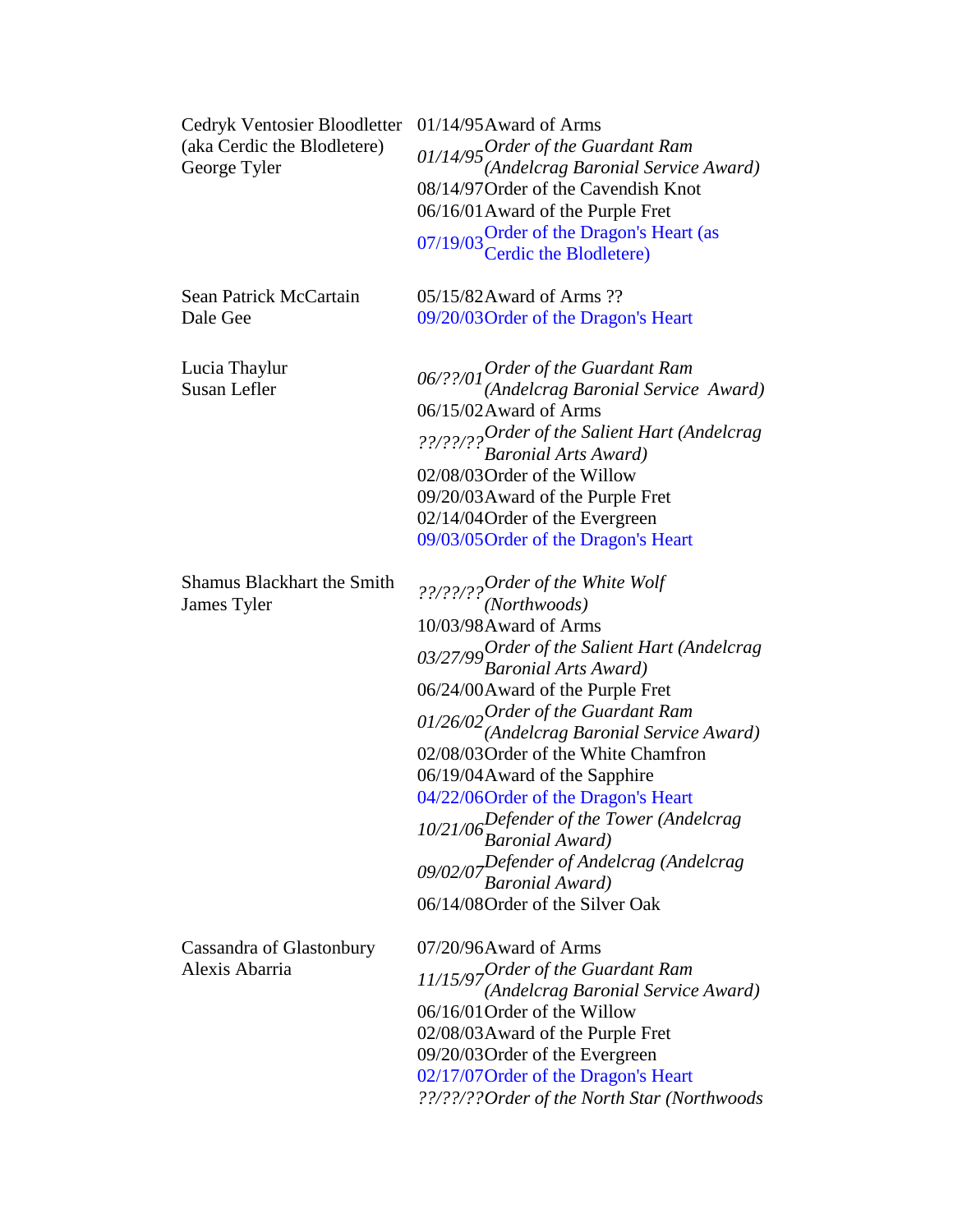| | | |
|---|---|---|
| Cedryk Ventosier Bloodletter<br>(aka Cerdic the Blodletere)<br>George Tyler | 01/14/95 | Award of Arms |
| | *01/14/95* | *Order of the Guardant Ram (Andelcrag Baronial Service Award)* |
| | 08/14/97 | Order of the Cavendish Knot |
| | 06/16/01 | Award of the Purple Fret |
| | 07/19/03 | Order of the Dragon's Heart (as Cerdic the Blodletere) |
| Sean Patrick McCartain<br>Dale Gee | 05/15/82 | Award of Arms ?? |
| | 09/20/03 | Order of the Dragon's Heart |
| Lucia Thaylur<br>Susan Lefler | *06/??/01* | *Order of the Guardant Ram (Andelcrag Baronial Service Award)* |
| | 06/15/02 | Award of Arms |
| | *??/??/??* | *Order of the Salient Hart (Andelcrag Baronial Arts Award)* |
| | 02/08/03 | Order of the Willow |
| | 09/20/03 | Award of the Purple Fret |
| | 02/14/04 | Order of the Evergreen |
| | 09/03/05 | Order of the Dragon's Heart |
| Shamus Blackhart the Smith<br>James Tyler | *??/??/??* | *Order of the White Wolf (Northwoods)* |
| | 10/03/98 | Award of Arms |
| | *03/27/99* | *Order of the Salient Hart (Andelcrag Baronial Arts Award)* |
| | 06/24/00 | Award of the Purple Fret |
| | *01/26/02* | *Order of the Guardant Ram (Andelcrag Baronial Service Award)* |
| | 02/08/03 | Order of the White Chamfron |
| | 06/19/04 | Award of the Sapphire |
| | 04/22/06 | Order of the Dragon's Heart |
| | *10/21/06* | *Defender of the Tower (Andelcrag Baronial Award)* |
| | *09/02/07* | *Defender of Andelcrag (Andelcrag Baronial Award)* |
| | 06/14/08 | Order of the Silver Oak |
| Cassandra of Glastonbury<br>Alexis Abarria | 07/20/96 | Award of Arms |
| | *11/15/97* | *Order of the Guardant Ram (Andelcrag Baronial Service Award)* |
| | 06/16/01 | Order of the Willow |
| | 02/08/03 | Award of the Purple Fret |
| | 09/20/03 | Order of the Evergreen |
| | 02/17/07 | Order of the Dragon's Heart |
| | *??/??/??* | *Order of the North Star (Northwoods* |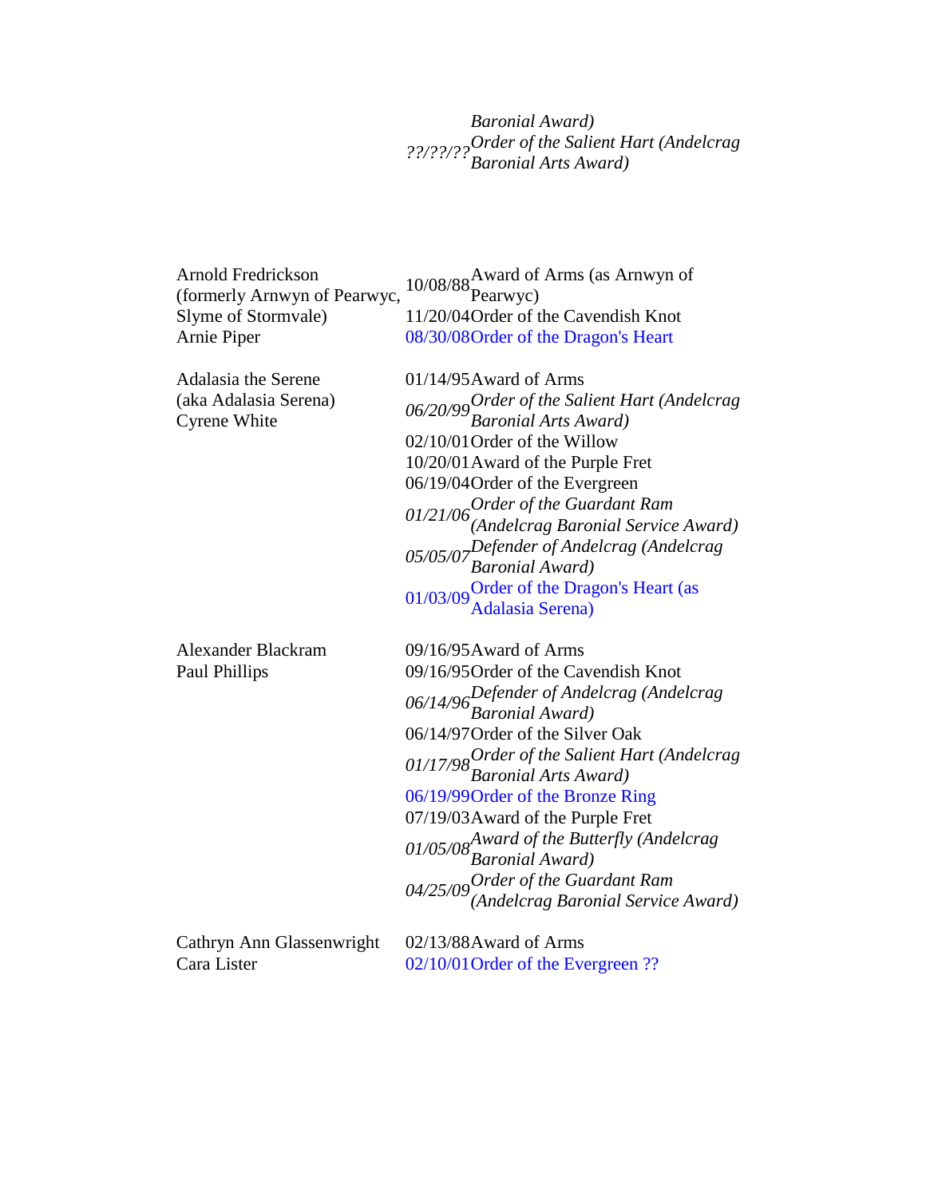| | | |
|---|---|---|
| | | *Baronial Award)* |
| | *??/??/??* | *Order of the Salient Hart (Andelcrag Baronial Arts Award)* |
| | | |
| Arnold Fredrickson (formerly Arnwyn of Pearwyc, Slyme of Stormvale) Arnie Piper | 10/08/88 | Award of Arms (as Arnwyn of Pearwyc) |
| | 11/20/04 | Order of the Cavendish Knot |
| | 08/30/08 | Order of the Dragon's Heart |
| | | |
| Adalasia the Serene (aka Adalasia Serena) Cyrene White | 01/14/95 | Award of Arms |
| | *06/20/99* | *Order of the Salient Hart (Andelcrag Baronial Arts Award)* |
| | 02/10/01 | Order of the Willow |
| | 10/20/01 | Award of the Purple Fret |
| | 06/19/04 | Order of the Evergreen |
| | *01/21/06* | *Order of the Guardant Ram (Andelcrag Baronial Service Award)* |
| | *05/05/07* | *Defender of Andelcrag (Andelcrag Baronial Award)* |
| | 01/03/09 | Order of the Dragon's Heart (as Adalasia Serena) |
| | | |
| Alexander Blackram Paul Phillips | 09/16/95 | Award of Arms |
| | 09/16/95 | Order of the Cavendish Knot |
| | *06/14/96* | *Defender of Andelcrag (Andelcrag Baronial Award)* |
| | 06/14/97 | Order of the Silver Oak |
| | *01/17/98* | *Order of the Salient Hart (Andelcrag Baronial Arts Award)* |
| | 06/19/99 | Order of the Bronze Ring |
| | 07/19/03 | Award of the Purple Fret |
| | *01/05/08* | *Award of the Butterfly (Andelcrag Baronial Award)* |
| | *04/25/09* | *Order of the Guardant Ram (Andelcrag Baronial Service Award)* |
| | | |
| Cathryn Ann Glassenwright Cara Lister | 02/13/88 | Award of Arms |
| | 02/10/01 | Order of the Evergreen ?? |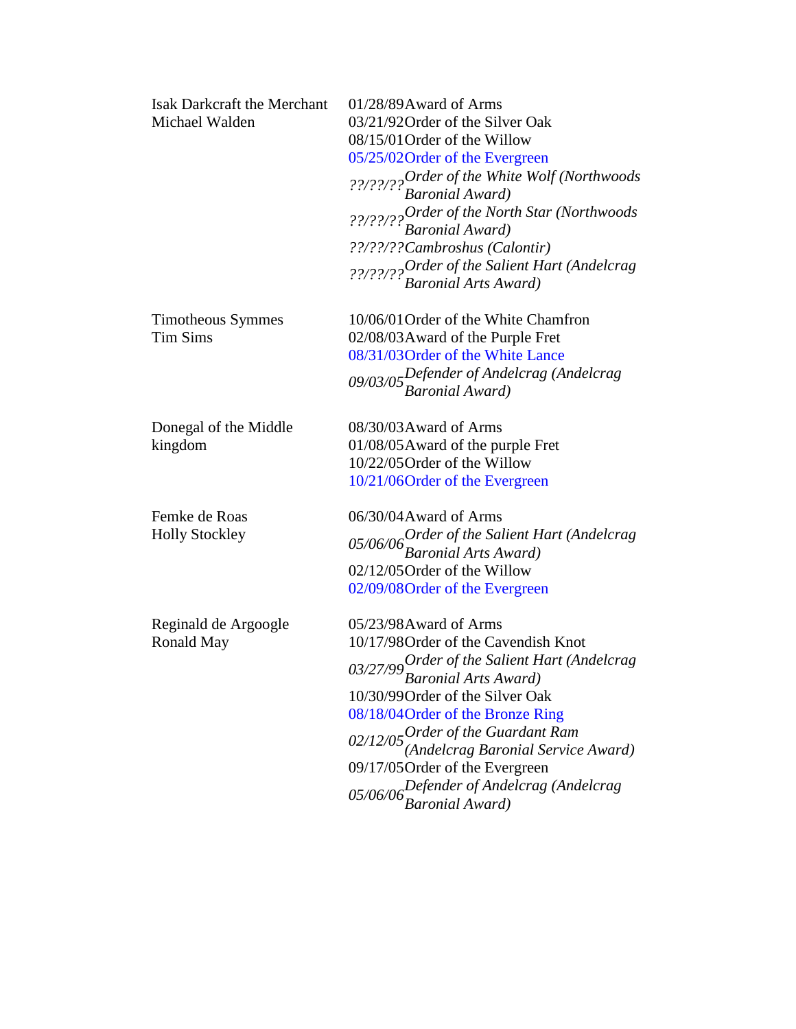| | | |
|---|---|---|
| Isak Darkcraft the Merchant<br>Michael Walden | 01/28/89 | Award of Arms |
| | 03/21/92 | Order of the Silver Oak |
| | 08/15/01 | Order of the Willow |
| | 05/25/02 | Order of the Evergreen |
| | *??/??/??* | *Order of the White Wolf (Northwoods Baronial Award)* |
| | *??/??/??* | *Order of the North Star (Northwoods Baronial Award)* |
| | *??/??/??* | *Cambroshus (Calontir)* |
| | *??/??/??* | *Order of the Salient Hart (Andelcrag Baronial Arts Award)* |
| Timotheous Symmes<br>Tim Sims | 10/06/01 | Order of the White Chamfron |
| | 02/08/03 | Award of the Purple Fret |
| | 08/31/03 | Order of the White Lance |
| | *09/03/05* | *Defender of Andelcrag (Andelcrag Baronial Award)* |
| Donegal of the Middle kingdom | 08/30/03 | Award of Arms |
| | 01/08/05 | Award of the purple Fret |
| | 10/22/05 | Order of the Willow |
| | 10/21/06 | Order of the Evergreen |
| Femke de Roas<br>Holly Stockley | 06/30/04 | Award of Arms |
| | *05/06/06* | *Order of the Salient Hart (Andelcrag Baronial Arts Award)* |
| | 02/12/05 | Order of the Willow |
| | 02/09/08 | Order of the Evergreen |
| Reginald de Argoogle<br>Ronald May | 05/23/98 | Award of Arms |
| | 10/17/98 | Order of the Cavendish Knot |
| | *03/27/99* | *Order of the Salient Hart (Andelcrag Baronial Arts Award)* |
| | 10/30/99 | Order of the Silver Oak |
| | 08/18/04 | Order of the Bronze Ring |
| | *02/12/05* | *Order of the Guardant Ram (Andelcrag Baronial Service Award)* |
| | 09/17/05 | Order of the Evergreen |
| | *05/06/06* | *Defender of Andelcrag (Andelcrag Baronial Award)* |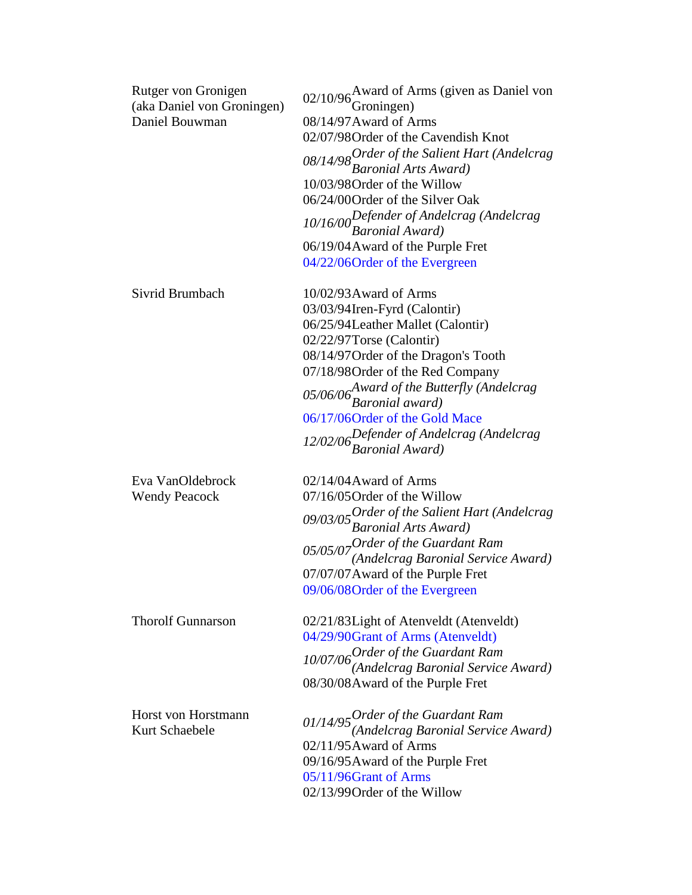| Name | Date | Award |
| --- | --- | --- |
| Rutger von Gronigen (aka Daniel von Groningen) Daniel Bouwman | 02/10/96 | Award of Arms (given as Daniel von Groningen) |
| | 08/14/97 | Award of Arms |
| | 02/07/98 | Order of the Cavendish Knot |
| | *08/14/98* | *Order of the Salient Hart (Andelcrag Baronial Arts Award)* |
| | 10/03/98 | Order of the Willow |
| | 06/24/00 | Order of the Silver Oak |
| | *10/16/00* | *Defender of Andelcrag (Andelcrag Baronial Award)* |
| | 06/19/04 | Award of the Purple Fret |
| | 04/22/06 | Order of the Evergreen |
| Sivrid Brumbach | 10/02/93 | Award of Arms |
| | 03/03/94 | Iren-Fyrd (Calontir) |
| | 06/25/94 | Leather Mallet (Calontir) |
| | 02/22/97 | Torse (Calontir) |
| | 08/14/97 | Order of the Dragon's Tooth |
| | 07/18/98 | Order of the Red Company |
| | *05/06/06* | *Award of the Butterfly (Andelcrag Baronial award)* |
| | 06/17/06 | Order of the Gold Mace |
| | *12/02/06* | *Defender of Andelcrag (Andelcrag Baronial Award)* |
| Eva VanOldebrock Wendy Peacock | 02/14/04 | Award of Arms |
| | 07/16/05 | Order of the Willow |
| | *09/03/05* | *Order of the Salient Hart (Andelcrag Baronial Arts Award)* |
| | *05/05/07* | *Order of the Guardant Ram (Andelcrag Baronial Service Award)* |
| | 07/07/07 | Award of the Purple Fret |
| | 09/06/08 | Order of the Evergreen |
| Thorolf Gunnarson | 02/21/83 | Light of Atenveldt (Atenveldt) |
| | 04/29/90 | Grant of Arms (Atenveldt) |
| | *10/07/06* | *Order of the Guardant Ram (Andelcrag Baronial Service Award)* |
| | 08/30/08 | Award of the Purple Fret |
| Horst von Horstmann Kurt Schaebele | *01/14/95* | *Order of the Guardant Ram (Andelcrag Baronial Service Award)* |
| | 02/11/95 | Award of Arms |
| | 09/16/95 | Award of the Purple Fret |
| | 05/11/96 | Grant of Arms |
| | 02/13/99 | Order of the Willow |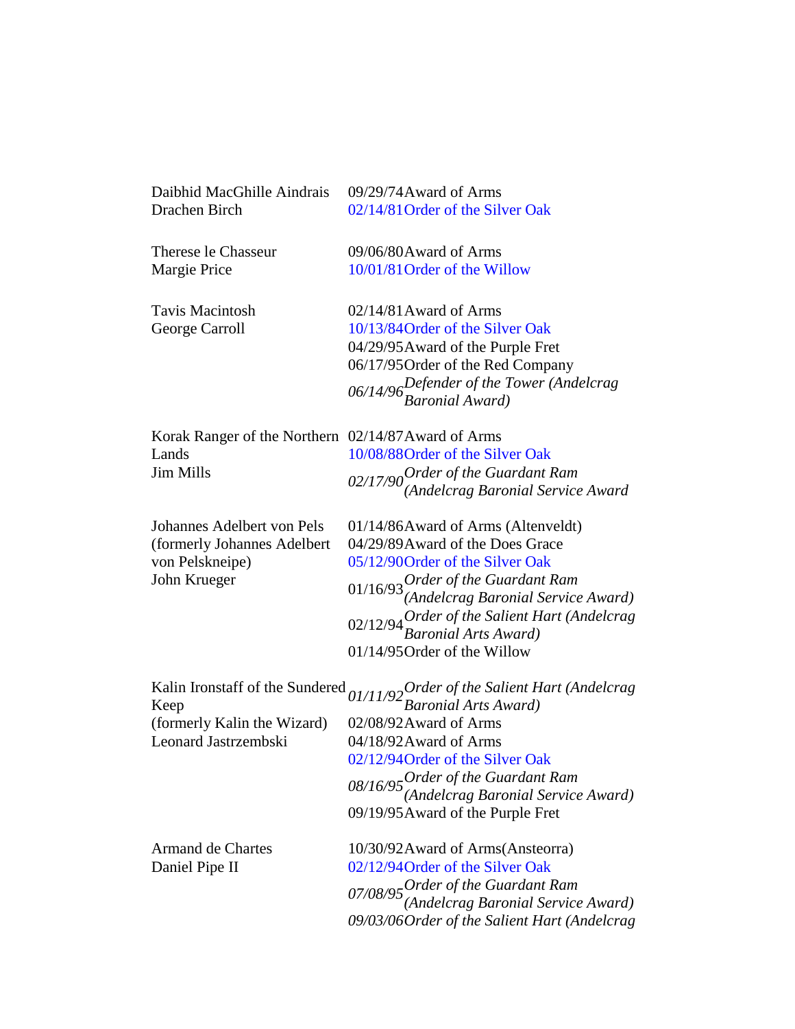| | | |
|---|---|---|
| Daibhid MacGhille Aindrais<br>Drachen Birch | 09/29/74 | Award of Arms |
| | 02/14/81 | Order of the Silver Oak |
| Therese le Chasseur<br>Margie Price | 09/06/80 | Award of Arms |
| | 10/01/81 | Order of the Willow |
| Tavis Macintosh<br>George Carroll | 02/14/81 | Award of Arms |
| | 10/13/84 | Order of the Silver Oak |
| | 04/29/95 | Award of the Purple Fret |
| | 06/17/95 | Order of the Red Company |
| | *06/14/96* | *Defender of the Tower (Andelcrag Baronial Award)* |
| Korak Ranger of the Northern Lands<br>Jim Mills | 02/14/87 | Award of Arms |
| | 10/08/88 | Order of the Silver Oak |
| | *02/17/90* | *Order of the Guardant Ram (Andelcrag Baronial Service Award* |
| Johannes Adelbert von Pels<br>(formerly Johannes Adelbert von Pelskneipe)<br>John Krueger | 01/14/86 | Award of Arms (Altenveldt) |
| | 04/29/89 | Award of the Does Grace |
| | 05/12/90 | Order of the Silver Oak |
| | 01/16/93 | *Order of the Guardant Ram (Andelcrag Baronial Service Award)* |
| | 02/12/94 | *Order of the Salient Hart (Andelcrag Baronial Arts Award)* |
| | 01/14/95 | Order of the Willow |
| Kalin Ironstaff of the Sundered Keep<br>(formerly Kalin the Wizard)<br>Leonard Jastrzembski | *01/11/92* | *Order of the Salient Hart (Andelcrag Baronial Arts Award)* |
| | 02/08/92 | Award of Arms |
| | 04/18/92 | Award of Arms |
| | 02/12/94 | Order of the Silver Oak |
| | *08/16/95* | *Order of the Guardant Ram (Andelcrag Baronial Service Award)* |
| | 09/19/95 | Award of the Purple Fret |
| Armand de Chartes<br>Daniel Pipe II | 10/30/92 | Award of Arms(Ansteorra) |
| | 02/12/94 | Order of the Silver Oak |
| | *07/08/95* | *Order of the Guardant Ram (Andelcrag Baronial Service Award)* |
| | *09/03/06* | *Order of the Salient Hart (Andelcrag* |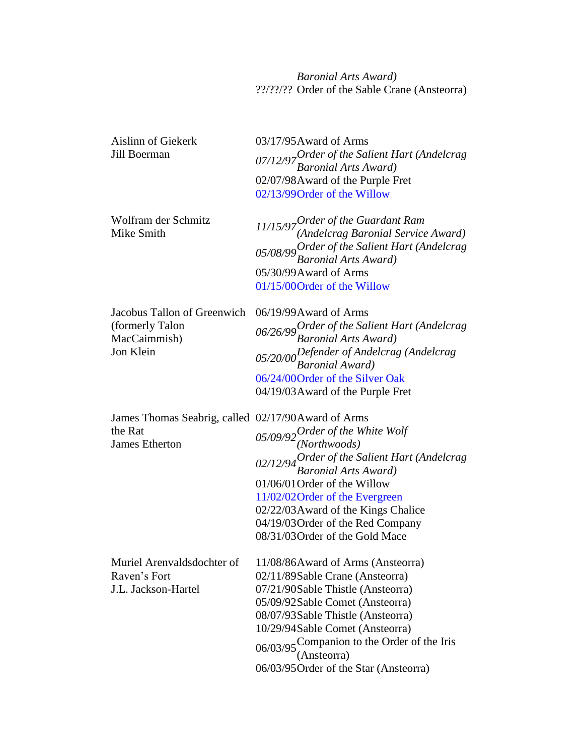| | | |
|---|---|---|
| | | *Baronial Arts Award)* |
| | ??/??/?? | Order of the Sable Crane (Ansteorra) |
| Aislinn of Giekerk<br>Jill Boerman | 03/17/95 | Award of Arms |
| | *07/12/97* | *Order of the Salient Hart (Andelcrag Baronial Arts Award)* |
| | 02/07/98 | Award of the Purple Fret |
| | 02/13/99 | Order of the Willow |
| Wolfram der Schmitz<br>Mike Smith | *11/15/97* | *Order of the Guardant Ram (Andelcrag Baronial Service Award)* |
| | *05/08/99* | *Order of the Salient Hart (Andelcrag Baronial Arts Award)* |
| | 05/30/99 | Award of Arms |
| | 01/15/00 | Order of the Willow |
| Jacobus Tallon of Greenwich (formerly Talon MacCaimmish)<br>Jon Klein | 06/19/99 | Award of Arms |
| | *06/26/99* | *Order of the Salient Hart (Andelcrag Baronial Arts Award)* |
| | *05/20/00* | *Defender of Andelcrag (Andelcrag Baronial Award)* |
| | 06/24/00 | Order of the Silver Oak |
| | 04/19/03 | Award of the Purple Fret |
| James Thomas Seabrig, called the Rat<br>James Etherton | 02/17/90 | Award of Arms |
| | *05/09/92* | *Order of the White Wolf (Northwoods)* |
| | *02/12/94* | *Order of the Salient Hart (Andelcrag Baronial Arts Award)* |
| | 01/06/01 | Order of the Willow |
| | 11/02/02 | Order of the Evergreen |
| | 02/22/03 | Award of the Kings Chalice |
| | 04/19/03 | Order of the Red Company |
| | 08/31/03 | Order of the Gold Mace |
| Muriel Arenvaldsdochter of Raven's Fort<br>J.L. Jackson-Hartel | 11/08/86 | Award of Arms (Ansteorra) |
| | 02/11/89 | Sable Crane (Ansteorra) |
| | 07/21/90 | Sable Thistle (Ansteorra) |
| | 05/09/92 | Sable Comet (Ansteorra) |
| | 08/07/93 | Sable Thistle (Ansteorra) |
| | 10/29/94 | Sable Comet (Ansteorra) |
| | 06/03/95 | Companion to the Order of the Iris (Ansteorra) |
| | 06/03/95 | Order of the Star (Ansteorra) |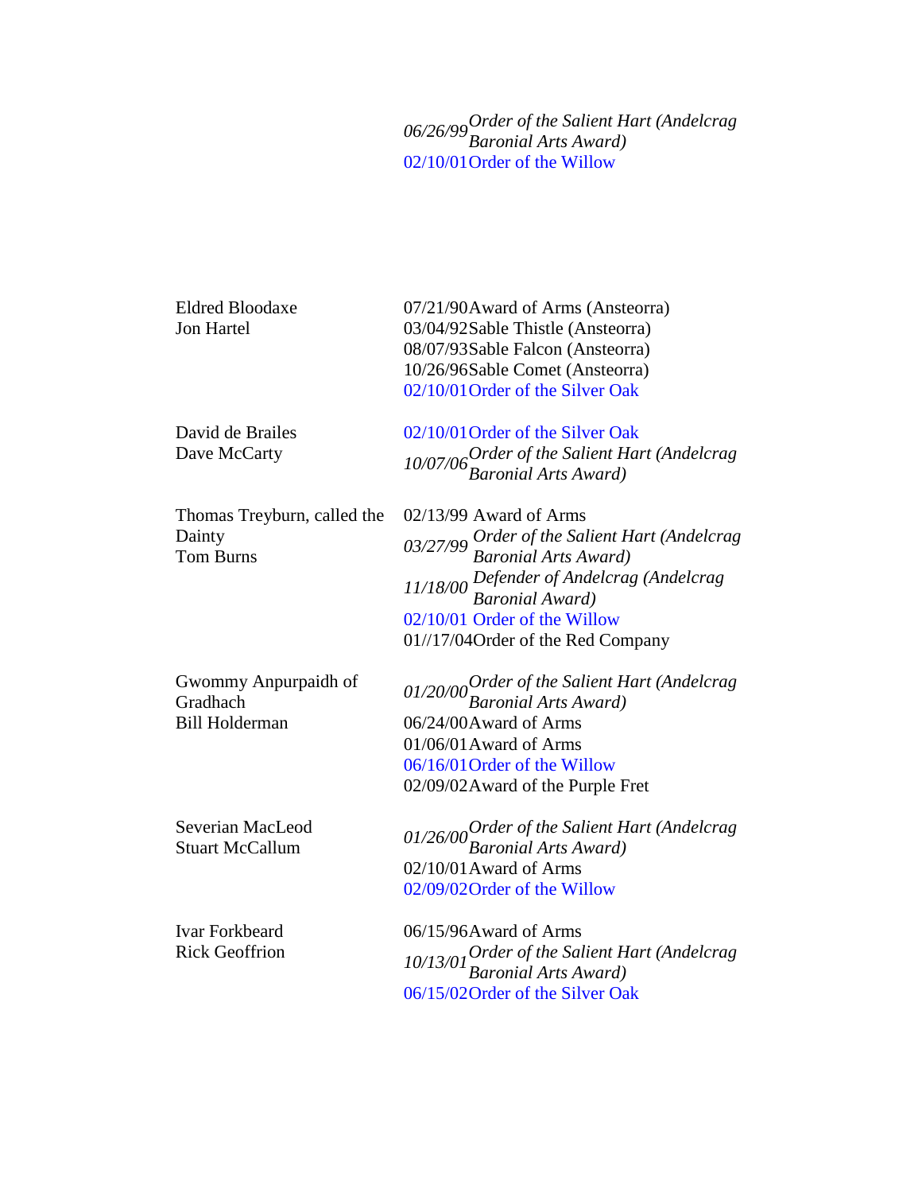| | | |
|---|---|---|
| | *06/26/99* | *Order of the Salient Hart (Andelcrag Baronial Arts Award)* |
| | 02/10/01 | Order of the Willow |
| Eldred Bloodaxe<br>Jon Hartel | 07/21/90 | Award of Arms (Ansteorra) |
| | 03/04/92 | Sable Thistle (Ansteorra) |
| | 08/07/93 | Sable Falcon (Ansteorra) |
| | 10/26/96 | Sable Comet (Ansteorra) |
| | 02/10/01 | Order of the Silver Oak |
| David de Brailes<br>Dave McCarty | 02/10/01 | Order of the Silver Oak |
| | *10/07/06* | *Order of the Salient Hart (Andelcrag Baronial Arts Award)* |
| Thomas Treyburn, called the Dainty<br>Tom Burns | 02/13/99 | Award of Arms |
| | *03/27/99* | *Order of the Salient Hart (Andelcrag Baronial Arts Award)* |
| | *11/18/00* | *Defender of Andelcrag (Andelcrag Baronial Award)* |
| | 02/10/01 | Order of the Willow |
| | 01//17/04 | Order of the Red Company |
| Gwommy Anpurpaidh of Gradhach<br>Bill Holderman | *01/20/00* | *Order of the Salient Hart (Andelcrag Baronial Arts Award)* |
| | 06/24/00 | Award of Arms |
| | 01/06/01 | Award of Arms |
| | 06/16/01 | Order of the Willow |
| | 02/09/02 | Award of the Purple Fret |
| Severian MacLeod<br>Stuart McCallum | *01/26/00* | *Order of the Salient Hart (Andelcrag Baronial Arts Award)* |
| | 02/10/01 | Award of Arms |
| | 02/09/02 | Order of the Willow |
| Ivar Forkbeard<br>Rick Geoffrion | 06/15/96 | Award of Arms |
| | *10/13/01* | *Order of the Salient Hart (Andelcrag Baronial Arts Award)* |
| | 06/15/02 | Order of the Silver Oak |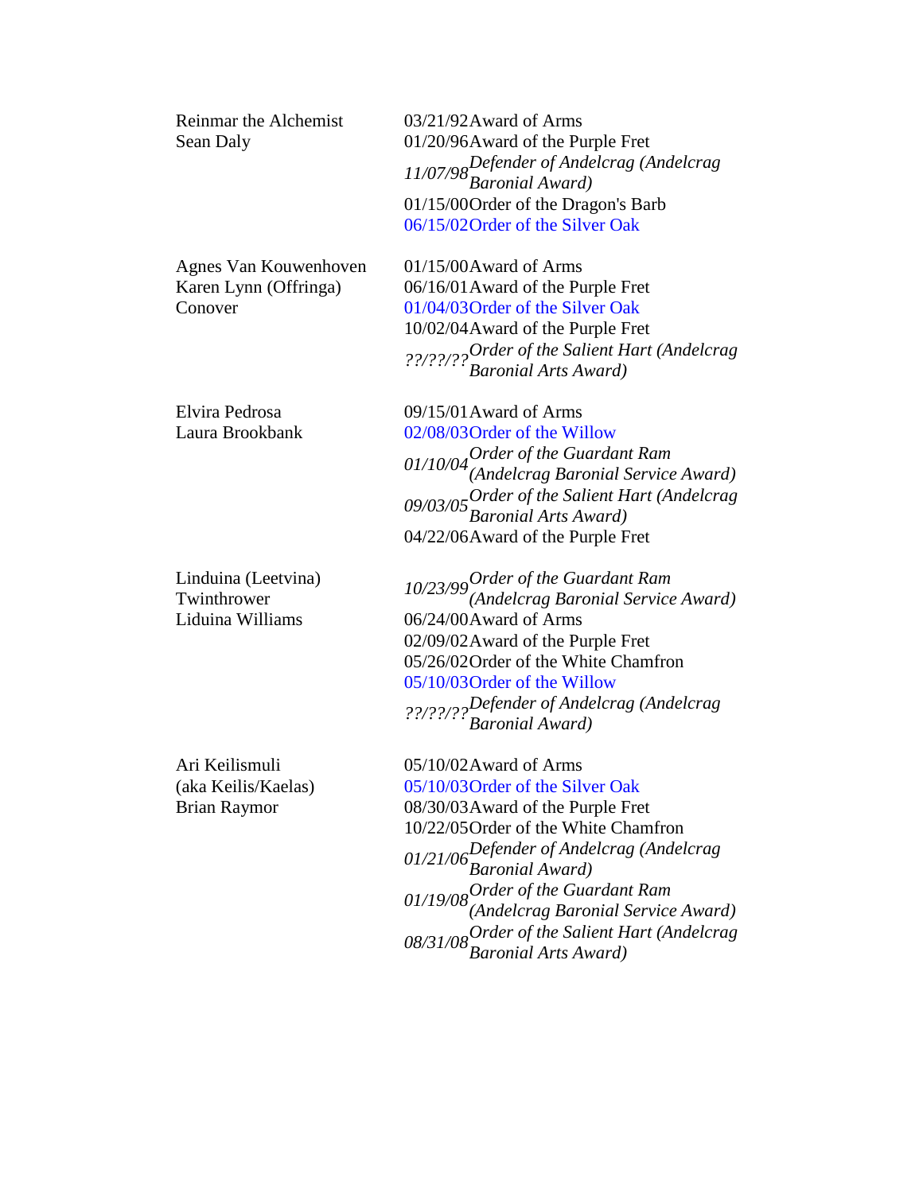| Name | Date | Award |
|---|---|---|
| Reinmar the Alchemist<br>Sean Daly | 03/21/92 | Award of Arms |
| | 01/20/96 | Award of the Purple Fret |
| | *11/07/98* | *Defender of Andelcrag (Andelcrag Baronial Award)* |
| | 01/15/00 | Order of the Dragon's Barb |
| | 06/15/02 | Order of the Silver Oak |
| Agnes Van Kouwenhoven<br>Karen Lynn (Offringa) Conover | 01/15/00 | Award of Arms |
| | 06/16/01 | Award of the Purple Fret |
| | 01/04/03 | Order of the Silver Oak |
| | 10/02/04 | Award of the Purple Fret |
| | *??/??/??* | *Order of the Salient Hart (Andelcrag Baronial Arts Award)* |
| Elvira Pedrosa<br>Laura Brookbank | 09/15/01 | Award of Arms |
| | 02/08/03 | Order of the Willow |
| | *01/10/04* | *Order of the Guardant Ram (Andelcrag Baronial Service Award)* |
| | *09/03/05* | *Order of the Salient Hart (Andelcrag Baronial Arts Award)* |
| | 04/22/06 | Award of the Purple Fret |
| Linduina (Leetvina) Twinthrower<br>Liduina Williams | *10/23/99* | *Order of the Guardant Ram (Andelcrag Baronial Service Award)* |
| | 06/24/00 | Award of Arms |
| | 02/09/02 | Award of the Purple Fret |
| | 05/26/02 | Order of the White Chamfron |
| | 05/10/03 | Order of the Willow |
| | *??/??/??* | *Defender of Andelcrag (Andelcrag Baronial Award)* |
| Ari Keilismuli<br>(aka Keilis/Kaelas)<br>Brian Raymor | 05/10/02 | Award of Arms |
| | 05/10/03 | Order of the Silver Oak |
| | 08/30/03 | Award of the Purple Fret |
| | 10/22/05 | Order of the White Chamfron |
| | *01/21/06* | *Defender of Andelcrag (Andelcrag Baronial Award)* |
| | *01/19/08* | *Order of the Guardant Ram (Andelcrag Baronial Service Award)* |
| | *08/31/08* | *Order of the Salient Hart (Andelcrag Baronial Arts Award)* |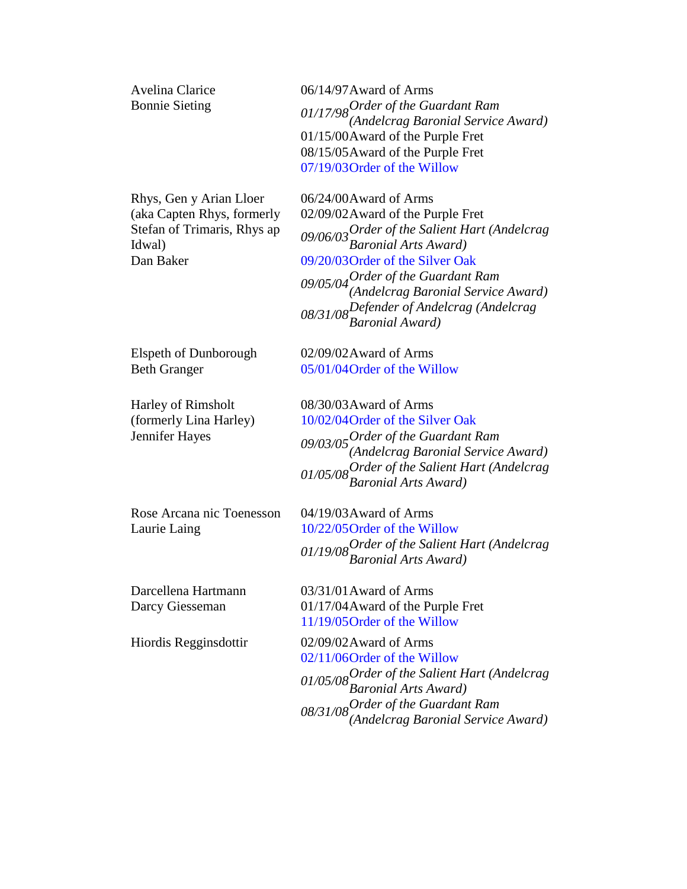| | |
|---|---|
| Avelina Clarice<br>Bonnie Sieting | 06/14/97 Award of Arms<br>*01/17/98 Order of the Guardant Ram (Andelcrag Baronial Service Award)*<br>01/15/00 Award of the Purple Fret<br>08/15/05 Award of the Purple Fret<br>07/19/03 Order of the Willow |
| Rhys, Gen y Arian Lloer (aka Capten Rhys, formerly Stefan of Trimaris, Rhys ap Idwal)<br>Dan Baker | 06/24/00 Award of Arms<br>02/09/02 Award of the Purple Fret<br>*09/06/03 Order of the Salient Hart (Andelcrag Baronial Arts Award)*<br>09/20/03 Order of the Silver Oak<br>*09/05/04 Order of the Guardant Ram (Andelcrag Baronial Service Award)*<br>*08/31/08 Defender of Andelcrag (Andelcrag Baronial Award)* |
| Elspeth of Dunborough<br>Beth Granger | 02/09/02 Award of Arms<br>05/01/04 Order of the Willow |
| Harley of Rimsholt (formerly Lina Harley)<br>Jennifer Hayes | 08/30/03 Award of Arms<br>10/02/04 Order of the Silver Oak<br>*09/03/05 Order of the Guardant Ram (Andelcrag Baronial Service Award)*<br>*01/05/08 Order of the Salient Hart (Andelcrag Baronial Arts Award)* |
| Rose Arcana nic Toenesson<br>Laurie Laing | 04/19/03 Award of Arms<br>10/22/05 Order of the Willow<br>*01/19/08 Order of the Salient Hart (Andelcrag Baronial Arts Award)* |
| Darcellena Hartmann<br>Darcy Giesseman | 03/31/01 Award of Arms<br>01/17/04 Award of the Purple Fret<br>11/19/05 Order of the Willow |
| Hiordis Regginsdottir | 02/09/02 Award of Arms<br>02/11/06 Order of the Willow<br>*01/05/08 Order of the Salient Hart (Andelcrag Baronial Arts Award)*<br>*08/31/08 Order of the Guardant Ram (Andelcrag Baronial Service Award)* |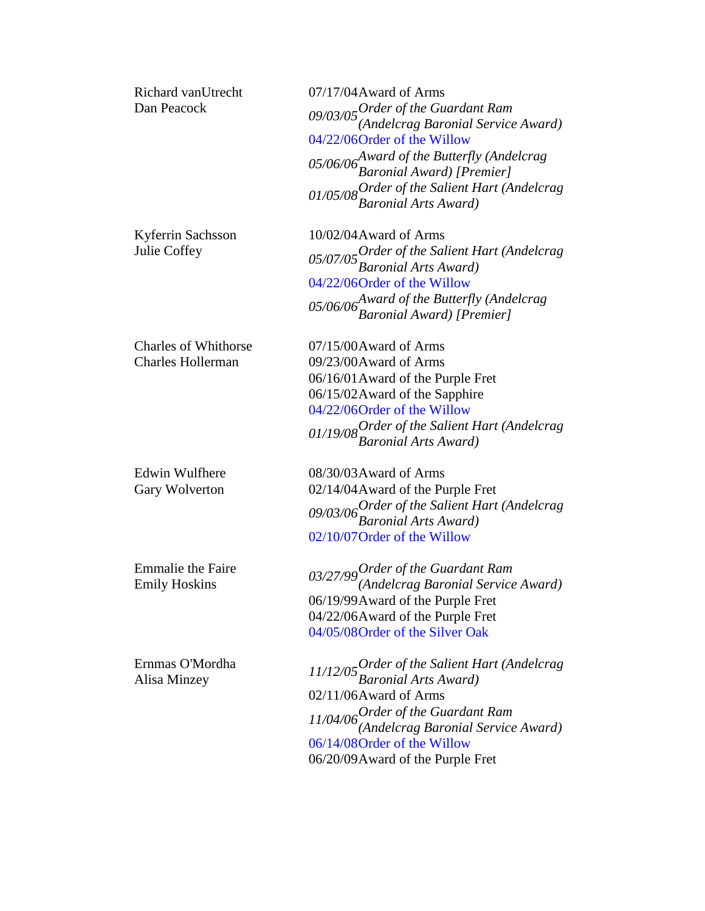| Name | Date | Award |
|---|---|---|
| Richard vanUtrecht<br>Dan Peacock | 07/17/04 | Award of Arms |
| | *09/03/05* | *Order of the Guardant Ram (Andelcrag Baronial Service Award)* |
| | 04/22/06 | Order of the Willow |
| | *05/06/06* | *Award of the Butterfly (Andelcrag Baronial Award) [Premier]* |
| | *01/05/08* | *Order of the Salient Hart (Andelcrag Baronial Arts Award)* |
| Kyferrin Sachsson<br>Julie Coffey | 10/02/04 | Award of Arms |
| | *05/07/05* | *Order of the Salient Hart (Andelcrag Baronial Arts Award)* |
| | 04/22/06 | Order of the Willow |
| | *05/06/06* | *Award of the Butterfly (Andelcrag Baronial Award) [Premier]* |
| Charles of Whithorse<br>Charles Hollerman | 07/15/00 | Award of Arms |
| | 09/23/00 | Award of Arms |
| | 06/16/01 | Award of the Purple Fret |
| | 06/15/02 | Award of the Sapphire |
| | 04/22/06 | Order of the Willow |
| | *01/19/08* | *Order of the Salient Hart (Andelcrag Baronial Arts Award)* |
| Edwin Wulfhere<br>Gary Wolverton | 08/30/03 | Award of Arms |
| | 02/14/04 | Award of the Purple Fret |
| | *09/03/06* | *Order of the Salient Hart (Andelcrag Baronial Arts Award)* |
| | 02/10/07 | Order of the Willow |
| Emmalie the Faire<br>Emily Hoskins | *03/27/99* | *Order of the Guardant Ram (Andelcrag Baronial Service Award)* |
| | 06/19/99 | Award of the Purple Fret |
| | 04/22/06 | Award of the Purple Fret |
| | 04/05/08 | Order of the Silver Oak |
| Ernmas O'Mordha<br>Alisa Minzey | *11/12/05* | *Order of the Salient Hart (Andelcrag Baronial Arts Award)* |
| | 02/11/06 | Award of Arms |
| | *11/04/06* | *Order of the Guardant Ram (Andelcrag Baronial Service Award)* |
| | 06/14/08 | Order of the Willow |
| | 06/20/09 | Award of the Purple Fret |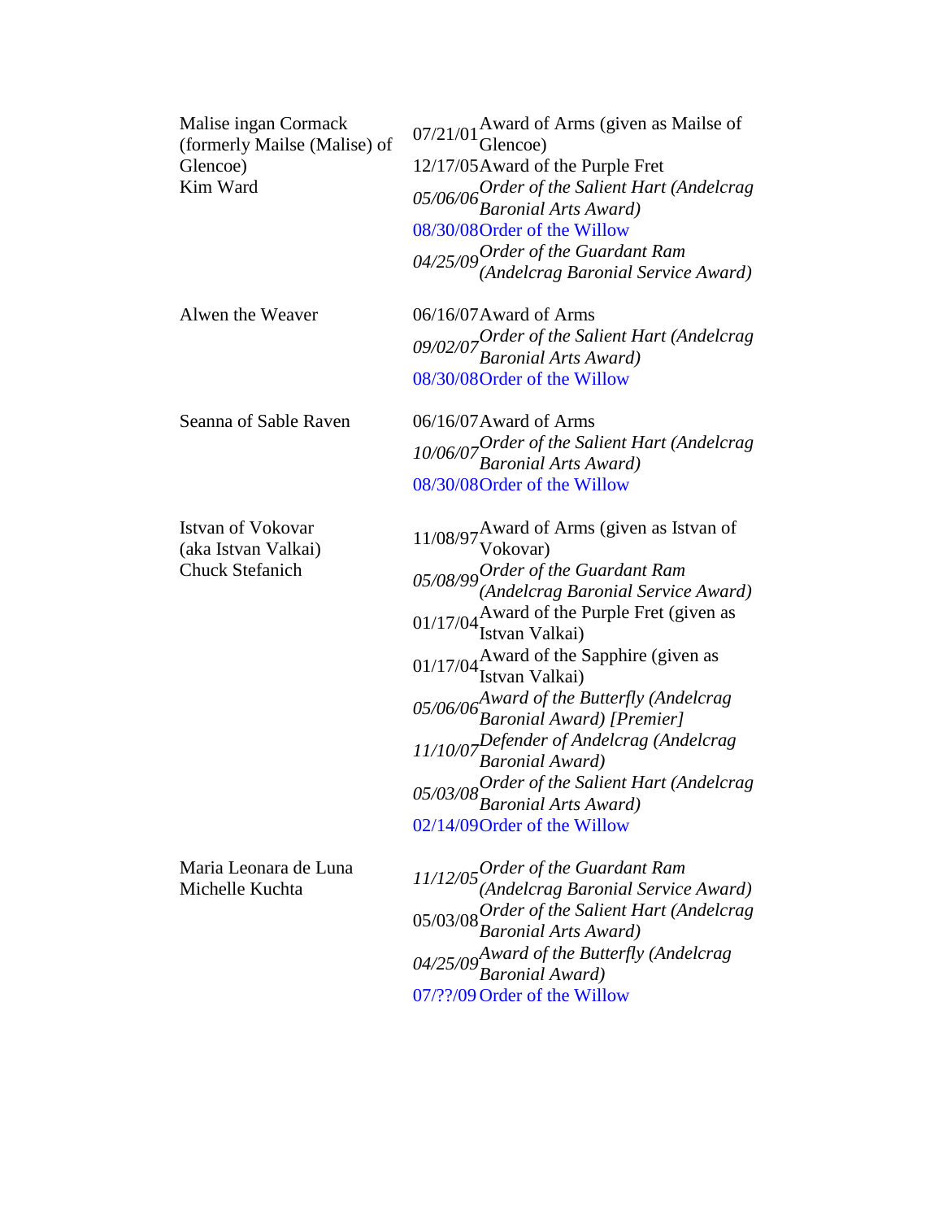| | | |
|---|---|---|
| Malise ingan Cormack (formerly Mailse (Malise) of Glencoe) Kim Ward | 07/21/01 | Award of Arms (given as Mailse of Glencoe) |
| | 12/17/05 | Award of the Purple Fret |
| | *05/06/06* | *Order of the Salient Hart (Andelcrag Baronial Arts Award)* |
| | 08/30/08 | Order of the Willow |
| | *04/25/09* | *Order of the Guardant Ram (Andelcrag Baronial Service Award)* |
| Alwen the Weaver | 06/16/07 | Award of Arms |
| | *09/02/07* | *Order of the Salient Hart (Andelcrag Baronial Arts Award)* |
| | 08/30/08 | Order of the Willow |
| Seanna of Sable Raven | 06/16/07 | Award of Arms |
| | *10/06/07* | *Order of the Salient Hart (Andelcrag Baronial Arts Award)* |
| | 08/30/08 | Order of the Willow |
| Istvan of Vokovar (aka Istvan Valkai) Chuck Stefanich | 11/08/97 | Award of Arms (given as Istvan of Vokovar) |
| | *05/08/99* | *Order of the Guardant Ram (Andelcrag Baronial Service Award)* |
| | 01/17/04 | Award of the Purple Fret (given as Istvan Valkai) |
| | 01/17/04 | Award of the Sapphire (given as Istvan Valkai) |
| | *05/06/06* | *Award of the Butterfly (Andelcrag Baronial Award) [Premier]* |
| | *11/10/07* | *Defender of Andelcrag (Andelcrag Baronial Award)* |
| | *05/03/08* | *Order of the Salient Hart (Andelcrag Baronial Arts Award)* |
| | 02/14/09 | Order of the Willow |
| Maria Leonara de Luna Michelle Kuchta | *11/12/05* | *Order of the Guardant Ram (Andelcrag Baronial Service Award)* |
| | 05/03/08 | *Order of the Salient Hart (Andelcrag Baronial Arts Award)* |
| | *04/25/09* | *Award of the Butterfly (Andelcrag Baronial Award)* |
| | 07/??/09 | Order of the Willow |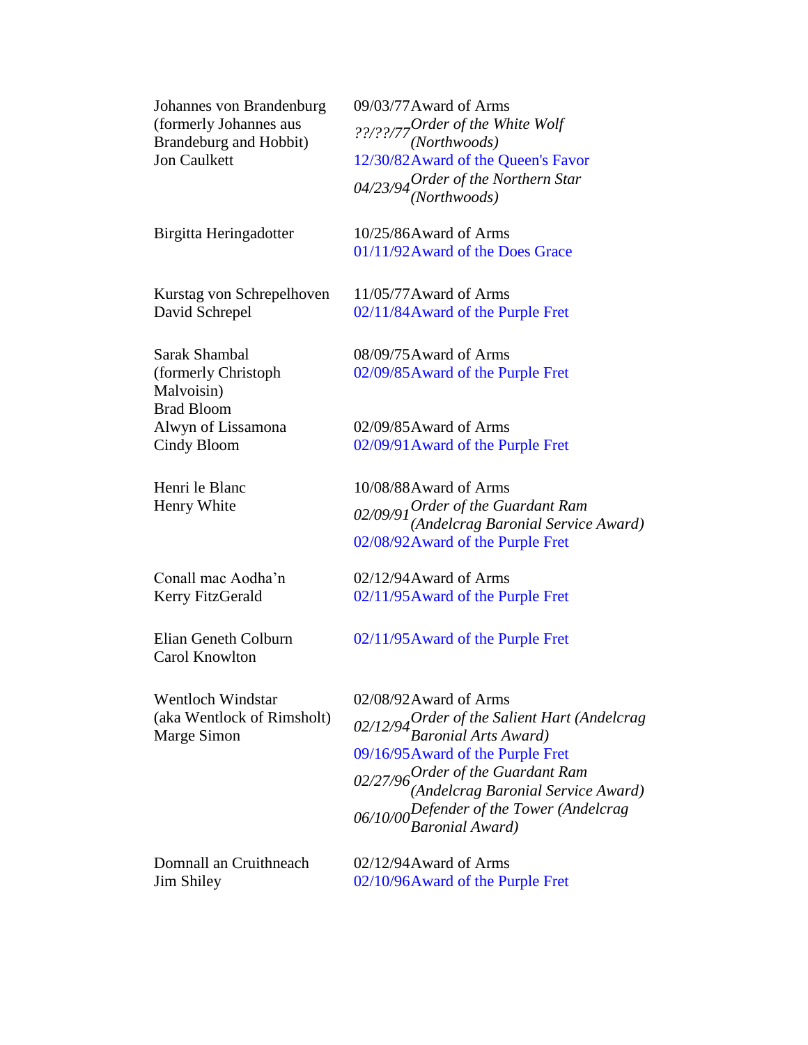| Name | Date | Award |
| --- | --- | --- |
| Johannes von Brandenburg (formerly Johannes aus Brandeburg and Hobbit) Jon Caulkett | 09/03/77 | Award of Arms |
| | *??/??/77* | *Order of the White Wolf (Northwoods)* |
| | 12/30/82 | Award of the Queen's Favor |
| | *04/23/94* | *Order of the Northern Star (Northwoods)* |
| Birgitta Heringadotter | 10/25/86 | Award of Arms |
| | 01/11/92 | Award of the Does Grace |
| Kurstag von Schrepelhoven David Schrepel | 11/05/77 | Award of Arms |
| | 02/11/84 | Award of the Purple Fret |
| Sarak Shambal (formerly Christoph Malvoisin) Brad Bloom | 08/09/75 | Award of Arms |
| | 02/09/85 | Award of the Purple Fret |
| Alwyn of Lissamona Cindy Bloom | 02/09/85 | Award of Arms |
| | 02/09/91 | Award of the Purple Fret |
| Henri le Blanc Henry White | 10/08/88 | Award of Arms |
| | *02/09/91* | *Order of the Guardant Ram (Andelcrag Baronial Service Award)* |
| | 02/08/92 | Award of the Purple Fret |
| Conall mac Aodha'n Kerry FitzGerald | 02/12/94 | Award of Arms |
| | 02/11/95 | Award of the Purple Fret |
| Elian Geneth Colburn Carol Knowlton | 02/11/95 | Award of the Purple Fret |
| Wentloch Windstar (aka Wentlock of Rimsholt) Marge Simon | 02/08/92 | Award of Arms |
| | *02/12/94* | *Order of the Salient Hart (Andelcrag Baronial Arts Award)* |
| | 09/16/95 | Award of the Purple Fret |
| | *02/27/96* | *Order of the Guardant Ram (Andelcrag Baronial Service Award)* |
| | *06/10/00* | *Defender of the Tower (Andelcrag Baronial Award)* |
| Domnall an Cruithneach Jim Shiley | 02/12/94 | Award of Arms |
| | 02/10/96 | Award of the Purple Fret |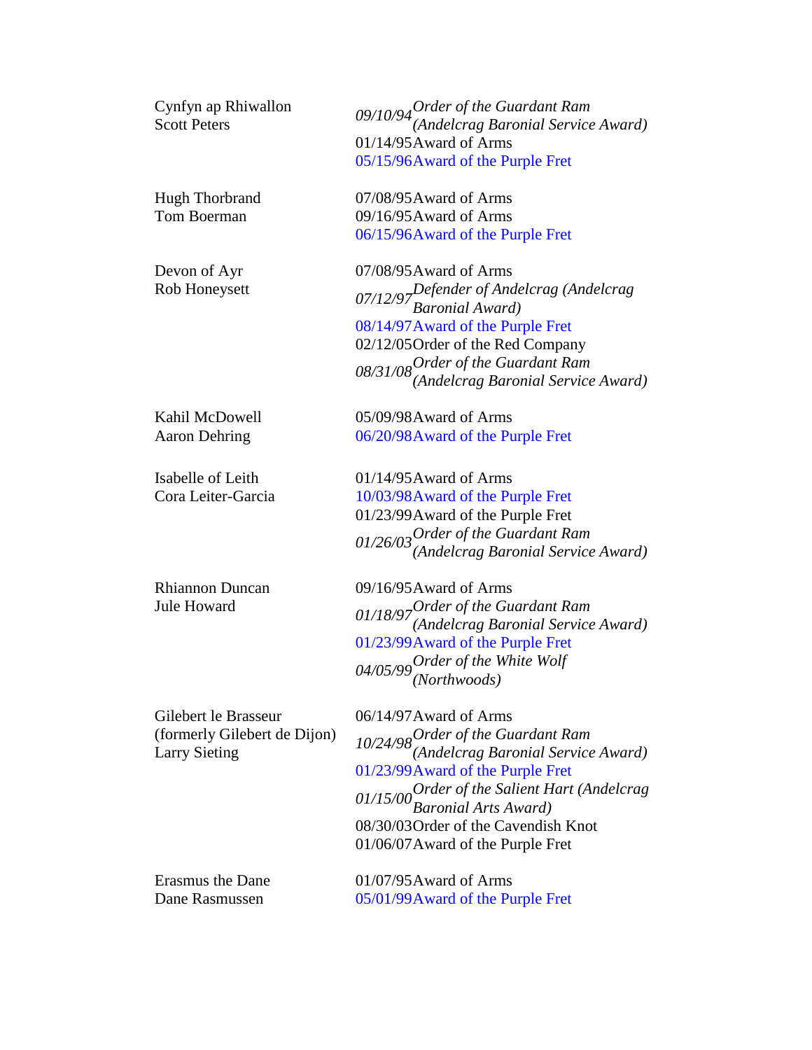| | | |
|---|---|---|
| Cynfyn ap Rhiwallon<br>Scott Peters | *09/10/94* | *Order of the Guardant Ram (Andelcrag Baronial Service Award)* |
| | 01/14/95 | Award of Arms |
| | 05/15/96 | Award of the Purple Fret |
| Hugh Thorbrand<br>Tom Boerman | 07/08/95 | Award of Arms |
| | 09/16/95 | Award of Arms |
| | 06/15/96 | Award of the Purple Fret |
| Devon of Ayr<br>Rob Honeysett | 07/08/95 | Award of Arms |
| | *07/12/97* | *Defender of Andelcrag (Andelcrag Baronial Award)* |
| | 08/14/97 | Award of the Purple Fret |
| | 02/12/05 | Order of the Red Company |
| | *08/31/08* | *Order of the Guardant Ram (Andelcrag Baronial Service Award)* |
| Kahil McDowell<br>Aaron Dehring | 05/09/98 | Award of Arms |
| | 06/20/98 | Award of the Purple Fret |
| Isabelle of Leith<br>Cora Leiter-Garcia | 01/14/95 | Award of Arms |
| | 10/03/98 | Award of the Purple Fret |
| | 01/23/99 | Award of the Purple Fret |
| | *01/26/03* | *Order of the Guardant Ram (Andelcrag Baronial Service Award)* |
| Rhiannon Duncan<br>Jule Howard | 09/16/95 | Award of Arms |
| | *01/18/97* | *Order of the Guardant Ram (Andelcrag Baronial Service Award)* |
| | 01/23/99 | Award of the Purple Fret |
| | *04/05/99* | *Order of the White Wolf (Northwoods)* |
| Gilebert le Brasseur<br>(formerly Gilebert de Dijon)<br>Larry Sieting | 06/14/97 | Award of Arms |
| | *10/24/98* | *Order of the Guardant Ram (Andelcrag Baronial Service Award)* |
| | 01/23/99 | Award of the Purple Fret |
| | *01/15/00* | *Order of the Salient Hart (Andelcrag Baronial Arts Award)* |
| | 08/30/03 | Order of the Cavendish Knot |
| | 01/06/07 | Award of the Purple Fret |
| Erasmus the Dane<br>Dane Rasmussen | 01/07/95 | Award of Arms |
| | 05/01/99 | Award of the Purple Fret |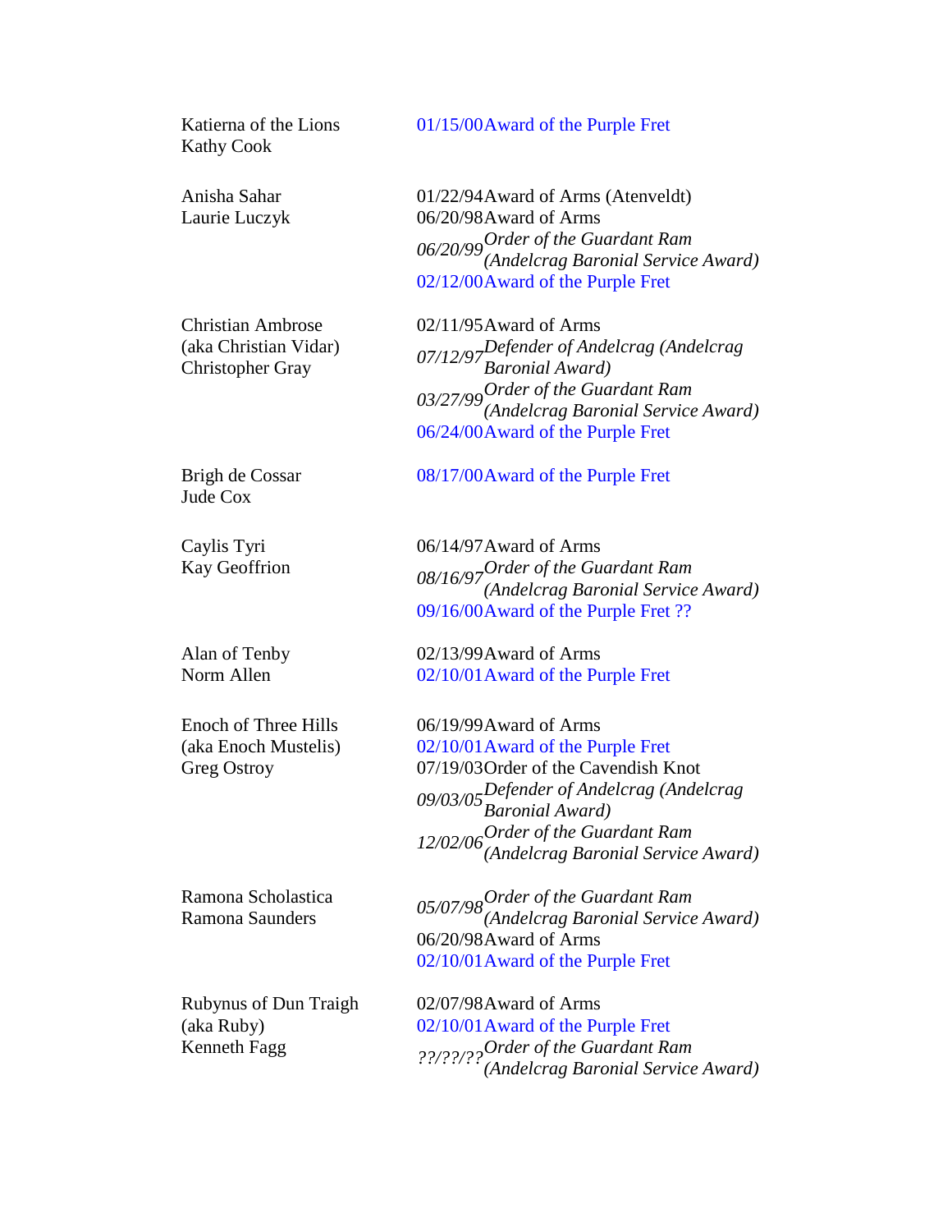| Name | Awards |
|---|---|
| Katierna of the Lions<br>Kathy Cook | 01/15/00 Award of the Purple Fret |
| Anisha Sahar<br>Laurie Luczyk | 01/22/94 Award of Arms (Atenveldt)<br>06/20/98 Award of Arms<br>*06/20/99 Order of the Guardant Ram (Andelcrag Baronial Service Award)*<br>02/12/00 Award of the Purple Fret |
| Christian Ambrose<br>(aka Christian Vidar)<br>Christopher Gray | 02/11/95 Award of Arms<br>*07/12/97 Defender of Andelcrag (Andelcrag Baronial Award)*<br>*03/27/99 Order of the Guardant Ram (Andelcrag Baronial Service Award)*<br>06/24/00 Award of the Purple Fret |
| Brigh de Cossar<br>Jude Cox | 08/17/00 Award of the Purple Fret |
| Caylis Tyri<br>Kay Geoffrion | 06/14/97 Award of Arms<br>*08/16/97 Order of the Guardant Ram (Andelcrag Baronial Service Award)*<br>09/16/00 Award of the Purple Fret ?? |
| Alan of Tenby<br>Norm Allen | 02/13/99 Award of Arms<br>02/10/01 Award of the Purple Fret |
| Enoch of Three Hills<br>(aka Enoch Mustelis)<br>Greg Ostroy | 06/19/99 Award of Arms<br>02/10/01 Award of the Purple Fret<br>07/19/03 Order of the Cavendish Knot<br>*09/03/05 Defender of Andelcrag (Andelcrag Baronial Award)*<br>*12/02/06 Order of the Guardant Ram (Andelcrag Baronial Service Award)* |
| Ramona Scholastica<br>Ramona Saunders | *05/07/98 Order of the Guardant Ram (Andelcrag Baronial Service Award)*<br>06/20/98 Award of Arms<br>02/10/01 Award of the Purple Fret |
| Rubynus of Dun Traigh<br>(aka Ruby)<br>Kenneth Fagg | 02/07/98 Award of Arms<br>02/10/01 Award of the Purple Fret<br>*??/??/?? Order of the Guardant Ram (Andelcrag Baronial Service Award)* |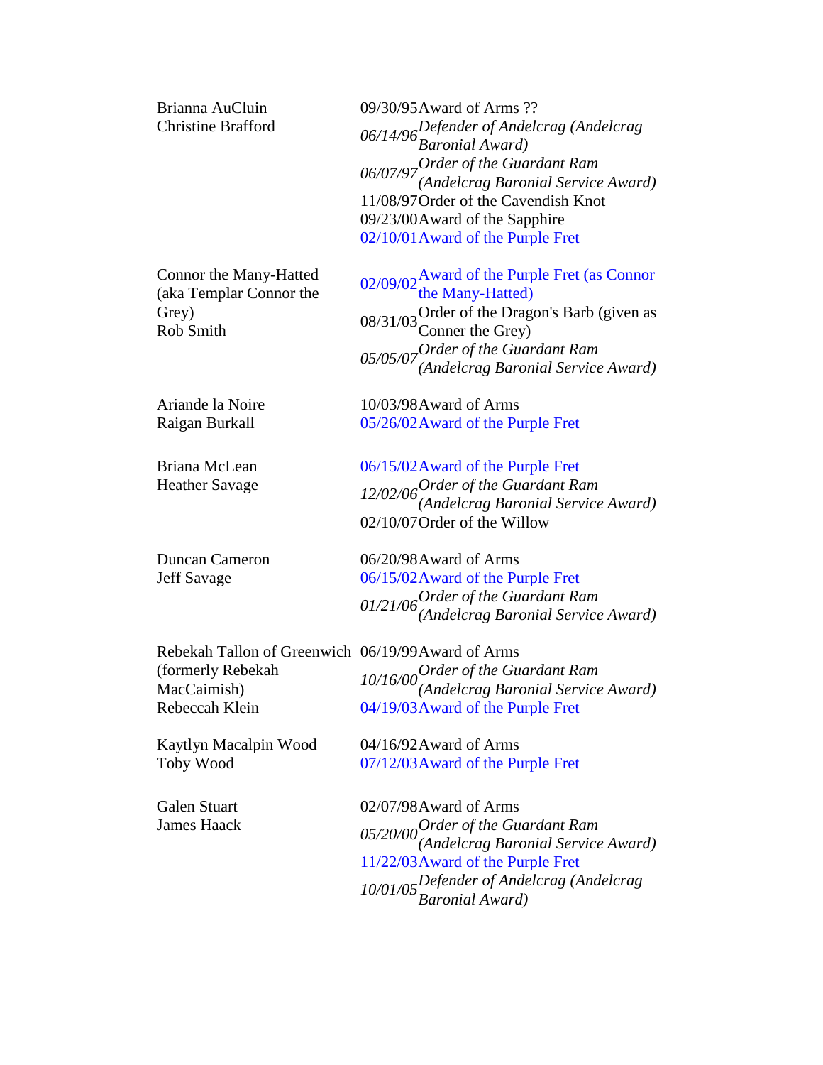| Name | Date | Award |
|---|---|---|
| Brianna AuCluin<br>Christine Brafford | 09/30/95 | Award of Arms ?? |
| | *06/14/96* | *Defender of Andelcrag (Andelcrag Baronial Award)* |
| | *06/07/97* | *Order of the Guardant Ram (Andelcrag Baronial Service Award)* |
| | 11/08/97 | Order of the Cavendish Knot |
| | 09/23/00 | Award of the Sapphire |
| | 02/10/01 | Award of the Purple Fret |
| Connor the Many-Hatted (aka Templar Connor the Grey)<br>Rob Smith | 02/09/02 | Award of the Purple Fret (as Connor the Many-Hatted) |
| | 08/31/03 | Order of the Dragon's Barb (given as Conner the Grey) |
| | *05/05/07* | *Order of the Guardant Ram (Andelcrag Baronial Service Award)* |
| Ariande la Noire<br>Raigan Burkall | 10/03/98 | Award of Arms |
| | 05/26/02 | Award of the Purple Fret |
| Briana McLean<br>Heather Savage | 06/15/02 | Award of the Purple Fret |
| | *12/02/06* | *Order of the Guardant Ram (Andelcrag Baronial Service Award)* |
| | 02/10/07 | Order of the Willow |
| Duncan Cameron<br>Jeff Savage | 06/20/98 | Award of Arms |
| | 06/15/02 | Award of the Purple Fret |
| | *01/21/06* | *Order of the Guardant Ram (Andelcrag Baronial Service Award)* |
| Rebekah Tallon of Greenwich (formerly Rebekah MacCaimish)<br>Rebeccah Klein | 06/19/99 | Award of Arms |
| | *10/16/00* | *Order of the Guardant Ram (Andelcrag Baronial Service Award)* |
| | 04/19/03 | Award of the Purple Fret |
| Kaytlyn Macalpin Wood<br>Toby Wood | 04/16/92 | Award of Arms |
| | 07/12/03 | Award of the Purple Fret |
| Galen Stuart<br>James Haack | 02/07/98 | Award of Arms |
| | *05/20/00* | *Order of the Guardant Ram (Andelcrag Baronial Service Award)* |
| | 11/22/03 | Award of the Purple Fret |
| | *10/01/05* | *Defender of Andelcrag (Andelcrag Baronial Award)* |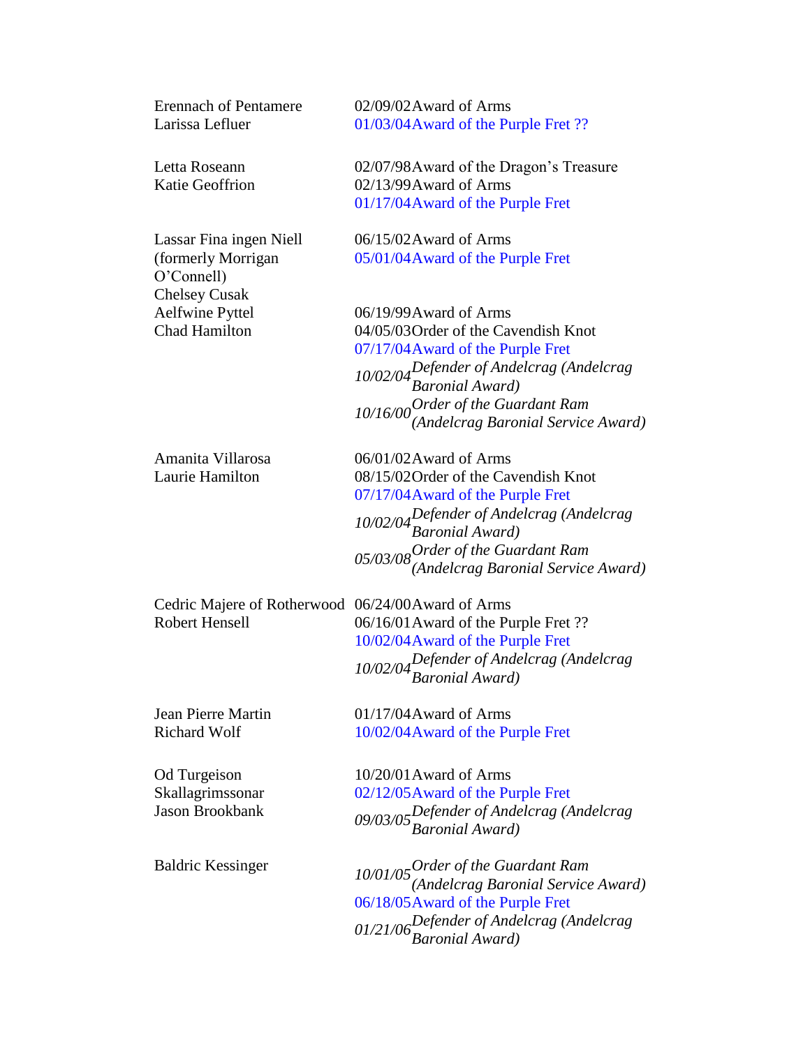| | | |
|---|---|---|
| Erennach of Pentamere<br>Larissa Lefluer | 02/09/02<br>01/03/04 | Award of Arms<br>Award of the Purple Fret ?? |
| Letta Roseann<br>Katie Geoffrion | 02/07/98<br>02/13/99<br>01/17/04 | Award of the Dragon's Treasure<br>Award of Arms<br>Award of the Purple Fret |
| Lassar Fina ingen Niell<br>(formerly Morrigan O'Connell)<br>Chelsey Cusak | 06/15/02<br>05/01/04 | Award of Arms<br>Award of the Purple Fret |
| Aelfwine Pyttel<br>Chad Hamilton | 06/19/99<br>04/05/03<br>07/17/04<br>*10/02/04*<br>*10/16/00* | Award of Arms<br>Order of the Cavendish Knot<br>Award of the Purple Fret<br>*Defender of Andelcrag (Andelcrag Baronial Award)*<br>*Order of the Guardant Ram (Andelcrag Baronial Service Award)* |
| Amanita Villarosa<br>Laurie Hamilton | 06/01/02<br>08/15/02<br>07/17/04<br>*10/02/04*<br>*05/03/08* | Award of Arms<br>Order of the Cavendish Knot<br>Award of the Purple Fret<br>*Defender of Andelcrag (Andelcrag Baronial Award)*<br>*Order of the Guardant Ram (Andelcrag Baronial Service Award)* |
| Cedric Majere of Rotherwood<br>Robert Hensell | 06/24/00<br>06/16/01<br>10/02/04<br>*10/02/04* | Award of Arms<br>Award of the Purple Fret ??<br>Award of the Purple Fret<br>*Defender of Andelcrag (Andelcrag Baronial Award)* |
| Jean Pierre Martin<br>Richard Wolf | 01/17/04<br>10/02/04 | Award of Arms<br>Award of the Purple Fret |
| Od Turgeison Skallagrimssonar<br>Jason Brookbank | 10/20/01<br>02/12/05<br>*09/03/05* | Award of Arms<br>Award of the Purple Fret<br>*Defender of Andelcrag (Andelcrag Baronial Award)* |
| Baldric Kessinger | *10/01/05*<br>06/18/05<br>*01/21/06* | *Order of the Guardant Ram (Andelcrag Baronial Service Award)*<br>Award of the Purple Fret<br>*Defender of Andelcrag (Andelcrag Baronial Award)* |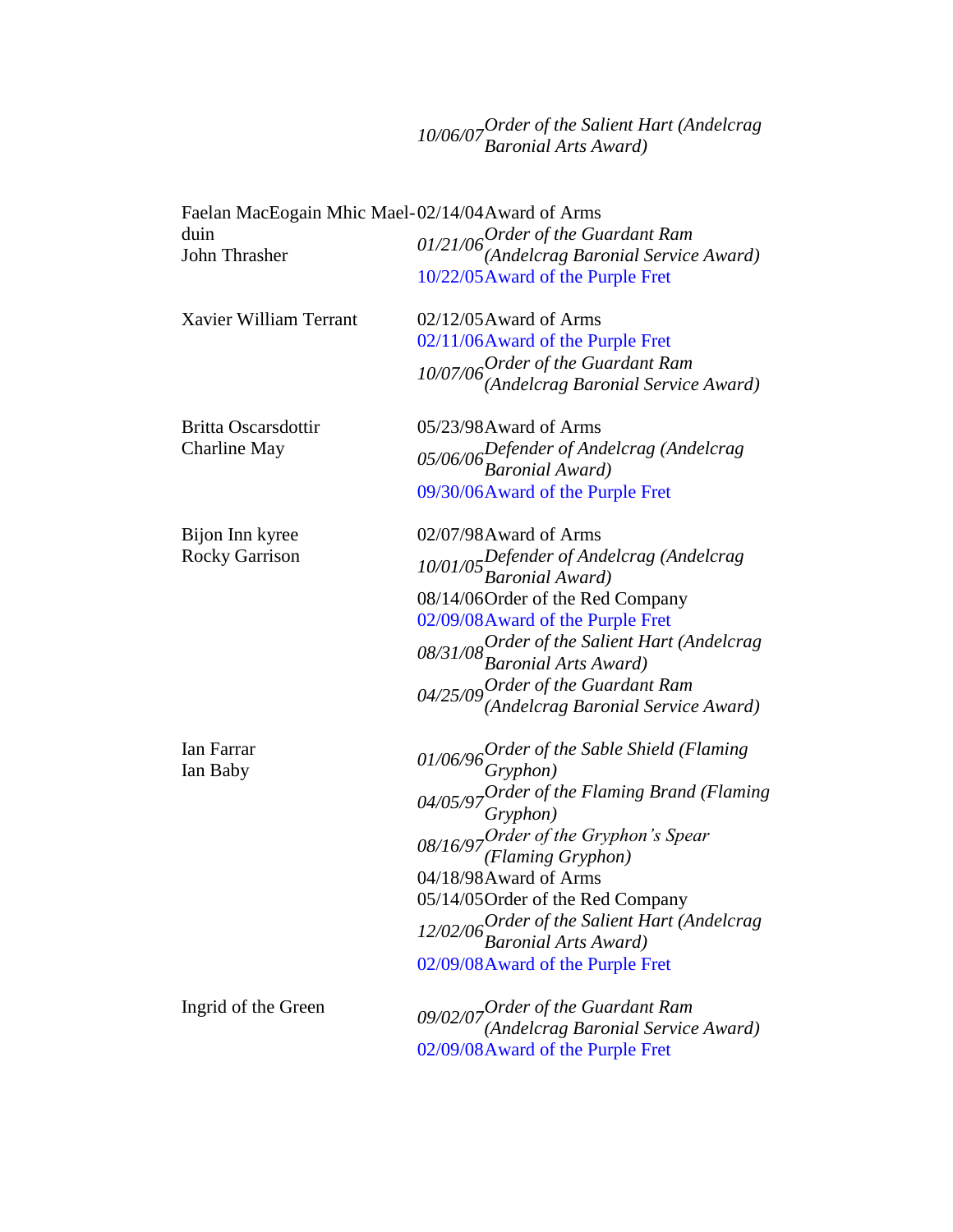| | | |
|---|---|---|
| | *10/06/07* | *Order of the Salient Hart (Andelcrag Baronial Arts Award)* |
| Faelan MacEogain Mhic Mael-duin<br>John Thrasher | 02/14/04 | Award of Arms |
| | *01/21/06* | *Order of the Guardant Ram (Andelcrag Baronial Service Award)* |
| | 10/22/05 | Award of the Purple Fret |
| Xavier William Terrant | 02/12/05 | Award of Arms |
| | 02/11/06 | Award of the Purple Fret |
| | *10/07/06* | *Order of the Guardant Ram (Andelcrag Baronial Service Award)* |
| Britta Oscarsdottir<br>Charline May | 05/23/98 | Award of Arms |
| | *05/06/06* | *Defender of Andelcrag (Andelcrag Baronial Award)* |
| | 09/30/06 | Award of the Purple Fret |
| Bijon Inn kyree<br>Rocky Garrison | 02/07/98 | Award of Arms |
| | *10/01/05* | *Defender of Andelcrag (Andelcrag Baronial Award)* |
| | 08/14/06 | Order of the Red Company |
| | 02/09/08 | Award of the Purple Fret |
| | *08/31/08* | *Order of the Salient Hart (Andelcrag Baronial Arts Award)* |
| | *04/25/09* | *Order of the Guardant Ram (Andelcrag Baronial Service Award)* |
| Ian Farrar<br>Ian Baby | *01/06/96* | *Order of the Sable Shield (Flaming Gryphon)* |
| | *04/05/97* | *Order of the Flaming Brand (Flaming Gryphon)* |
| | *08/16/97* | *Order of the Gryphon's Spear (Flaming Gryphon)* |
| | 04/18/98 | Award of Arms |
| | 05/14/05 | Order of the Red Company |
| | *12/02/06* | *Order of the Salient Hart (Andelcrag Baronial Arts Award)* |
| | 02/09/08 | Award of the Purple Fret |
| Ingrid of the Green | *09/02/07* | *Order of the Guardant Ram (Andelcrag Baronial Service Award)* |
| | 02/09/08 | Award of the Purple Fret |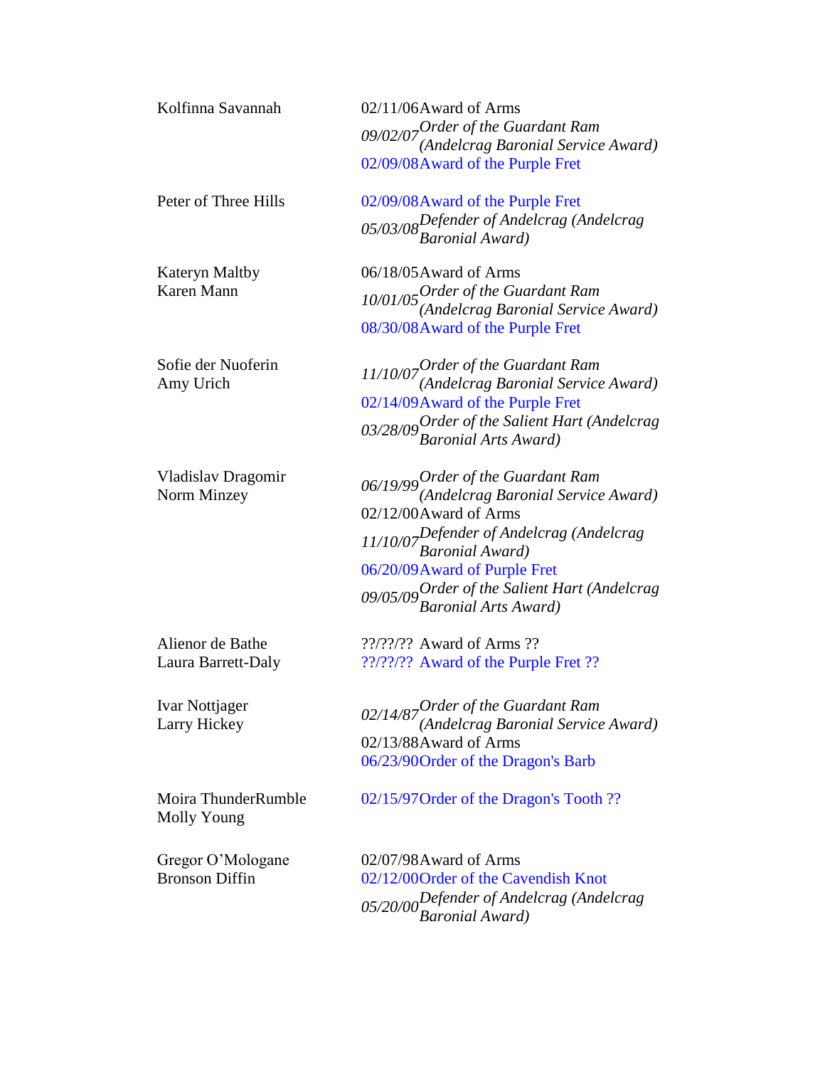| Name | Date | Award |
|---|---|---|
| Kolfinna Savannah | 02/11/06 | Award of Arms |
| | *09/02/07* | *Order of the Guardant Ram (Andelcrag Baronial Service Award)* |
| | 02/09/08 | Award of the Purple Fret |
| Peter of Three Hills | 02/09/08 | Award of the Purple Fret |
| | *05/03/08* | *Defender of Andelcrag (Andelcrag Baronial Award)* |
| Kateryn Maltby<br>Karen Mann | 06/18/05 | Award of Arms |
| | *10/01/05* | *Order of the Guardant Ram (Andelcrag Baronial Service Award)* |
| | 08/30/08 | Award of the Purple Fret |
| Sofie der Nuoferin<br>Amy Urich | *11/10/07* | *Order of the Guardant Ram (Andelcrag Baronial Service Award)* |
| | 02/14/09 | Award of the Purple Fret |
| | *03/28/09* | *Order of the Salient Hart (Andelcrag Baronial Arts Award)* |
| Vladislav Dragomir<br>Norm Minzey | *06/19/99* | *Order of the Guardant Ram (Andelcrag Baronial Service Award)* |
| | 02/12/00 | Award of Arms |
| | *11/10/07* | *Defender of Andelcrag (Andelcrag Baronial Award)* |
| | 06/20/09 | Award of Purple Fret |
| | *09/05/09* | *Order of the Salient Hart (Andelcrag Baronial Arts Award)* |
| Alienor de Bathe<br>Laura Barrett-Daly | ??/??/?? | Award of Arms ?? |
| | ??/??/?? | Award of the Purple Fret ?? |
| Ivar Nottjager<br>Larry Hickey | *02/14/87* | *Order of the Guardant Ram (Andelcrag Baronial Service Award)* |
| | 02/13/88 | Award of Arms |
| | 06/23/90 | Order of the Dragon's Barb |
| Moira ThunderRumble<br>Molly Young | 02/15/97 | Order of the Dragon's Tooth ?? |
| Gregor O'Mologane<br>Bronson Diffin | 02/07/98 | Award of Arms |
| | 02/12/00 | Order of the Cavendish Knot |
| | *05/20/00* | *Defender of Andelcrag (Andelcrag Baronial Award)* |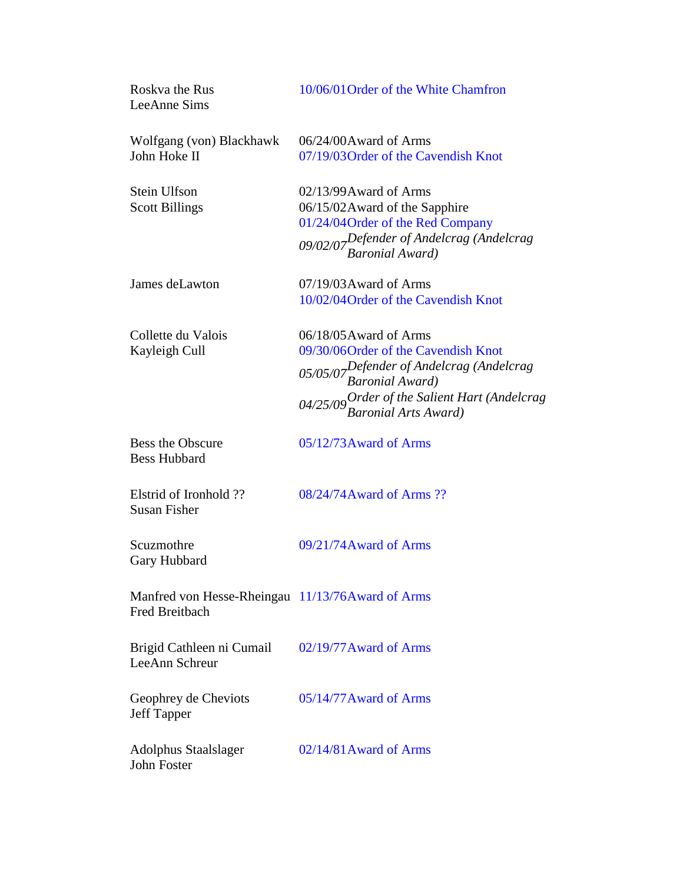| Name | Date | Award |
|---|---|---|
| Roskva the Rus<br>LeeAnne Sims | 10/06/01 | Order of the White Chamfron |
| Wolfgang (von) Blackhawk<br>John Hoke II | 06/24/00 | Award of Arms |
| | 07/19/03 | Order of the Cavendish Knot |
| Stein Ulfson<br>Scott Billings | 02/13/99 | Award of Arms |
| | 06/15/02 | Award of the Sapphire |
| | 01/24/04 | Order of the Red Company |
| | *09/02/07* | *Defender of Andelcrag (Andelcrag Baronial Award)* |
| James deLawton | 07/19/03 | Award of Arms |
| | 10/02/04 | Order of the Cavendish Knot |
| Collette du Valois<br>Kayleigh Cull | 06/18/05 | Award of Arms |
| | 09/30/06 | Order of the Cavendish Knot |
| | *05/05/07* | *Defender of Andelcrag (Andelcrag Baronial Award)* |
| | *04/25/09* | *Order of the Salient Hart (Andelcrag Baronial Arts Award)* |
| Bess the Obscure<br>Bess Hubbard | 05/12/73 | Award of Arms |
| Elstrid of Ironhold ??<br>Susan Fisher | 08/24/74 | Award of Arms ?? |
| Scuzmothre<br>Gary Hubbard | 09/21/74 | Award of Arms |
| Manfred von Hesse-Rheingau<br>Fred Breitbach | 11/13/76 | Award of Arms |
| Brigid Cathleen ni Cumail<br>LeeAnn Schreur | 02/19/77 | Award of Arms |
| Geophrey de Cheviots<br>Jeff Tapper | 05/14/77 | Award of Arms |
| Adolphus Staalslager<br>John Foster | 02/14/81 | Award of Arms |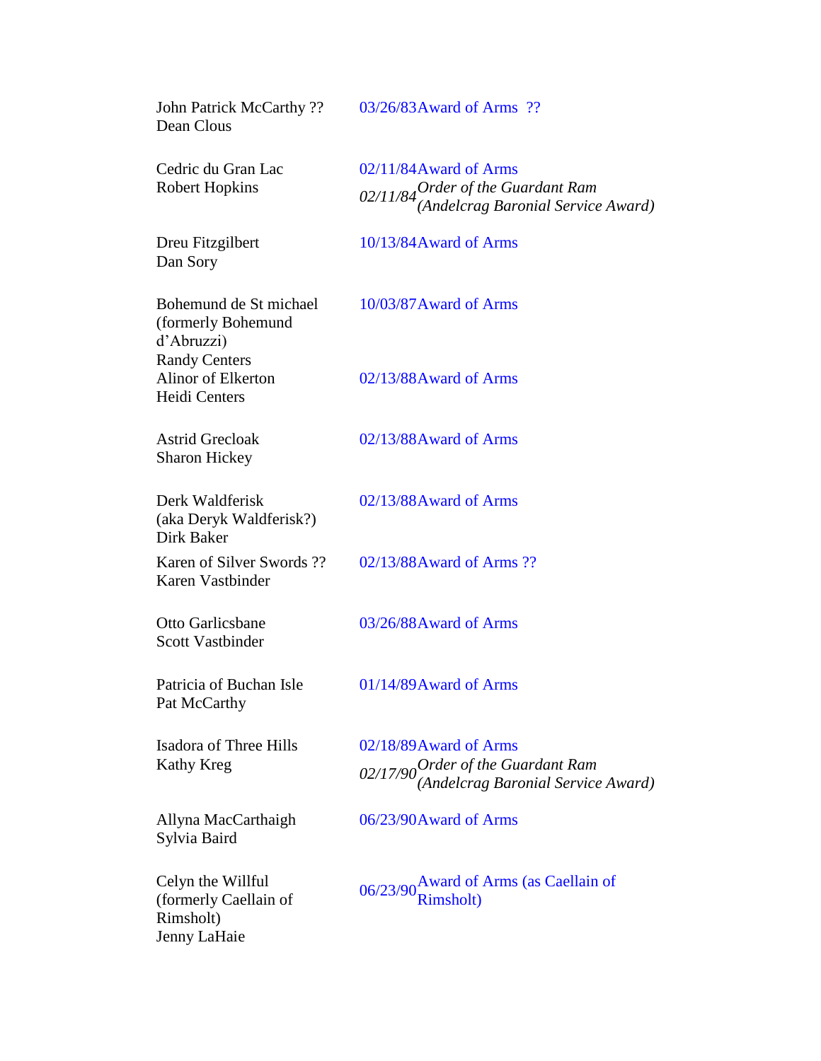| Name | Date | Award |
| --- | --- | --- |
| John Patrick McCarthy ?? Dean Clous | 03/26/83 | Award of Arms ?? |
| Cedric du Gran Lac Robert Hopkins | 02/11/84 | Award of Arms |
| | *02/11/84* | *Order of the Guardant Ram (Andelcrag Baronial Service Award)* |
| Dreu Fitzgilbert Dan Sory | 10/13/84 | Award of Arms |
| Bohemund de St michael (formerly Bohemund d'Abruzzi) Randy Centers | 10/03/87 | Award of Arms |
| Alinor of Elkerton Heidi Centers | 02/13/88 | Award of Arms |
| Astrid Grecloak Sharon Hickey | 02/13/88 | Award of Arms |
| Derk Waldferisk (aka Deryk Waldferisk?) Dirk Baker | 02/13/88 | Award of Arms |
| Karen of Silver Swords ?? Karen Vastbinder | 02/13/88 | Award of Arms ?? |
| Otto Garlicsbane Scott Vastbinder | 03/26/88 | Award of Arms |
| Patricia of Buchan Isle Pat McCarthy | 01/14/89 | Award of Arms |
| Isadora of Three Hills Kathy Kreg | 02/18/89 | Award of Arms |
| | *02/17/90* | *Order of the Guardant Ram (Andelcrag Baronial Service Award)* |
| Allyna MacCarthaigh Sylvia Baird | 06/23/90 | Award of Arms |
| Celyn the Willful (formerly Caellain of Rimsholt) Jenny LaHaie | 06/23/90 | Award of Arms (as Caellain of Rimsholt) |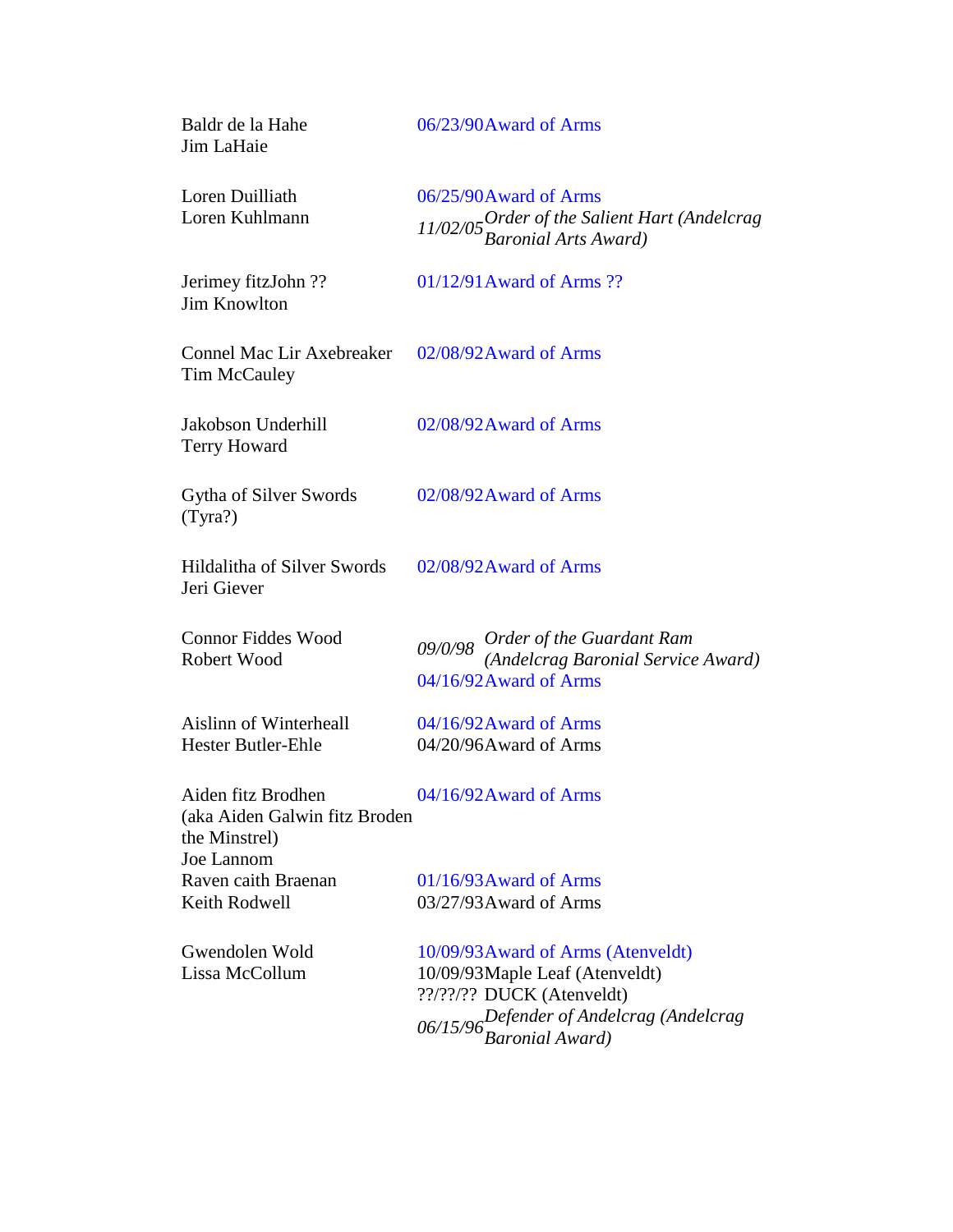| Name | Awards |
| --- | --- |
| Baldr de la Hahe<br>Jim LaHaie | 06/23/90 Award of Arms |
| Loren Duilliath<br>Loren Kuhlmann | 06/25/90 Award of Arms<br>*11/02/05 Order of the Salient Hart (Andelcrag Baronial Arts Award)* |
| Jerimey fitzJohn ??<br>Jim Knowlton | 01/12/91 Award of Arms ?? |
| Connel Mac Lir Axebreaker<br>Tim McCauley | 02/08/92 Award of Arms |
| Jakobson Underhill<br>Terry Howard | 02/08/92 Award of Arms |
| Gytha of Silver Swords<br>(Tyra?) | 02/08/92 Award of Arms |
| Hildalitha of Silver Swords<br>Jeri Giever | 02/08/92 Award of Arms |
| Connor Fiddes Wood<br>Robert Wood | *09/0/98 Order of the Guardant Ram (Andelcrag Baronial Service Award)*<br>04/16/92 Award of Arms |
| Aislinn of Winterheall<br>Hester Butler-Ehle | 04/16/92 Award of Arms<br>04/20/96 Award of Arms |
| Aiden fitz Brodhen<br>(aka Aiden Galwin fitz Broden the Minstrel)<br>Joe Lannom | 04/16/92 Award of Arms |
| Raven caith Braenan<br>Keith Rodwell | 01/16/93 Award of Arms<br>03/27/93 Award of Arms |
| Gwendolen Wold<br>Lissa McCollum | 10/09/93 Award of Arms (Atenveldt)<br>10/09/93 Maple Leaf (Atenveldt)<br>??/??/?? DUCK (Atenveldt)<br>*06/15/96 Defender of Andelcrag (Andelcrag Baronial Award)* |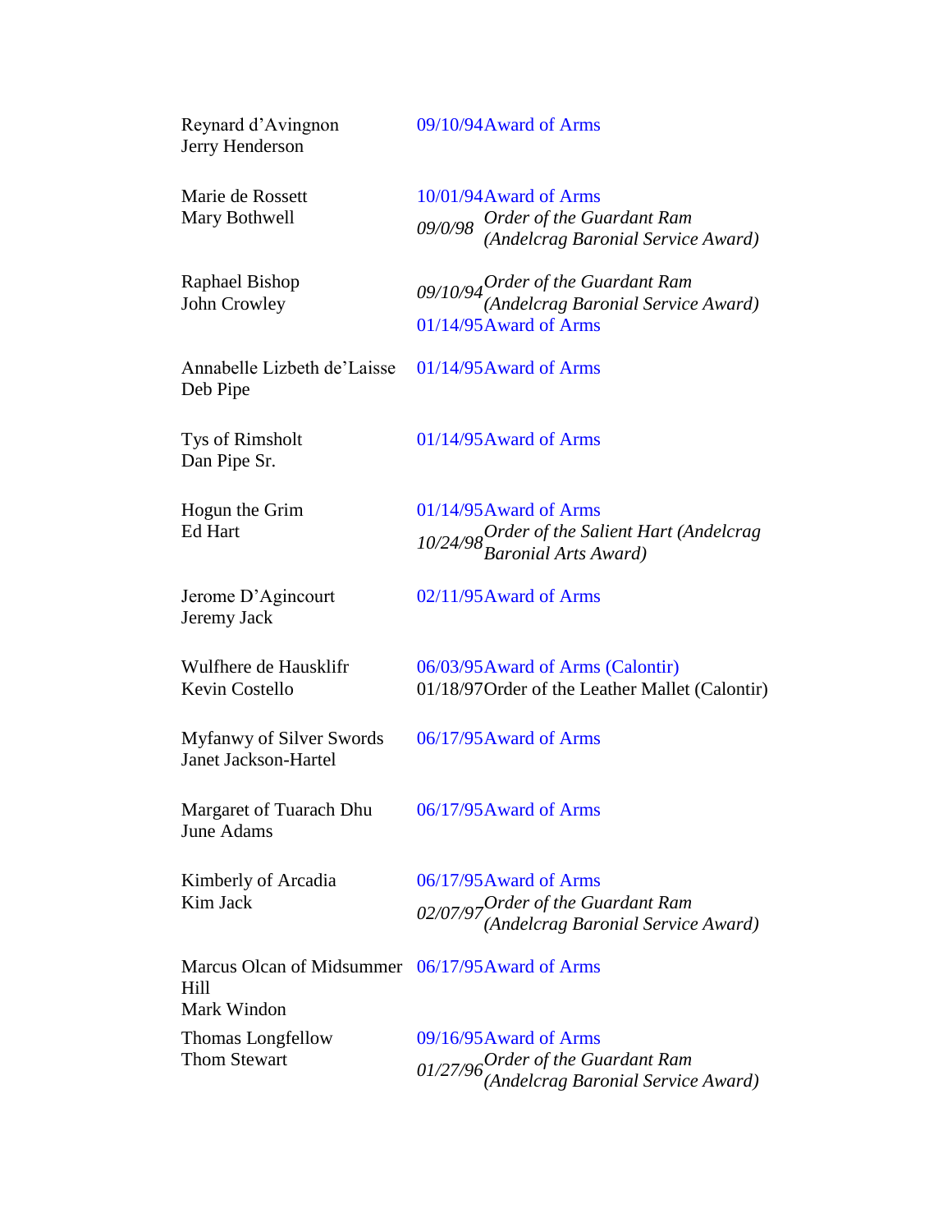| Name | Awards |
|---|---|
| Reynard d'Avingnon<br>Jerry Henderson | 09/10/94 Award of Arms |
| Marie de Rossett<br>Mary Bothwell | 10/01/94 Award of Arms<br>*09/0/98 Order of the Guardant Ram (Andelcrag Baronial Service Award)* |
| Raphael Bishop<br>John Crowley | *09/10/94 Order of the Guardant Ram (Andelcrag Baronial Service Award)*<br>01/14/95 Award of Arms |
| Annabelle Lizbeth de'Laisse<br>Deb Pipe | 01/14/95 Award of Arms |
| Tys of Rimsholt<br>Dan Pipe Sr. | 01/14/95 Award of Arms |
| Hogun the Grim<br>Ed Hart | 01/14/95 Award of Arms<br>*10/24/98 Order of the Salient Hart (Andelcrag Baronial Arts Award)* |
| Jerome D'Agincourt<br>Jeremy Jack | 02/11/95 Award of Arms |
| Wulfhere de Hausklifr<br>Kevin Costello | 06/03/95 Award of Arms (Calontir)<br>01/18/97 Order of the Leather Mallet (Calontir) |
| Myfanwy of Silver Swords<br>Janet Jackson-Hartel | 06/17/95 Award of Arms |
| Margaret of Tuarach Dhu<br>June Adams | 06/17/95 Award of Arms |
| Kimberly of Arcadia<br>Kim Jack | 06/17/95 Award of Arms<br>*02/07/97 Order of the Guardant Ram (Andelcrag Baronial Service Award)* |
| Marcus Olcan of Midsummer Hill<br>Mark Windon | 06/17/95 Award of Arms |
| Thomas Longfellow<br>Thom Stewart | 09/16/95 Award of Arms<br>*01/27/96 Order of the Guardant Ram (Andelcrag Baronial Service Award)* |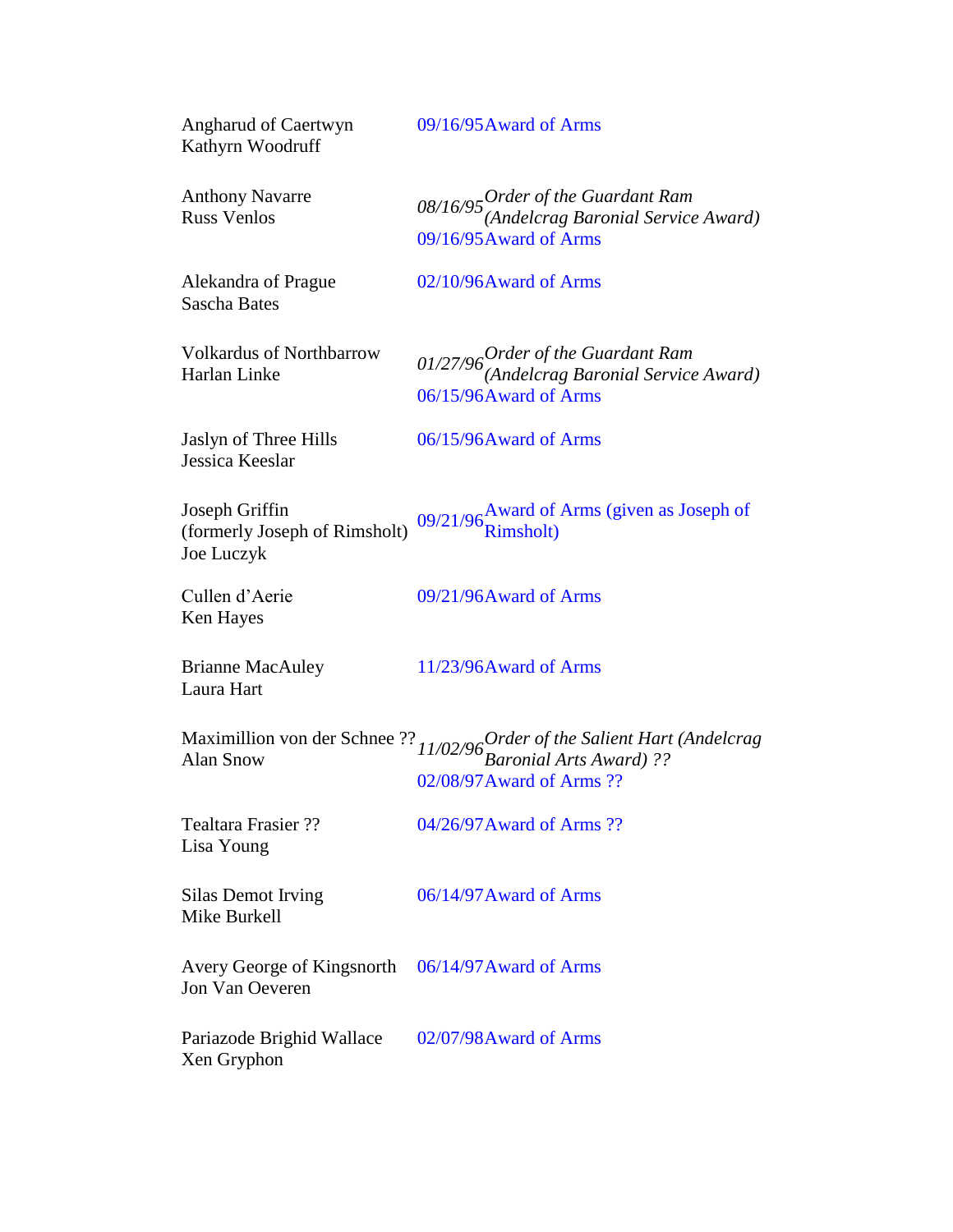| Name | Date | Award |
|---|---|---|
| Angharud of Caertwyn<br>Kathyrn Woodruff | 09/16/95 | Award of Arms |
| Anthony Navarre<br>Russ Venlos | *08/16/95*<br>09/16/95 | *Order of the Guardant Ram (Andelcrag Baronial Service Award)*<br>Award of Arms |
| Alekandra of Prague<br>Sascha Bates | 02/10/96 | Award of Arms |
| Volkardus of Northbarrow<br>Harlan Linke | *01/27/96*<br>06/15/96 | *Order of the Guardant Ram (Andelcrag Baronial Service Award)*<br>Award of Arms |
| Jaslyn of Three Hills<br>Jessica Keeslar | 06/15/96 | Award of Arms |
| Joseph Griffin<br>(formerly Joseph of Rimsholt)<br>Joe Luczyk | 09/21/96 | Award of Arms (given as Joseph of Rimsholt) |
| Cullen d'Aerie<br>Ken Hayes | 09/21/96 | Award of Arms |
| Brianne MacAuley<br>Laura Hart | 11/23/96 | Award of Arms |
| Maximillion von der Schnee ??<br>Alan Snow | *11/02/96*<br>02/08/97 | *Order of the Salient Hart (Andelcrag Baronial Arts Award) ??*<br>Award of Arms ?? |
| Tealtara Frasier ??<br>Lisa Young | 04/26/97 | Award of Arms ?? |
| Silas Demot Irving<br>Mike Burkell | 06/14/97 | Award of Arms |
| Avery George of Kingsnorth<br>Jon Van Oeveren | 06/14/97 | Award of Arms |
| Pariazode Brighid Wallace<br>Xen Gryphon | 02/07/98 | Award of Arms |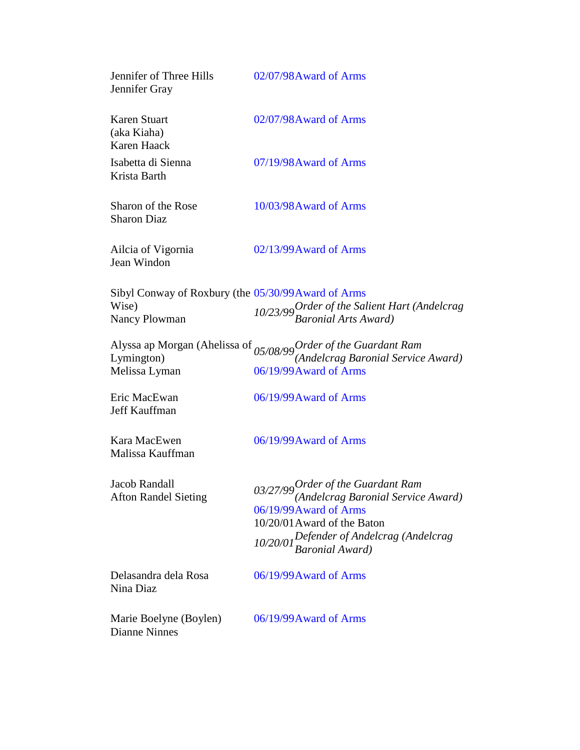| Name | Date | Award |
|---|---|---|
| Jennifer of Three Hills<br>Jennifer Gray | 02/07/98 | Award of Arms |
| Karen Stuart<br>(aka Kiaha)<br>Karen Haack | 02/07/98 | Award of Arms |
| Isabetta di Sienna<br>Krista Barth | 07/19/98 | Award of Arms |
| Sharon of the Rose<br>Sharon Diaz | 10/03/98 | Award of Arms |
| Ailcia of Vigornia<br>Jean Windon | 02/13/99 | Award of Arms |
| Sibyl Conway of Roxbury (the Wise)<br>Nancy Plowman | 05/30/99 | Award of Arms |
| | *10/23/99* | *Order of the Salient Hart (Andelcrag Baronial Arts Award)* |
| Alyssa ap Morgan (Ahelissa of Lymington)<br>Melissa Lyman | *05/08/99* | *Order of the Guardant Ram (Andelcrag Baronial Service Award)* |
| | 06/19/99 | Award of Arms |
| Eric MacEwan<br>Jeff Kauffman | 06/19/99 | Award of Arms |
| Kara MacEwen<br>Malissa Kauffman | 06/19/99 | Award of Arms |
| Jacob Randall<br>Afton Randel Sieting | *03/27/99* | *Order of the Guardant Ram (Andelcrag Baronial Service Award)* |
| | 06/19/99 | Award of Arms |
| | 10/20/01 | Award of the Baton |
| | *10/20/01* | *Defender of Andelcrag (Andelcrag Baronial Award)* |
| Delasandra dela Rosa<br>Nina Diaz | 06/19/99 | Award of Arms |
| Marie Boelyne (Boylen)<br>Dianne Ninnes | 06/19/99 | Award of Arms |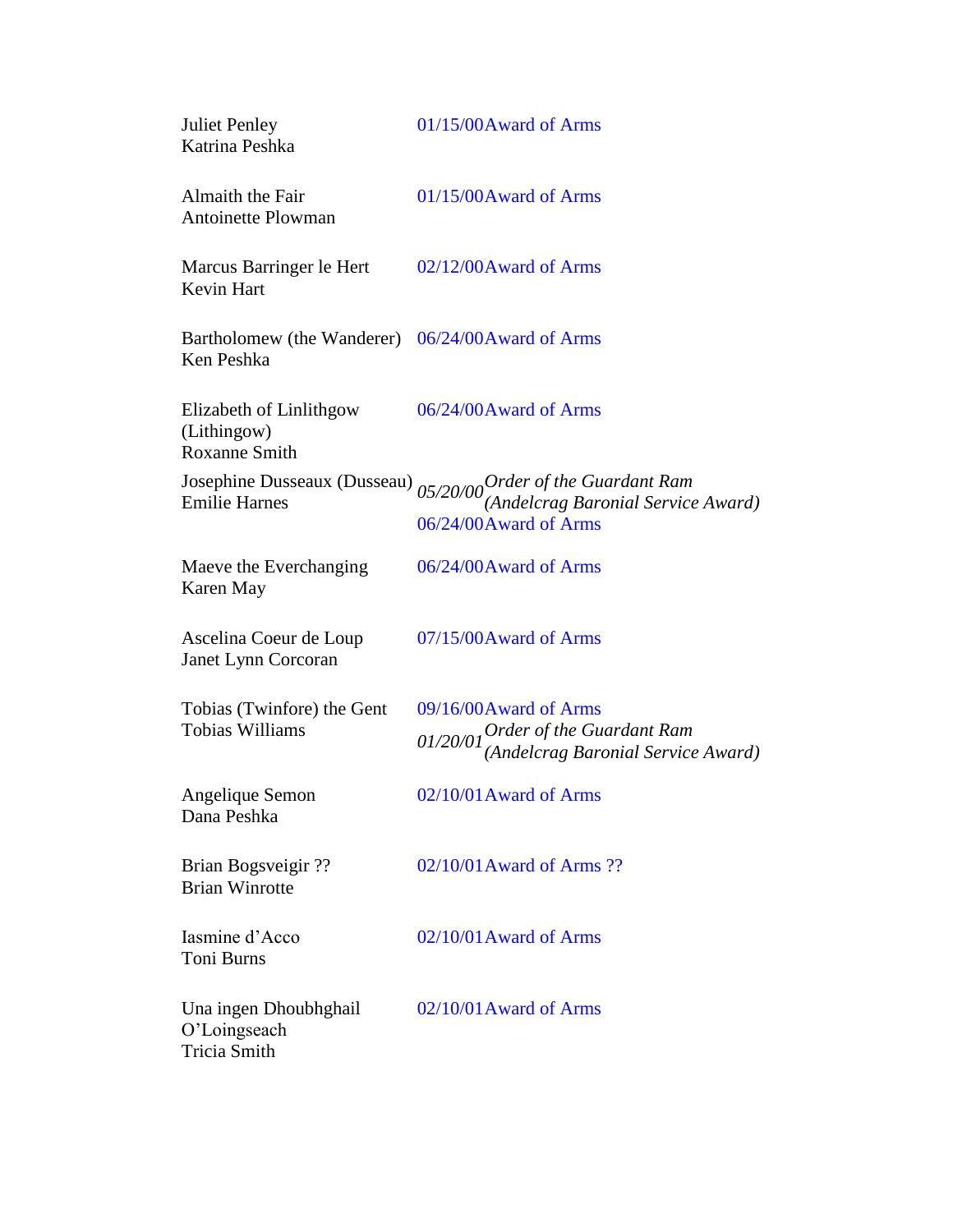| Name | Date | Award |
|---|---|---|
| Juliet Penley<br>Katrina Peshka | 01/15/00 | Award of Arms |
| Almaith the Fair<br>Antoinette Plowman | 01/15/00 | Award of Arms |
| Marcus Barringer le Hert<br>Kevin Hart | 02/12/00 | Award of Arms |
| Bartholomew (the Wanderer)<br>Ken Peshka | 06/24/00 | Award of Arms |
| Elizabeth of Linlithgow (Lithingow)<br>Roxanne Smith | 06/24/00 | Award of Arms |
| Josephine Dusseaux (Dusseau)<br>Emilie Harnes | *05/20/00* | *Order of the Guardant Ram (Andelcrag Baronial Service Award)* |
| | 06/24/00 | Award of Arms |
| Maeve the Everchanging<br>Karen May | 06/24/00 | Award of Arms |
| Ascelina Coeur de Loup<br>Janet Lynn Corcoran | 07/15/00 | Award of Arms |
| Tobias (Twinfore) the Gent<br>Tobias Williams | 09/16/00 | Award of Arms |
| | *01/20/01* | *Order of the Guardant Ram (Andelcrag Baronial Service Award)* |
| Angelique Semon<br>Dana Peshka | 02/10/01 | Award of Arms |
| Brian Bogsveigir ??<br>Brian Winrotte | 02/10/01 | Award of Arms ?? |
| Iasmine d'Acco<br>Toni Burns | 02/10/01 | Award of Arms |
| Una ingen Dhoubhghail O'Loingseach<br>Tricia Smith | 02/10/01 | Award of Arms |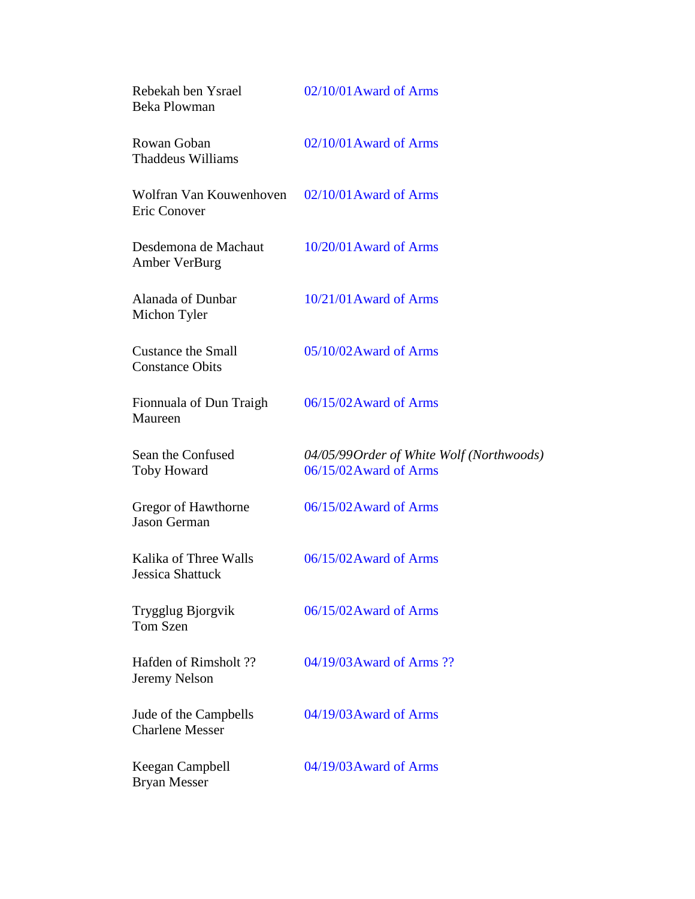| | |
|---|---|
| Rebekah ben Ysrael<br>Beka Plowman | 02/10/01Award of Arms |
| Rowan Goban<br>Thaddeus Williams | 02/10/01Award of Arms |
| Wolfran Van Kouwenhoven<br>Eric Conover | 02/10/01Award of Arms |
| Desdemona de Machaut<br>Amber VerBurg | 10/20/01Award of Arms |
| Alanada of Dunbar<br>Michon Tyler | 10/21/01Award of Arms |
| Custance the Small<br>Constance Obits | 05/10/02Award of Arms |
| Fionnuala of Dun Traigh<br>Maureen | 06/15/02Award of Arms |
| Sean the Confused<br>Toby Howard | *04/05/99Order of White Wolf (Northwoods)*<br>06/15/02Award of Arms |
| Gregor of Hawthorne<br>Jason German | 06/15/02Award of Arms |
| Kalika of Three Walls<br>Jessica Shattuck | 06/15/02Award of Arms |
| Trygglug Bjorgvik<br>Tom Szen | 06/15/02Award of Arms |
| Hafden of Rimsholt ??<br>Jeremy Nelson | 04/19/03Award of Arms ?? |
| Jude of the Campbells<br>Charlene Messer | 04/19/03Award of Arms |
| Keegan Campbell<br>Bryan Messer | 04/19/03Award of Arms |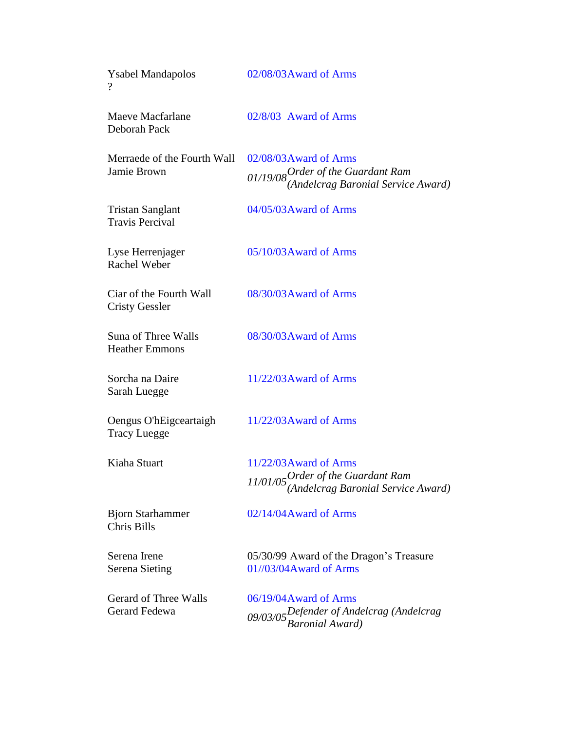| | |
|---|---|
| Ysabel Mandapolos<br>? | 02/08/03 Award of Arms |
| Maeve Macfarlane<br>Deborah Pack | 02/8/03 Award of Arms |
| Merraede of the Fourth Wall<br>Jamie Brown | 02/08/03 Award of Arms<br>*01/19/08 Order of the Guardant Ram (Andelcrag Baronial Service Award)* |
| Tristan Sanglant<br>Travis Percival | 04/05/03 Award of Arms |
| Lyse Herrenjager<br>Rachel Weber | 05/10/03 Award of Arms |
| Ciar of the Fourth Wall<br>Cristy Gessler | 08/30/03 Award of Arms |
| Suna of Three Walls<br>Heather Emmons | 08/30/03 Award of Arms |
| Sorcha na Daire<br>Sarah Luegge | 11/22/03 Award of Arms |
| Oengus O'hEigceartaigh<br>Tracy Luegge | 11/22/03 Award of Arms |
| Kiaha Stuart | 11/22/03 Award of Arms<br>*11/01/05 Order of the Guardant Ram (Andelcrag Baronial Service Award)* |
| Bjorn Starhammer<br>Chris Bills | 02/14/04 Award of Arms |
| Serena Irene<br>Serena Sieting | 05/30/99 Award of the Dragon's Treasure<br>01//03/04 Award of Arms |
| Gerard of Three Walls<br>Gerard Fedewa | 06/19/04 Award of Arms<br>*09/03/05 Defender of Andelcrag (Andelcrag Baronial Award)* |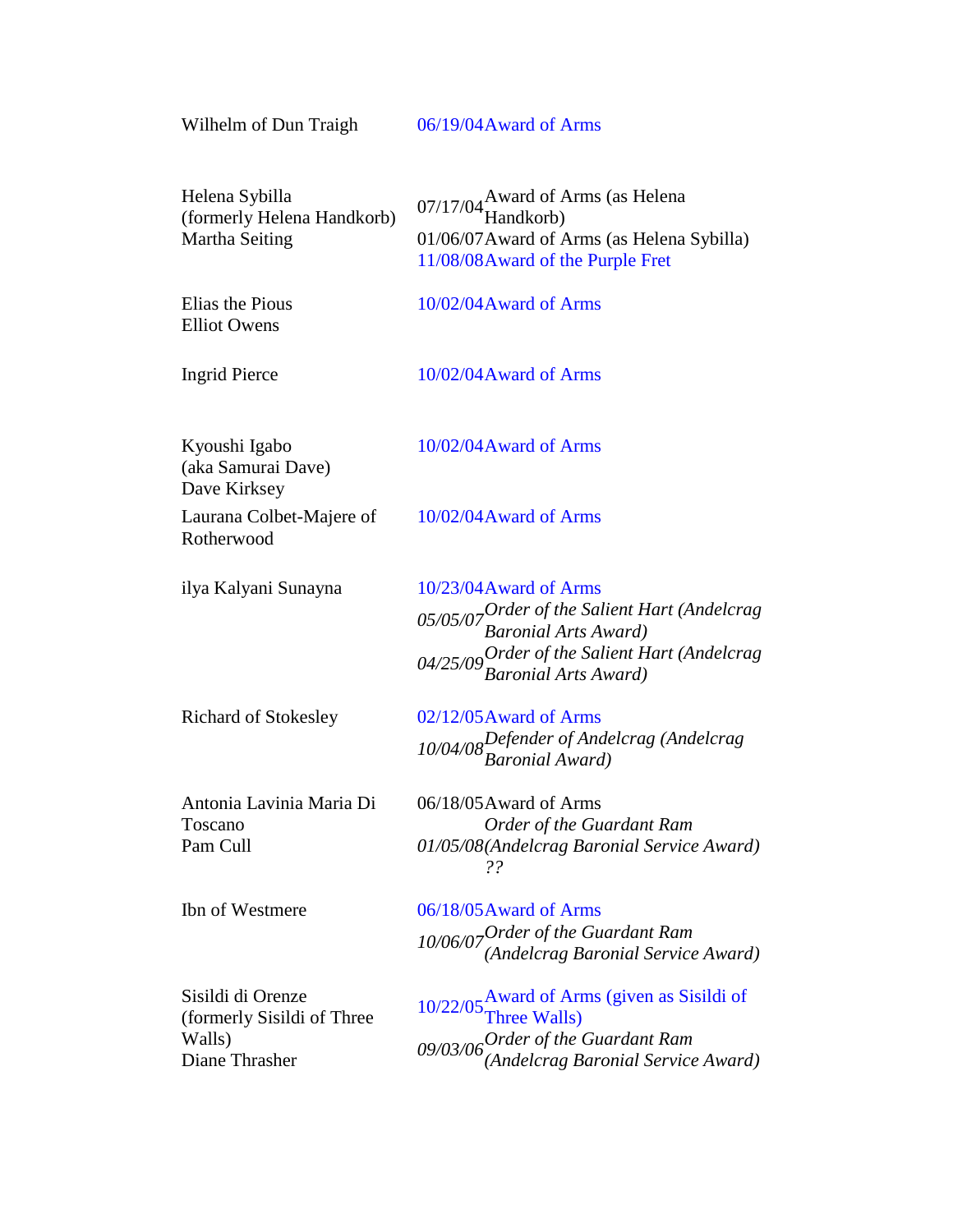| Name | Date | Award |
| --- | --- | --- |
| Wilhelm of Dun Traigh | 06/19/04 | Award of Arms |
| Helena Sybilla (formerly Helena Handkorb) Martha Seiting | 07/17/04 | Award of Arms (as Helena Handkorb) |
| | 01/06/07 | Award of Arms (as Helena Sybilla) |
| | 11/08/08 | Award of the Purple Fret |
| Elias the Pious Elliot Owens | 10/02/04 | Award of Arms |
| Ingrid Pierce | 10/02/04 | Award of Arms |
| Kyoushi Igabo (aka Samurai Dave) Dave Kirksey | 10/02/04 | Award of Arms |
| Laurana Colbet-Majere of Rotherwood | 10/02/04 | Award of Arms |
| ilya Kalyani Sunayna | 10/23/04 | Award of Arms |
| | *05/05/07* | *Order of the Salient Hart (Andelcrag Baronial Arts Award)* |
| | *04/25/09* | *Order of the Salient Hart (Andelcrag Baronial Arts Award)* |
| Richard of Stokesley | 02/12/05 | Award of Arms |
| | *10/04/08* | *Defender of Andelcrag (Andelcrag Baronial Award)* |
| Antonia Lavinia Maria Di Toscano Pam Cull | 06/18/05 | Award of Arms |
| | *01/05/08* | *Order of the Guardant Ram (Andelcrag Baronial Service Award) ??* |
| Ibn of Westmere | 06/18/05 | Award of Arms |
| | *10/06/07* | *Order of the Guardant Ram (Andelcrag Baronial Service Award)* |
| Sisildi di Orenze (formerly Sisildi of Three Walls) Diane Thrasher | 10/22/05 | Award of Arms (given as Sisildi of Three Walls) |
| | *09/03/06* | *Order of the Guardant Ram (Andelcrag Baronial Service Award)* |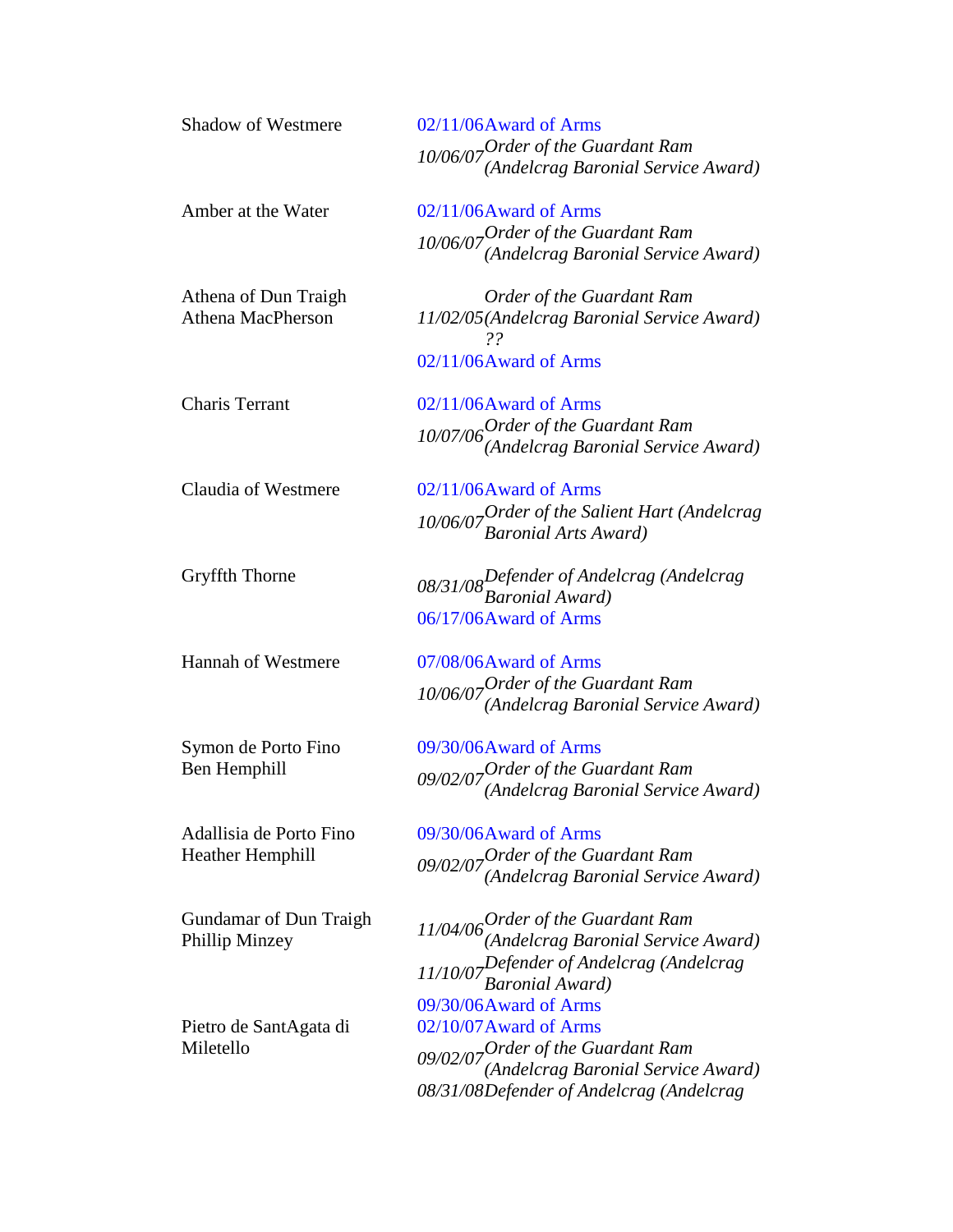| Name | Date | Award |
|---|---|---|
| Shadow of Westmere | 02/11/06 | Award of Arms |
| | 10/06/07 | *Order of the Guardant Ram (Andelcrag Baronial Service Award)* |
| Amber at the Water | 02/11/06 | Award of Arms |
| | 10/06/07 | *Order of the Guardant Ram (Andelcrag Baronial Service Award)* |
| Athena of Dun Traigh<br>Athena MacPherson | 11/02/05 | *Order of the Guardant Ram (Andelcrag Baronial Service Award) ??* |
| | 02/11/06 | Award of Arms |
| Charis Terrant | 02/11/06 | Award of Arms |
| | 10/07/06 | *Order of the Guardant Ram (Andelcrag Baronial Service Award)* |
| Claudia of Westmere | 02/11/06 | Award of Arms |
| | 10/06/07 | *Order of the Salient Hart (Andelcrag Baronial Arts Award)* |
| Gryffth Thorne | 08/31/08 | *Defender of Andelcrag (Andelcrag Baronial Award)* |
| | 06/17/06 | Award of Arms |
| Hannah of Westmere | 07/08/06 | Award of Arms |
| | 10/06/07 | *Order of the Guardant Ram (Andelcrag Baronial Service Award)* |
| Symon de Porto Fino<br>Ben Hemphill | 09/30/06 | Award of Arms |
| | 09/02/07 | *Order of the Guardant Ram (Andelcrag Baronial Service Award)* |
| Adallisia de Porto Fino<br>Heather Hemphill | 09/30/06 | Award of Arms |
| | 09/02/07 | *Order of the Guardant Ram (Andelcrag Baronial Service Award)* |
| Gundamar of Dun Traigh<br>Phillip Minzey | 11/04/06 | *Order of the Guardant Ram (Andelcrag Baronial Service Award)* |
| | 11/10/07 | *Defender of Andelcrag (Andelcrag Baronial Award)* |
| | 09/30/06 | Award of Arms |
| Pietro de SantAgata di Miletello | 02/10/07 | Award of Arms |
| | 09/02/07 | *Order of the Guardant Ram (Andelcrag Baronial Service Award)* |
| | 08/31/08 | *Defender of Andelcrag (Andelcrag* |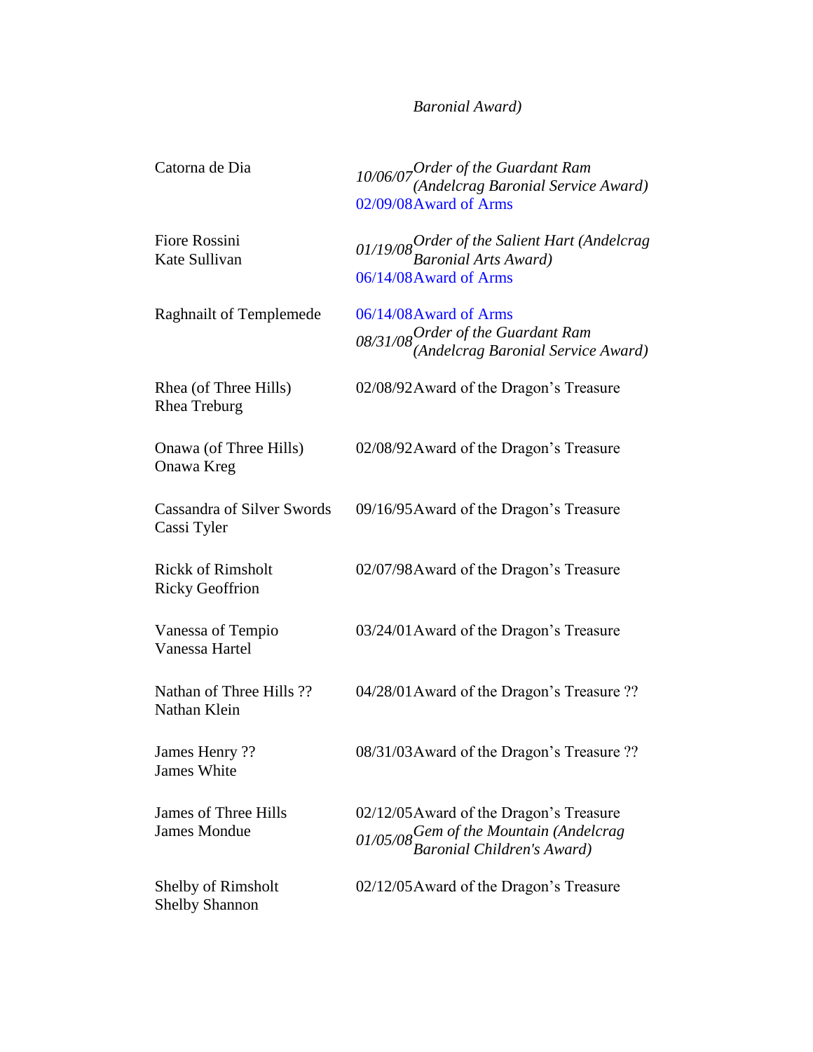*Baronial Award)*

| | |
|---|---|
| Catorna de Dia | *10/06/07 Order of the Guardant Ram (Andelcrag Baronial Service Award)*<br>02/09/08 Award of Arms |
| Fiore Rossini<br>Kate Sullivan | *01/19/08 Order of the Salient Hart (Andelcrag Baronial Arts Award)*<br>06/14/08 Award of Arms |
| Raghnailt of Templemede | 06/14/08 Award of Arms<br>*08/31/08 Order of the Guardant Ram (Andelcrag Baronial Service Award)* |
| Rhea (of Three Hills)<br>Rhea Treburg | 02/08/92 Award of the Dragon's Treasure |
| Onawa (of Three Hills)<br>Onawa Kreg | 02/08/92 Award of the Dragon's Treasure |
| Cassandra of Silver Swords<br>Cassi Tyler | 09/16/95 Award of the Dragon's Treasure |
| Rickk of Rimsholt<br>Ricky Geoffrion | 02/07/98 Award of the Dragon's Treasure |
| Vanessa of Tempio<br>Vanessa Hartel | 03/24/01 Award of the Dragon's Treasure |
| Nathan of Three Hills ??<br>Nathan Klein | 04/28/01 Award of the Dragon's Treasure ?? |
| James Henry ??<br>James White | 08/31/03 Award of the Dragon's Treasure ?? |
| James of Three Hills<br>James Mondue | 02/12/05 Award of the Dragon's Treasure<br>*01/05/08 Gem of the Mountain (Andelcrag Baronial Children's Award)* |
| Shelby of Rimsholt<br>Shelby Shannon | 02/12/05 Award of the Dragon's Treasure |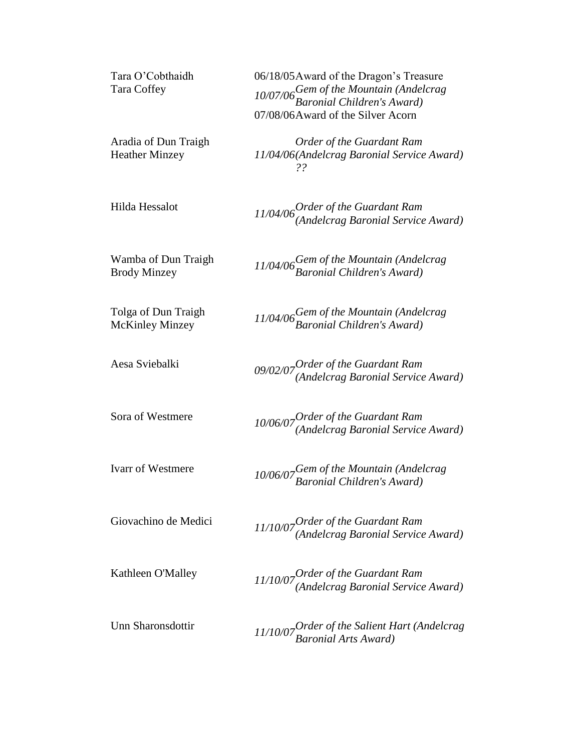| Name | Date | Award |
|---|---|---|
| Tara O'Cobthaidh<br>Tara Coffey | 06/18/05 | Award of the Dragon's Treasure |
| | *10/07/06* | *Gem of the Mountain (Andelcrag Baronial Children's Award)* |
| | 07/08/06 | Award of the Silver Acorn |
| Aradia of Dun Traigh<br>Heather Minzey | *11/04/06* | *Order of the Guardant Ram (Andelcrag Baronial Service Award) ??* |
| Hilda Hessalot | *11/04/06* | *Order of the Guardant Ram (Andelcrag Baronial Service Award)* |
| Wamba of Dun Traigh<br>Brody Minzey | *11/04/06* | *Gem of the Mountain (Andelcrag Baronial Children's Award)* |
| Tolga of Dun Traigh<br>McKinley Minzey | *11/04/06* | *Gem of the Mountain (Andelcrag Baronial Children's Award)* |
| Aesa Sviebalki | *09/02/07* | *Order of the Guardant Ram (Andelcrag Baronial Service Award)* |
| Sora of Westmere | *10/06/07* | *Order of the Guardant Ram (Andelcrag Baronial Service Award)* |
| Ivarr of Westmere | *10/06/07* | *Gem of the Mountain (Andelcrag Baronial Children's Award)* |
| Giovachino de Medici | *11/10/07* | *Order of the Guardant Ram (Andelcrag Baronial Service Award)* |
| Kathleen O'Malley | *11/10/07* | *Order of the Guardant Ram (Andelcrag Baronial Service Award)* |
| Unn Sharonsdottir | *11/10/07* | *Order of the Salient Hart (Andelcrag Baronial Arts Award)* |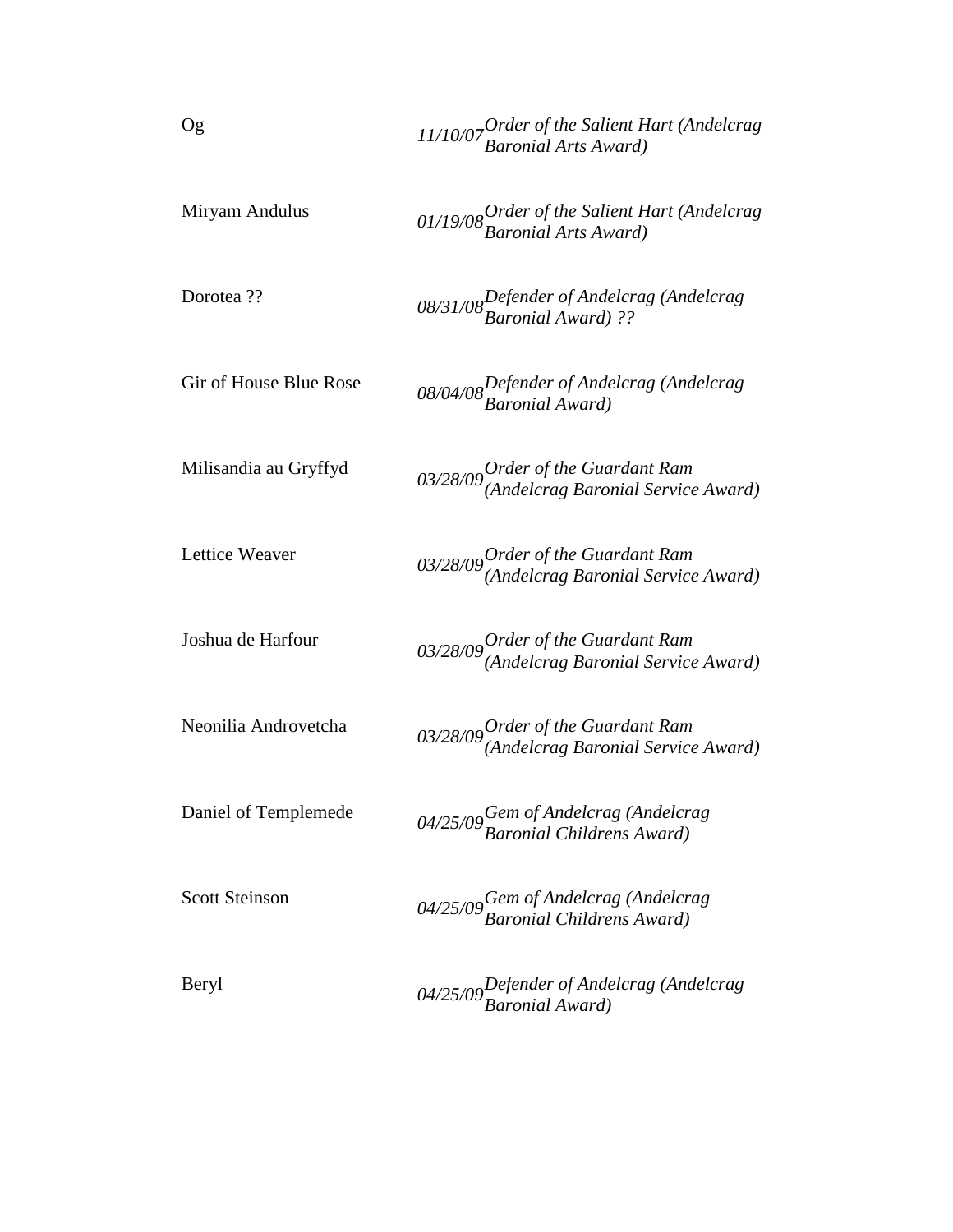| | | |
|---|---|---|
| Og | *11/10/07* | *Order of the Salient Hart (Andelcrag Baronial Arts Award)* |
| Miryam Andulus | *01/19/08* | *Order of the Salient Hart (Andelcrag Baronial Arts Award)* |
| Dorotea ?? | *08/31/08* | *Defender of Andelcrag (Andelcrag Baronial Award) ??* |
| Gir of House Blue Rose | *08/04/08* | *Defender of Andelcrag (Andelcrag Baronial Award)* |
| Milisandia au Gryffyd | *03/28/09* | *Order of the Guardant Ram (Andelcrag Baronial Service Award)* |
| Lettice Weaver | *03/28/09* | *Order of the Guardant Ram (Andelcrag Baronial Service Award)* |
| Joshua de Harfour | *03/28/09* | *Order of the Guardant Ram (Andelcrag Baronial Service Award)* |
| Neonilia Androvetcha | *03/28/09* | *Order of the Guardant Ram (Andelcrag Baronial Service Award)* |
| Daniel of Templemede | *04/25/09* | *Gem of Andelcrag (Andelcrag Baronial Childrens Award)* |
| Scott Steinson | *04/25/09* | *Gem of Andelcrag (Andelcrag Baronial Childrens Award)* |
| Beryl | *04/25/09* | *Defender of Andelcrag (Andelcrag Baronial Award)* |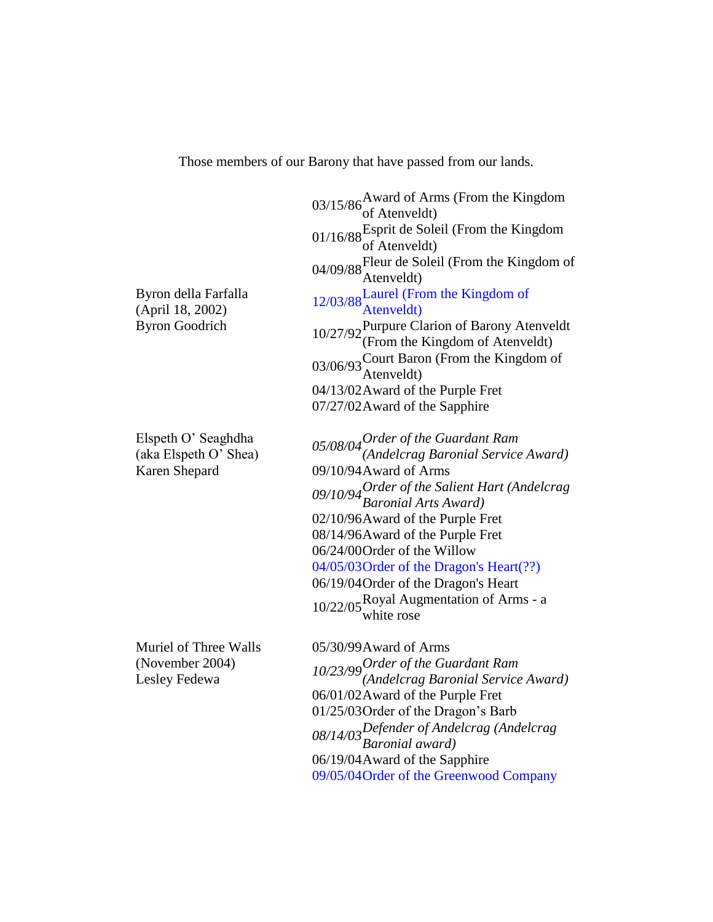Those members of our Barony that have passed from our lands.

| | | |
|---|---|---|
| Byron della Farfalla (April 18, 2002) Byron Goodrich | 03/15/86 | Award of Arms (From the Kingdom of Atenveldt) |
| | 01/16/88 | Esprit de Soleil (From the Kingdom of Atenveldt) |
| | 04/09/88 | Fleur de Soleil (From the Kingdom of Atenveldt) |
| | 12/03/88 | Laurel (From the Kingdom of Atenveldt) |
| | 10/27/92 | Purpure Clarion of Barony Atenveldt (From the Kingdom of Atenveldt) |
| | 03/06/93 | Court Baron (From the Kingdom of Atenveldt) |
| | 04/13/02 | Award of the Purple Fret |
| | 07/27/02 | Award of the Sapphire |
| Elspeth O' Seaghdha (aka Elspeth O' Shea) Karen Shepard | *05/08/04* | *Order of the Guardant Ram (Andelcrag Baronial Service Award)* |
| | 09/10/94 | Award of Arms |
| | *09/10/94* | *Order of the Salient Hart (Andelcrag Baronial Arts Award)* |
| | 02/10/96 | Award of the Purple Fret |
| | 08/14/96 | Award of the Purple Fret |
| | 06/24/00 | Order of the Willow |
| | 04/05/03 | Order of the Dragon's Heart(??) |
| | 06/19/04 | Order of the Dragon's Heart |
| | 10/22/05 | Royal Augmentation of Arms - a white rose |
| Muriel of Three Walls (November 2004) Lesley Fedewa | 05/30/99 | Award of Arms |
| | *10/23/99* | *Order of the Guardant Ram (Andelcrag Baronial Service Award)* |
| | 06/01/02 | Award of the Purple Fret |
| | 01/25/03 | Order of the Dragon's Barb |
| | *08/14/03* | *Defender of Andelcrag (Andelcrag Baronial award)* |
| | 06/19/04 | Award of the Sapphire |
| | 09/05/04 | Order of the Greenwood Company |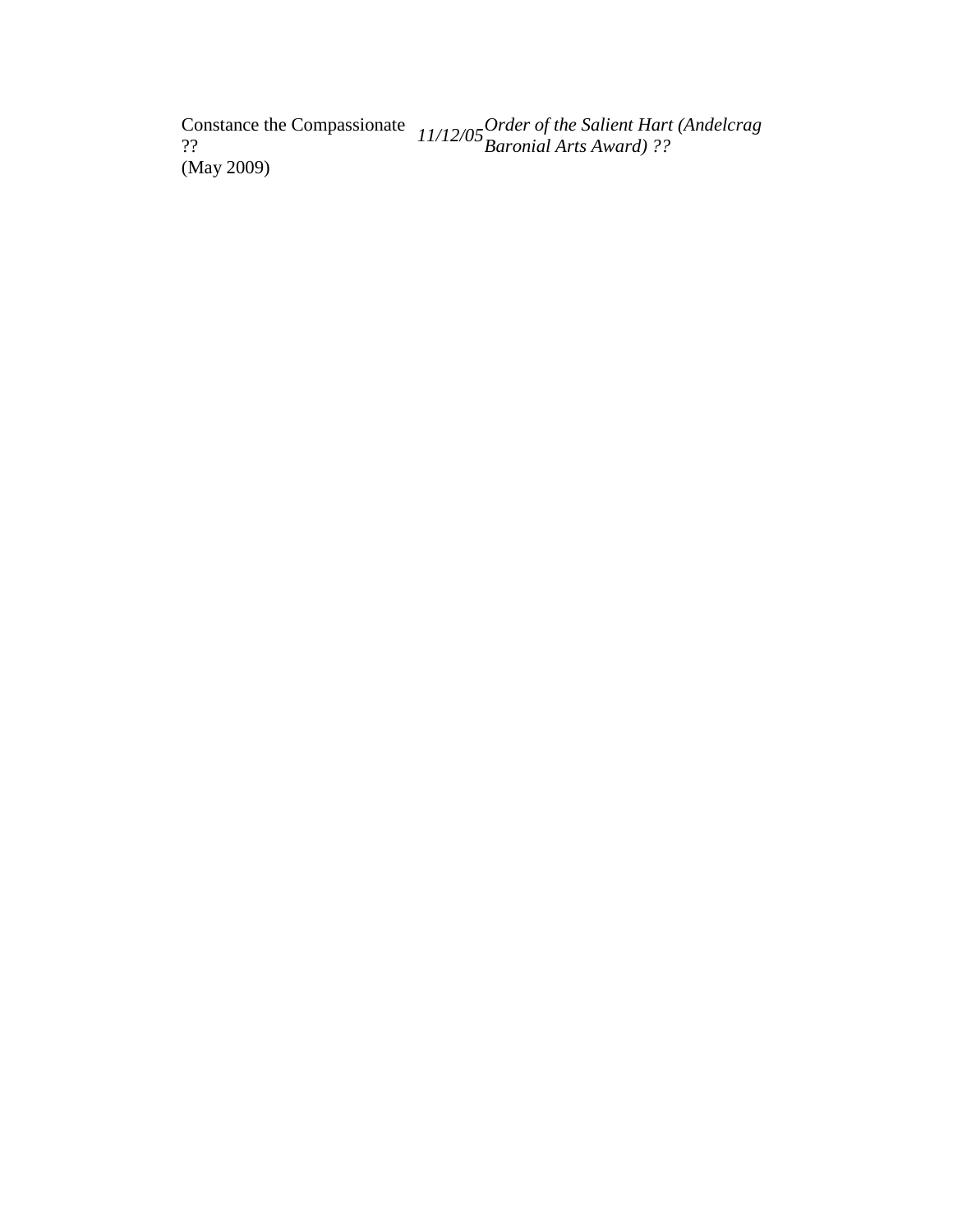| | | |
|---|---|---|
| Constance the Compassionate ?? (May 2009) | *11/12/05* | *Order of the Salient Hart (Andelcrag Baronial Arts Award) ??* |